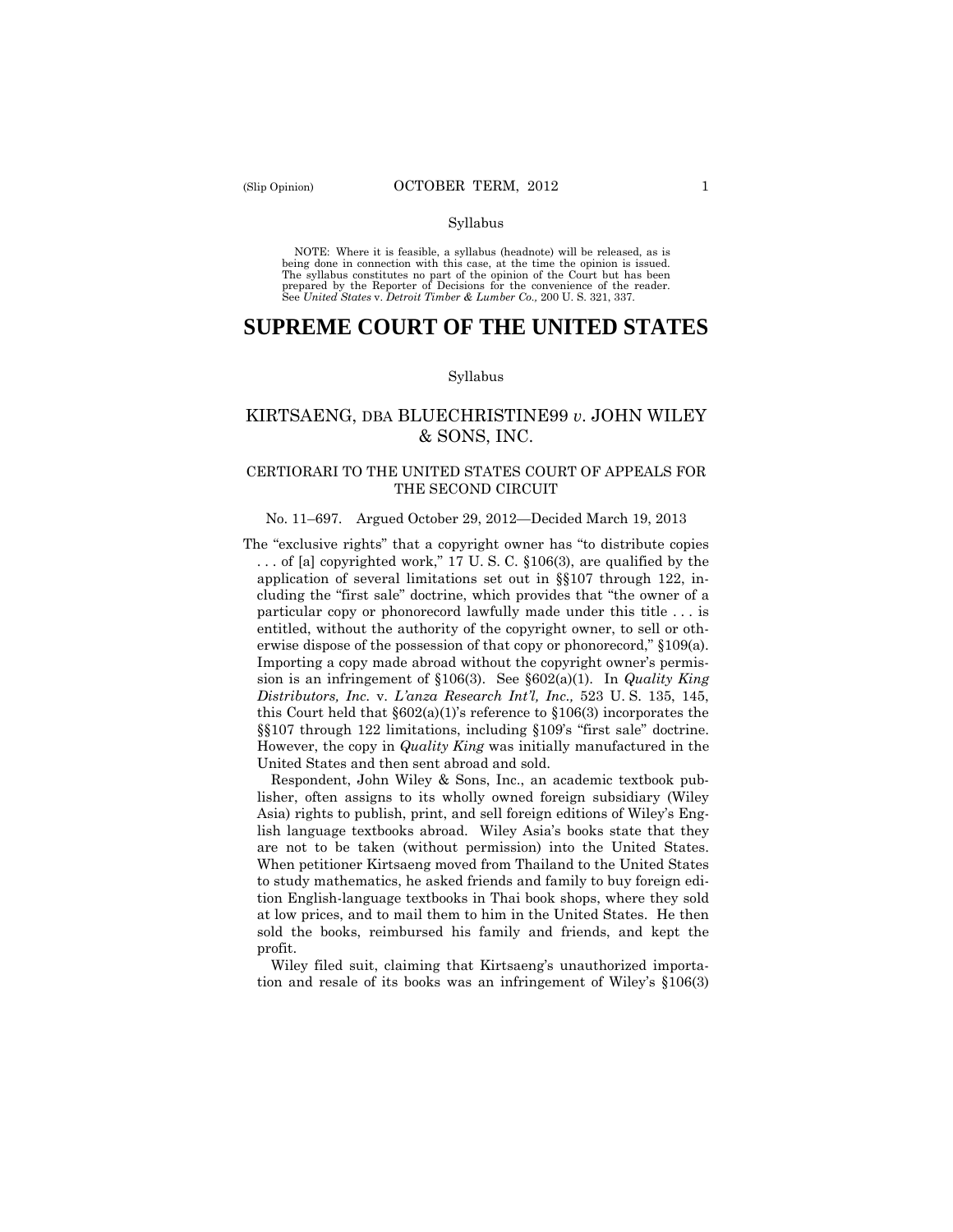Syllabus

NOTE: Where it is feasible, a syllabus (headnote) will be released, as is being done in connection with this case, at the time the opinion is issued. The syllabus constitutes no part of the opinion of the Court but has been prepared by the Reporter of Decisions for the convenience of the reader. See *United States* v. *Detroit Timber & Lumber Co.,* 200 U. S. 321, 337.

# SUPREME COURT OF THE UNITED STATES

Syllabus

## KIRTSAENG, DBA BLUECHRISTINE99 *v*. JOHN WILEY & SONS, INC.

### CERTIORARI TO THE UNITED STATES COURT OF APPEALS FOR THE SECOND CIRCUIT

No. 11–697. Argued October 29, 2012—Decided March 19, 2013

The "exclusive rights" that a copyright owner has "to distribute copies . . . of [a] copyrighted work," 17 U. S. C. §106(3), are qualified by the application of several limitations set out in §§107 through 122, including the "first sale" doctrine, which provides that "the owner of a particular copy or phonorecord lawfully made under this title . . . is entitled, without the authority of the copyright owner, to sell or otherwise dispose of the possession of that copy or phonorecord," §109(a). Importing a copy made abroad without the copyright owner's permission is an infringement of §106(3). See §602(a)(1). In *Quality King Distributors, Inc.* v. *L'anza Research Int'l, Inc.,* 523 U. S. 135, 145, this Court held that §602(a)(1)'s reference to §106(3) incorporates the §§107 through 122 limitations, including §109's "first sale" doctrine. However, the copy in *Quality King* was initially manufactured in the United States and then sent abroad and sold.

Respondent, John Wiley & Sons, Inc., an academic textbook publisher, often assigns to its wholly owned foreign subsidiary (Wiley Asia) rights to publish, print, and sell foreign editions of Wiley's English language textbooks abroad. Wiley Asia's books state that they are not to be taken (without permission) into the United States. When petitioner Kirtsaeng moved from Thailand to the United States to study mathematics, he asked friends and family to buy foreign edition English-language textbooks in Thai book shops, where they sold at low prices, and to mail them to him in the United States. He then sold the books, reimbursed his family and friends, and kept the profit.

Wiley filed suit, claiming that Kirtsaeng's unauthorized importation and resale of its books was an infringement of Wiley's §106(3)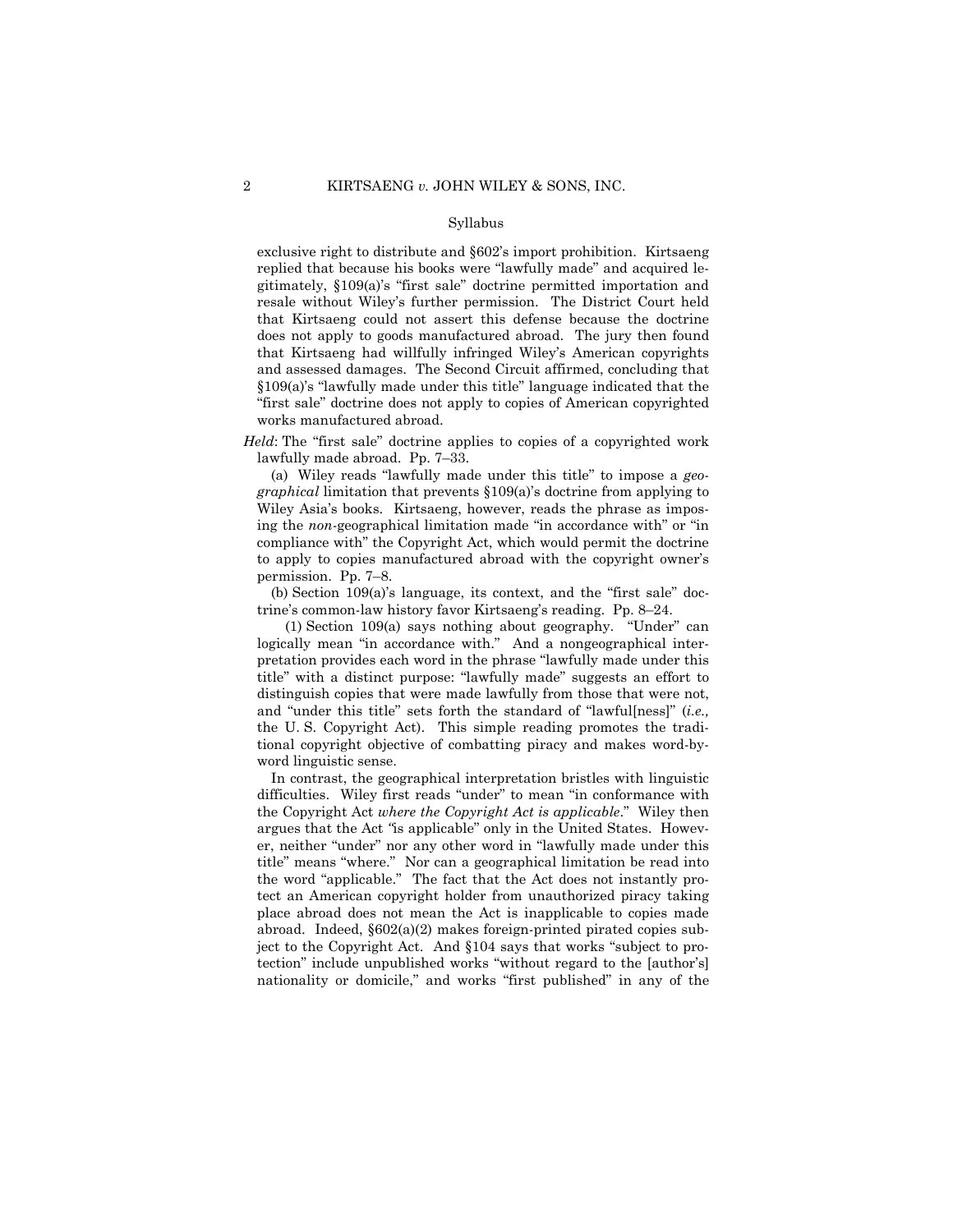Syllabus

exclusive right to distribute and §602's import prohibition. Kirtsaeng replied that because his books were "lawfully made" and acquired legitimately, §109(a)'s "first sale" doctrine permitted importation and resale without Wiley's further permission. The District Court held that Kirtsaeng could not assert this defense because the doctrine does not apply to goods manufactured abroad. The jury then found that Kirtsaeng had willfully infringed Wiley's American copyrights and assessed damages. The Second Circuit affirmed, concluding that §109(a)'s "lawfully made under this title" language indicated that the "first sale" doctrine does not apply to copies of American copyrighted works manufactured abroad.

*Held*: The "first sale" doctrine applies to copies of a copyrighted work lawfully made abroad. Pp. 7–33.

(a) Wiley reads "lawfully made under this title" to impose a *geographical* limitation that prevents §109(a)'s doctrine from applying to Wiley Asia's books. Kirtsaeng, however, reads the phrase as imposing the *non*-geographical limitation made "in accordance with" or "in compliance with" the Copyright Act, which would permit the doctrine to apply to copies manufactured abroad with the copyright owner's permission. Pp. 7–8.

(b) Section 109(a)'s language, its context, and the "first sale" doctrine's common-law history favor Kirtsaeng's reading. Pp. 8–24.

(1) Section 109(a) says nothing about geography. "Under" can logically mean "in accordance with." And a nongeographical interpretation provides each word in the phrase "lawfully made under this title" with a distinct purpose: "lawfully made" suggests an effort to distinguish copies that were made lawfully from those that were not, and "under this title" sets forth the standard of "lawful[ness]" (*i.e.,* the U. S. Copyright Act). This simple reading promotes the traditional copyright objective of combatting piracy and makes word-by-word linguistic sense.

In contrast, the geographical interpretation bristles with linguistic difficulties. Wiley first reads "under" to mean "in conformance with the Copyright Act *where the Copyright Act is applicable*." Wiley then argues that the Act "is applicable" only in the United States. However, neither "under" nor any other word in "lawfully made under this title" means "where." Nor can a geographical limitation be read into the word "applicable." The fact that the Act does not instantly protect an American copyright holder from unauthorized piracy taking place abroad does not mean the Act is inapplicable to copies made abroad. Indeed, §602(a)(2) makes foreign-printed pirated copies subject to the Copyright Act. And §104 says that works "subject to protection" include unpublished works "without regard to the [author's] nationality or domicile," and works "first published" in any of the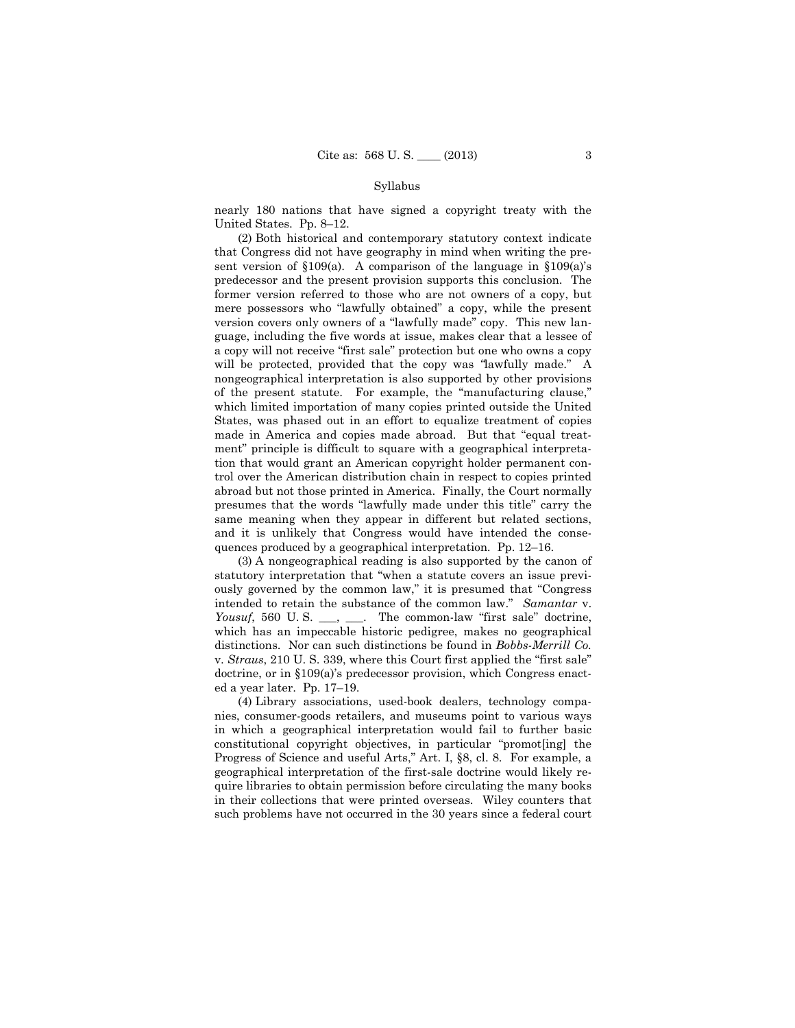nearly 180 nations that have signed a copyright treaty with the United States. Pp. 8–12.

(2) Both historical and contemporary statutory context indicate that Congress did not have geography in mind when writing the present version of §109(a). A comparison of the language in §109(a)'s predecessor and the present provision supports this conclusion. The former version referred to those who are not owners of a copy, but mere possessors who "lawfully obtained" a copy, while the present version covers only owners of a "lawfully made" copy. This new language, including the five words at issue, makes clear that a lessee of a copy will not receive "first sale" protection but one who owns a copy will be protected, provided that the copy was "lawfully made." A nongeographical interpretation is also supported by other provisions of the present statute. For example, the "manufacturing clause," which limited importation of many copies printed outside the United States, was phased out in an effort to equalize treatment of copies made in America and copies made abroad. But that "equal treatment" principle is difficult to square with a geographical interpretation that would grant an American copyright holder permanent control over the American distribution chain in respect to copies printed abroad but not those printed in America. Finally, the Court normally presumes that the words "lawfully made under this title" carry the same meaning when they appear in different but related sections, and it is unlikely that Congress would have intended the consequences produced by a geographical interpretation. Pp. 12–16.

(3) A nongeographical reading is also supported by the canon of statutory interpretation that "when a statute covers an issue previously governed by the common law," it is presumed that "Congress intended to retain the substance of the common law." *Samantar* v. *Yousuf*, 560 U. S. ___, ___. The common-law "first sale" doctrine, which has an impeccable historic pedigree, makes no geographical distinctions. Nor can such distinctions be found in *Bobbs-Merrill Co.* v. *Straus*, 210 U. S. 339, where this Court first applied the "first sale" doctrine, or in §109(a)'s predecessor provision, which Congress enacted a year later. Pp. 17–19.

(4) Library associations, used-book dealers, technology companies, consumer-goods retailers, and museums point to various ways in which a geographical interpretation would fail to further basic constitutional copyright objectives, in particular "promot[ing] the Progress of Science and useful Arts," Art. I, §8, cl. 8. For example, a geographical interpretation of the first-sale doctrine would likely require libraries to obtain permission before circulating the many books in their collections that were printed overseas. Wiley counters that such problems have not occurred in the 30 years since a federal court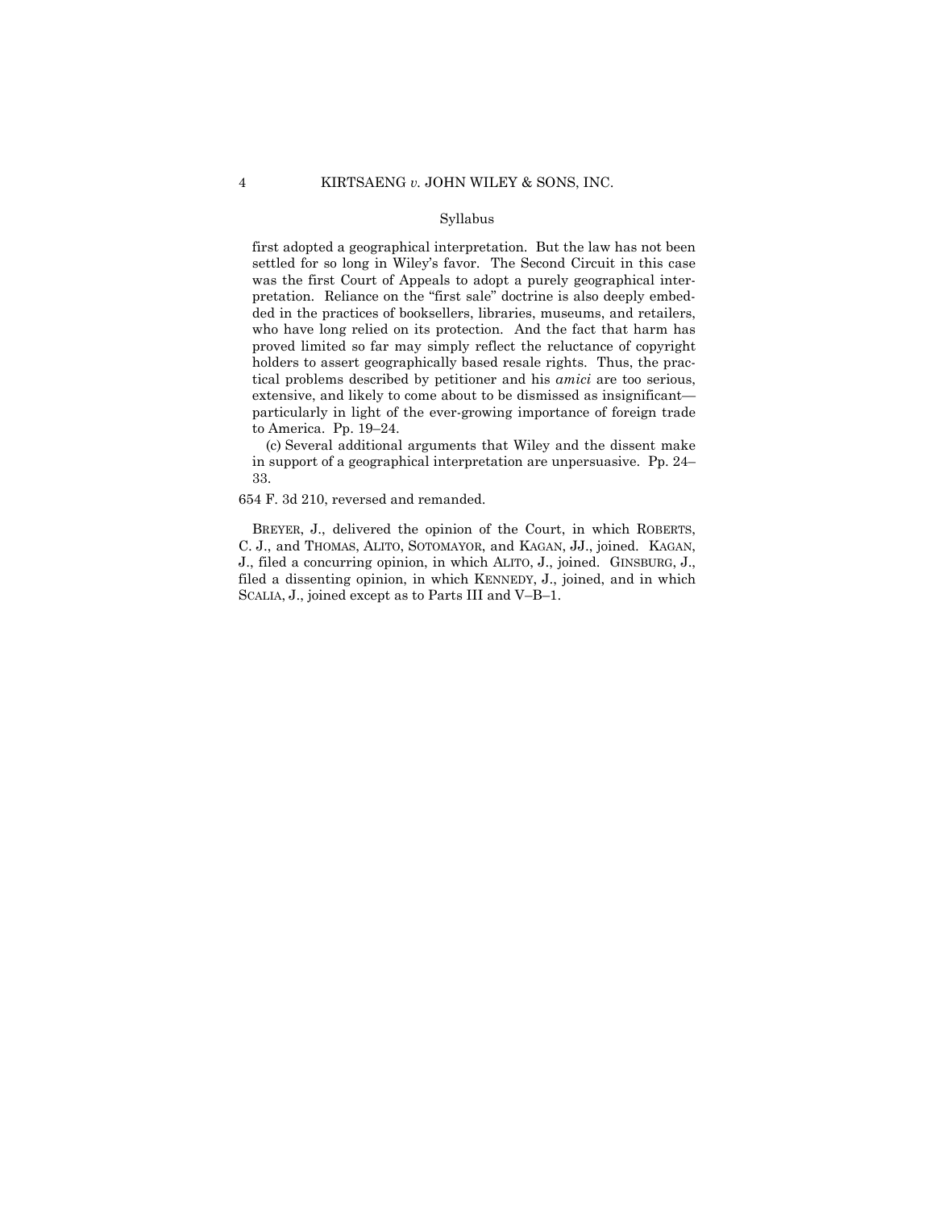first adopted a geographical interpretation. But the law has not been settled for so long in Wiley's favor. The Second Circuit in this case was the first Court of Appeals to adopt a purely geographical interpretation. Reliance on the "first sale" doctrine is also deeply embedded in the practices of booksellers, libraries, museums, and retailers, who have long relied on its protection. And the fact that harm has proved limited so far may simply reflect the reluctance of copyright holders to assert geographically based resale rights. Thus, the practical problems described by petitioner and his *amici* are too serious, extensive, and likely to come about to be dismissed as insignificant—particularly in light of the ever-growing importance of foreign trade to America. Pp. 19–24.

(c) Several additional arguments that Wiley and the dissent make in support of a geographical interpretation are unpersuasive. Pp. 24–33.

654 F. 3d 210, reversed and remanded.

BREYER, J., delivered the opinion of the Court, in which ROBERTS, C. J., and THOMAS, ALITO, SOTOMAYOR, and KAGAN, JJ., joined. KAGAN, J., filed a concurring opinion, in which ALITO, J., joined. GINSBURG, J., filed a dissenting opinion, in which KENNEDY, J., joined, and in which SCALIA, J., joined except as to Parts III and V–B–1.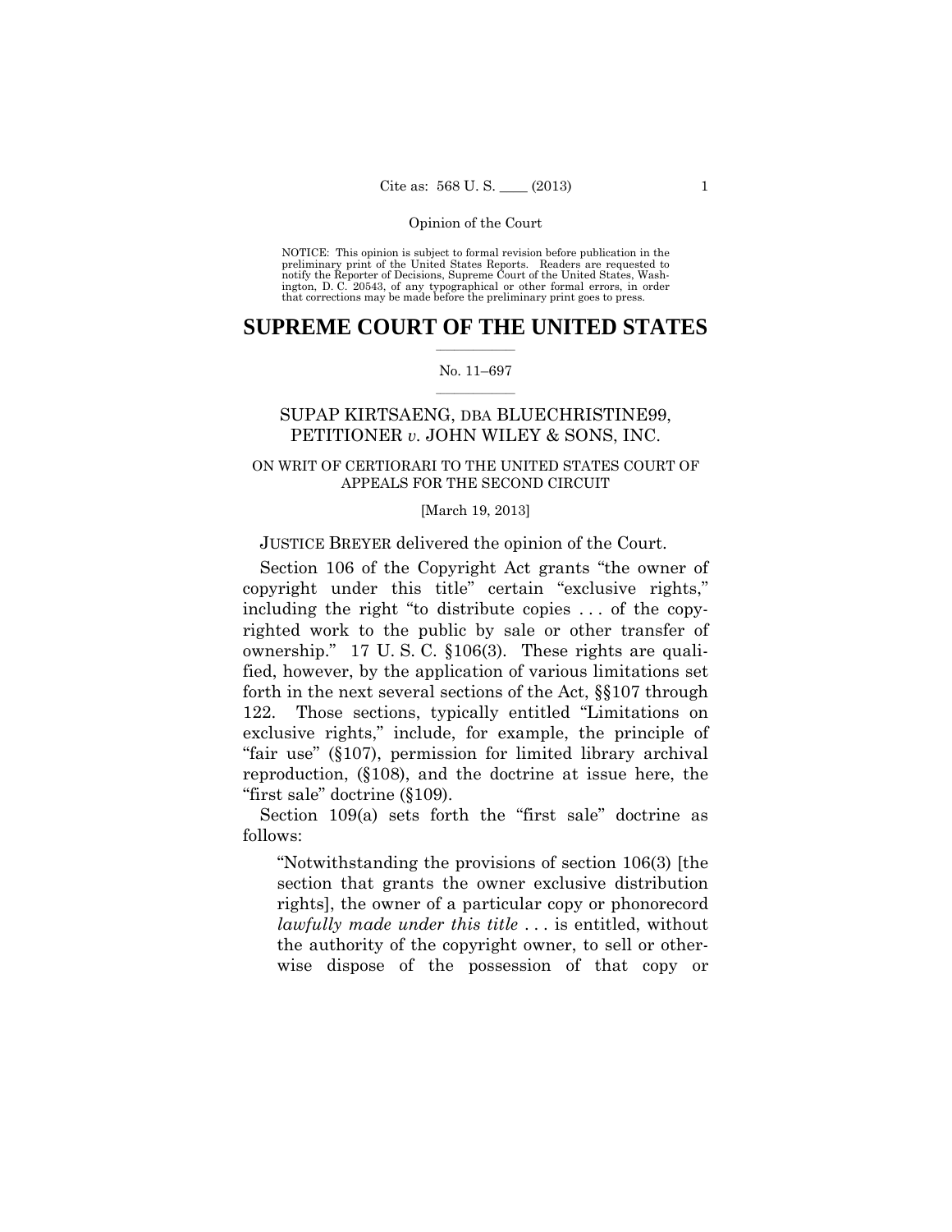NOTICE: This opinion is subject to formal revision before publication in the preliminary print of the United States Reports. Readers are requested to notify the Reporter of Decisions, Supreme Court of the United States, Washington, D. C. 20543, of any typographical or other formal errors, in order that corrections may be made before the preliminary print goes to press.

# SUPREME COURT OF THE UNITED STATES

No. 11–697

## SUPAP KIRTSAENG, DBA BLUECHRISTINE99, PETITIONER *v.* JOHN WILEY & SONS, INC.

ON WRIT OF CERTIORARI TO THE UNITED STATES COURT OF APPEALS FOR THE SECOND CIRCUIT

[March 19, 2013]

JUSTICE BREYER delivered the opinion of the Court.

Section 106 of the Copyright Act grants "the owner of copyright under this title" certain "exclusive rights," including the right "to distribute copies . . . of the copyrighted work to the public by sale or other transfer of ownership." 17 U. S. C. §106(3). These rights are qualified, however, by the application of various limitations set forth in the next several sections of the Act, §§107 through 122. Those sections, typically entitled "Limitations on exclusive rights," include, for example, the principle of "fair use" (§107), permission for limited library archival reproduction, (§108), and the doctrine at issue here, the "first sale" doctrine (§109).

Section 109(a) sets forth the "first sale" doctrine as follows:

> "Notwithstanding the provisions of section 106(3) [the section that grants the owner exclusive distribution rights], the owner of a particular copy or phonorecord *lawfully made under this title* . . . is entitled, without the authority of the copyright owner, to sell or otherwise dispose of the possession of that copy or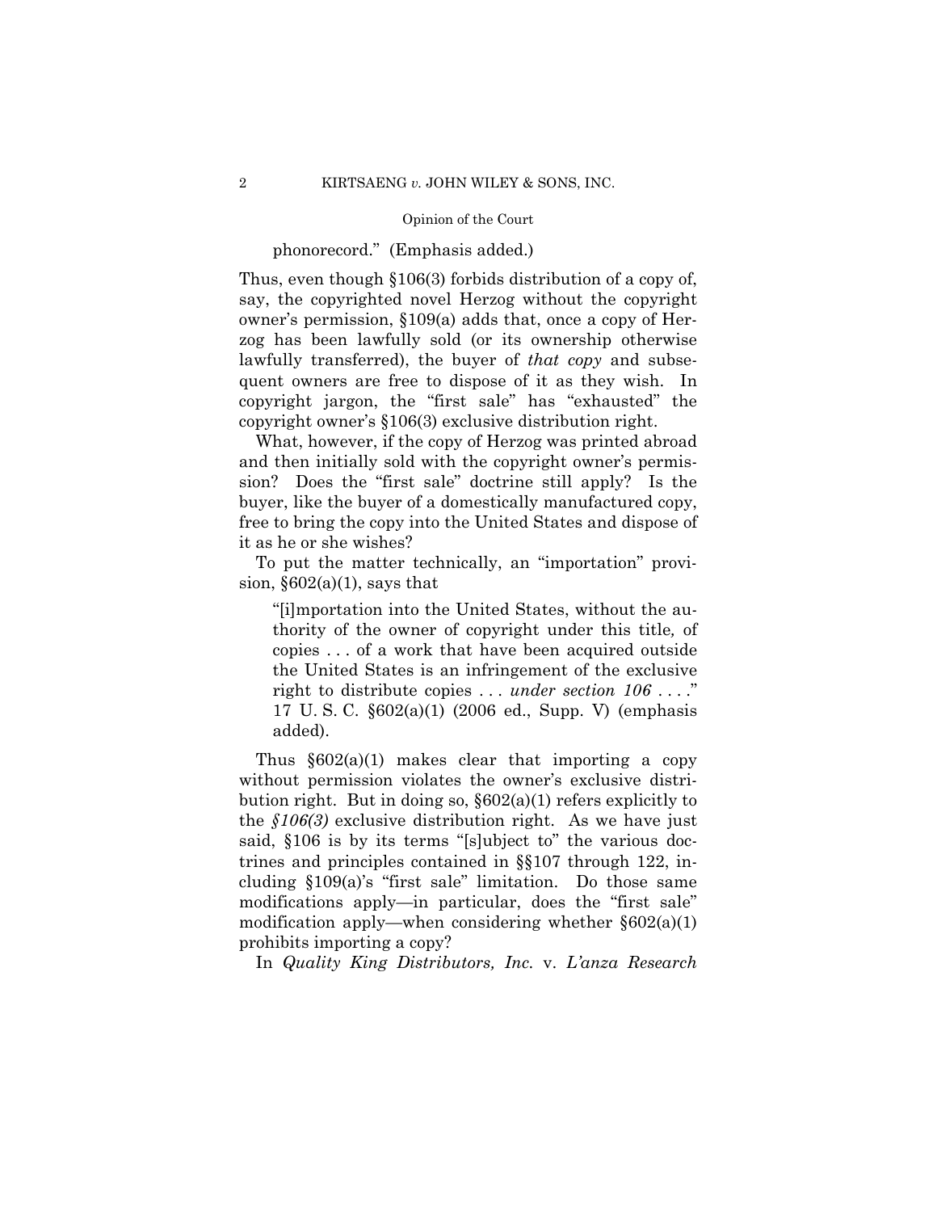phonorecord." (Emphasis added.)

Thus, even though §106(3) forbids distribution of a copy of, say, the copyrighted novel Herzog without the copyright owner's permission, §109(a) adds that, once a copy of Herzog has been lawfully sold (or its ownership otherwise lawfully transferred), the buyer of *that copy* and subsequent owners are free to dispose of it as they wish. In copyright jargon, the "first sale" has "exhausted" the copyright owner's §106(3) exclusive distribution right.

What, however, if the copy of Herzog was printed abroad and then initially sold with the copyright owner's permission? Does the "first sale" doctrine still apply? Is the buyer, like the buyer of a domestically manufactured copy, free to bring the copy into the United States and dispose of it as he or she wishes?

To put the matter technically, an "importation" provision, §602(a)(1), says that

> "[i]mportation into the United States, without the authority of the owner of copyright under this title*,* of copies . . . of a work that have been acquired outside the United States is an infringement of the exclusive right to distribute copies . . . *under section 106* . . . ." 17 U. S. C. §602(a)(1) (2006 ed., Supp. V) (emphasis added).

Thus §602(a)(1) makes clear that importing a copy without permission violates the owner's exclusive distribution right. But in doing so, §602(a)(1) refers explicitly to the *§106(3)* exclusive distribution right. As we have just said, §106 is by its terms "[s]ubject to" the various doctrines and principles contained in §§107 through 122, including §109(a)'s "first sale" limitation. Do those same modifications apply—in particular, does the "first sale" modification apply—when considering whether §602(a)(1) prohibits importing a copy?

In *Quality King Distributors, Inc.* v. *L'anza Research*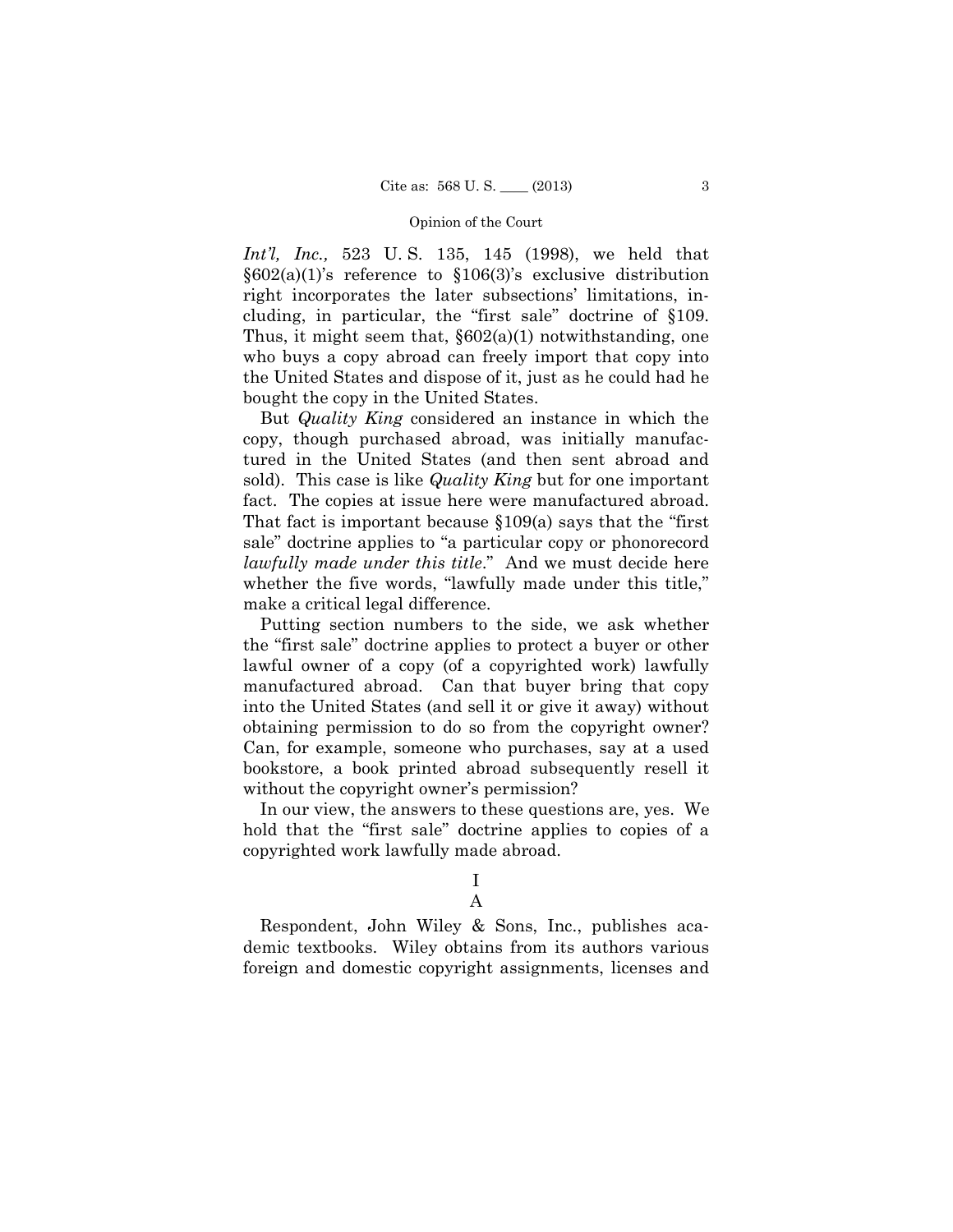*Int'l, Inc.,* 523 U. S. 135, 145 (1998), we held that §602(a)(1)'s reference to §106(3)'s exclusive distribution right incorporates the later subsections' limitations, including, in particular, the "first sale" doctrine of §109. Thus, it might seem that, §602(a)(1) notwithstanding, one who buys a copy abroad can freely import that copy into the United States and dispose of it, just as he could had he bought the copy in the United States.

But *Quality King* considered an instance in which the copy, though purchased abroad, was initially manufactured in the United States (and then sent abroad and sold). This case is like *Quality King* but for one important fact. The copies at issue here were manufactured abroad. That fact is important because §109(a) says that the "first sale" doctrine applies to "a particular copy or phonorecord *lawfully made under this title*." And we must decide here whether the five words, "lawfully made under this title," make a critical legal difference.

Putting section numbers to the side, we ask whether the "first sale" doctrine applies to protect a buyer or other lawful owner of a copy (of a copyrighted work) lawfully manufactured abroad. Can that buyer bring that copy into the United States (and sell it or give it away) without obtaining permission to do so from the copyright owner? Can, for example, someone who purchases, say at a used bookstore, a book printed abroad subsequently resell it without the copyright owner's permission?

In our view, the answers to these questions are, yes. We hold that the "first sale" doctrine applies to copies of a copyrighted work lawfully made abroad.

# I

## A

Respondent, John Wiley & Sons, Inc., publishes academic textbooks. Wiley obtains from its authors various foreign and domestic copyright assignments, licenses and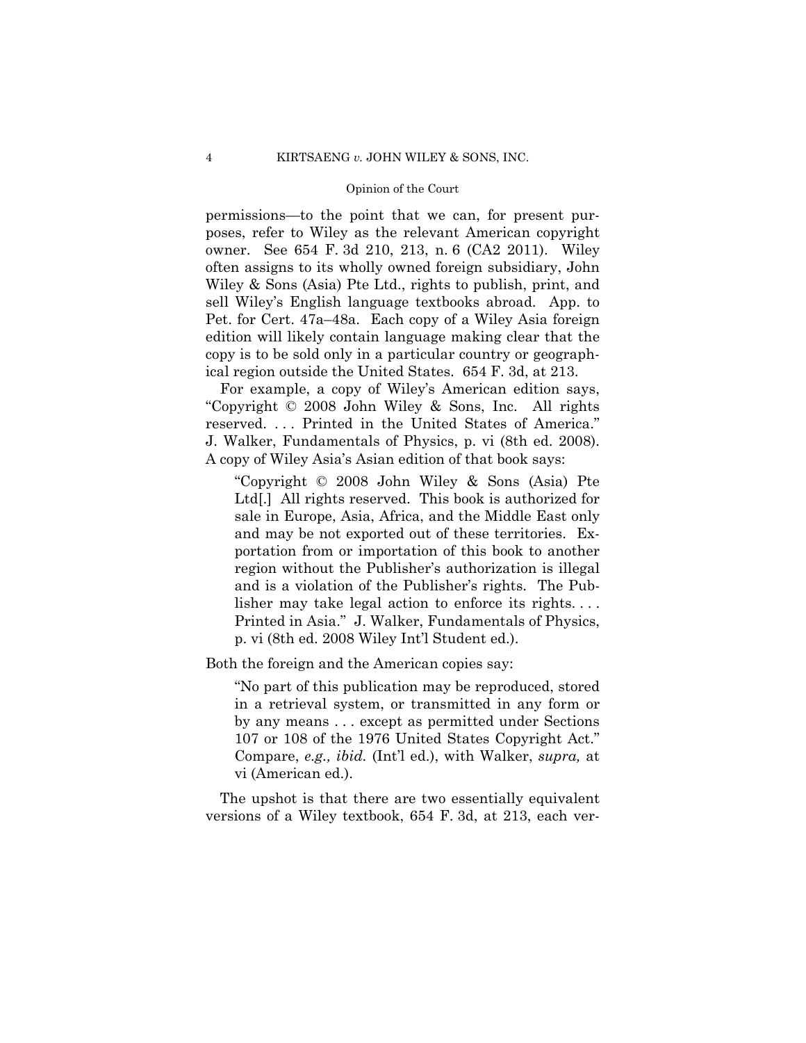permissions—to the point that we can, for present purposes, refer to Wiley as the relevant American copyright owner. See 654 F. 3d 210, 213, n. 6 (CA2 2011). Wiley often assigns to its wholly owned foreign subsidiary, John Wiley & Sons (Asia) Pte Ltd., rights to publish, print, and sell Wiley's English language textbooks abroad. App. to Pet. for Cert. 47a–48a. Each copy of a Wiley Asia foreign edition will likely contain language making clear that the copy is to be sold only in a particular country or geographical region outside the United States. 654 F. 3d, at 213.

For example, a copy of Wiley's American edition says, "Copyright © 2008 John Wiley & Sons, Inc. All rights reserved. . . . Printed in the United States of America." J. Walker, Fundamentals of Physics, p. vi (8th ed. 2008). A copy of Wiley Asia's Asian edition of that book says:

> "Copyright © 2008 John Wiley & Sons (Asia) Pte Ltd[.] All rights reserved. This book is authorized for sale in Europe, Asia, Africa, and the Middle East only and may be not exported out of these territories. Exportation from or importation of this book to another region without the Publisher's authorization is illegal and is a violation of the Publisher's rights. The Publisher may take legal action to enforce its rights. . . . Printed in Asia." J. Walker, Fundamentals of Physics, p. vi (8th ed. 2008 Wiley Int'l Student ed.).

Both the foreign and the American copies say:

> "No part of this publication may be reproduced, stored in a retrieval system, or transmitted in any form or by any means . . . except as permitted under Sections 107 or 108 of the 1976 United States Copyright Act." Compare, *e.g., ibid.* (Int'l ed.), with Walker, *supra,* at vi (American ed.).

The upshot is that there are two essentially equivalent versions of a Wiley textbook, 654 F. 3d, at 213, each ver-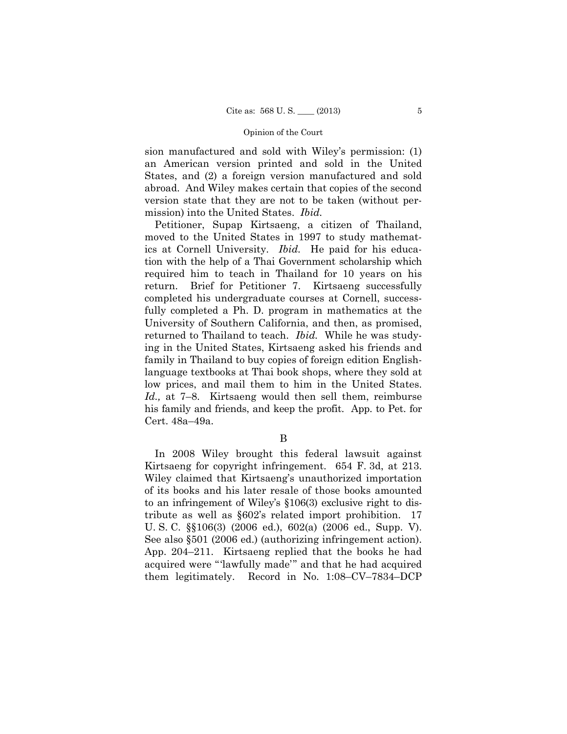sion manufactured and sold with Wiley's permission: (1) an American version printed and sold in the United States, and (2) a foreign version manufactured and sold abroad. And Wiley makes certain that copies of the second version state that they are not to be taken (without permission) into the United States. *Ibid.*

Petitioner, Supap Kirtsaeng, a citizen of Thailand, moved to the United States in 1997 to study mathematics at Cornell University. *Ibid.* He paid for his education with the help of a Thai Government scholarship which required him to teach in Thailand for 10 years on his return. Brief for Petitioner 7. Kirtsaeng successfully completed his undergraduate courses at Cornell, successfully completed a Ph. D. program in mathematics at the University of Southern California, and then, as promised, returned to Thailand to teach. *Ibid.* While he was studying in the United States, Kirtsaeng asked his friends and family in Thailand to buy copies of foreign edition English-language textbooks at Thai book shops, where they sold at low prices, and mail them to him in the United States. *Id.,* at 7–8. Kirtsaeng would then sell them, reimburse his family and friends, and keep the profit. App. to Pet. for Cert. 48a–49a.

B

In 2008 Wiley brought this federal lawsuit against Kirtsaeng for copyright infringement. 654 F. 3d, at 213. Wiley claimed that Kirtsaeng's unauthorized importation of its books and his later resale of those books amounted to an infringement of Wiley's §106(3) exclusive right to distribute as well as §602's related import prohibition. 17 U. S. C. §§106(3) (2006 ed.), 602(a) (2006 ed., Supp. V). See also §501 (2006 ed.) (authorizing infringement action). App. 204–211. Kirtsaeng replied that the books he had acquired were "'lawfully made'" and that he had acquired them legitimately. Record in No. 1:08–CV–7834–DCP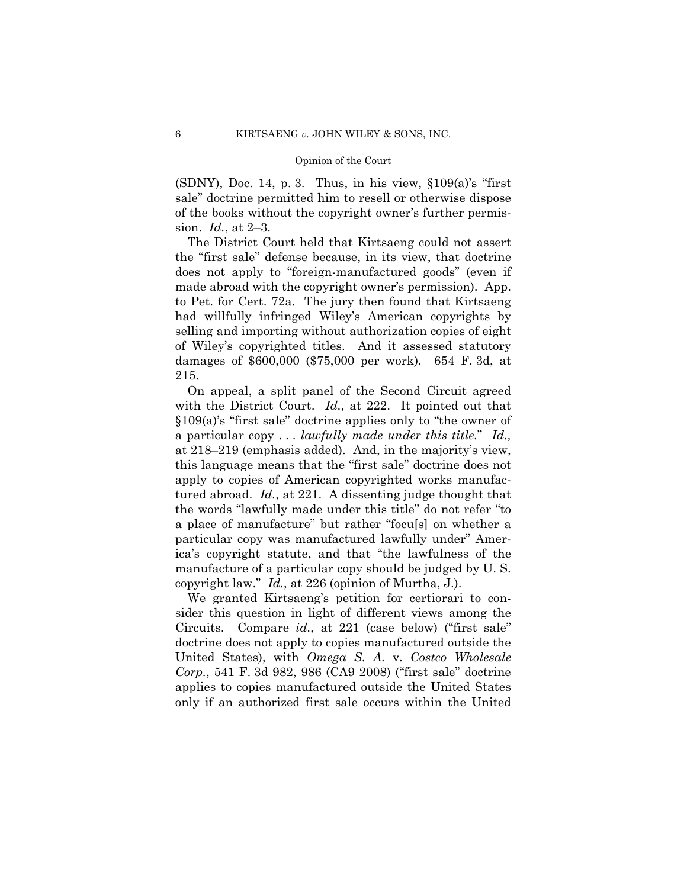(SDNY), Doc. 14, p. 3. Thus, in his view, §109(a)'s "first sale" doctrine permitted him to resell or otherwise dispose of the books without the copyright owner's further permission. *Id.*, at 2–3.

The District Court held that Kirtsaeng could not assert the "first sale" defense because, in its view, that doctrine does not apply to "foreign-manufactured goods" (even if made abroad with the copyright owner's permission). App. to Pet. for Cert. 72a. The jury then found that Kirtsaeng had willfully infringed Wiley's American copyrights by selling and importing without authorization copies of eight of Wiley's copyrighted titles. And it assessed statutory damages of $600,000 ($75,000 per work). 654 F. 3d, at 215.

On appeal, a split panel of the Second Circuit agreed with the District Court. *Id.,* at 222. It pointed out that §109(a)'s "first sale" doctrine applies only to "the owner of a particular copy . . . *lawfully made under this title*." *Id.,* at 218–219 (emphasis added). And, in the majority's view, this language means that the "first sale" doctrine does not apply to copies of American copyrighted works manufactured abroad. *Id.,* at 221. A dissenting judge thought that the words "lawfully made under this title" do not refer "to a place of manufacture" but rather "focu[s] on whether a particular copy was manufactured lawfully under" America's copyright statute, and that "the lawfulness of the manufacture of a particular copy should be judged by U. S. copyright law." *Id.*, at 226 (opinion of Murtha, J.).

We granted Kirtsaeng's petition for certiorari to consider this question in light of different views among the Circuits. Compare *id.,* at 221 (case below) ("first sale" doctrine does not apply to copies manufactured outside the United States), with *Omega S. A.* v. *Costco Wholesale Corp.*, 541 F. 3d 982, 986 (CA9 2008) ("first sale" doctrine applies to copies manufactured outside the United States only if an authorized first sale occurs within the United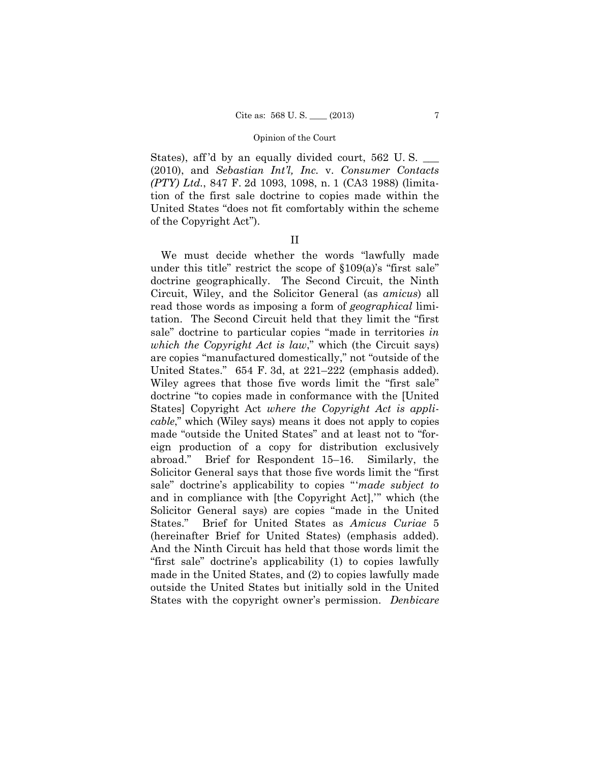States), aff'd by an equally divided court, 562 U. S. ___ (2010), and *Sebastian Int'l, Inc.* v. *Consumer Contacts (PTY) Ltd.*, 847 F. 2d 1093, 1098, n. 1 (CA3 1988) (limitation of the first sale doctrine to copies made within the United States "does not fit comfortably within the scheme of the Copyright Act").

## II

We must decide whether the words "lawfully made under this title" restrict the scope of §109(a)'s "first sale" doctrine geographically. The Second Circuit, the Ninth Circuit, Wiley, and the Solicitor General (as *amicus*) all read those words as imposing a form of *geographical* limitation. The Second Circuit held that they limit the "first sale" doctrine to particular copies "made in territories *in which the Copyright Act is law*," which (the Circuit says) are copies "manufactured domestically," not "outside of the United States." 654 F. 3d, at 221–222 (emphasis added). Wiley agrees that those five words limit the "first sale" doctrine "to copies made in conformance with the [United States] Copyright Act *where the Copyright Act is applicable*," which (Wiley says) means it does not apply to copies made "outside the United States" and at least not to "foreign production of a copy for distribution exclusively abroad." Brief for Respondent 15–16. Similarly, the Solicitor General says that those five words limit the "first sale" doctrine's applicability to copies "'*made subject to* and in compliance with [the Copyright Act],'" which (the Solicitor General says) are copies "made in the United States." Brief for United States as *Amicus Curiae* 5 (hereinafter Brief for United States) (emphasis added). And the Ninth Circuit has held that those words limit the "first sale" doctrine's applicability (1) to copies lawfully made in the United States, and (2) to copies lawfully made outside the United States but initially sold in the United States with the copyright owner's permission. *Denbicare*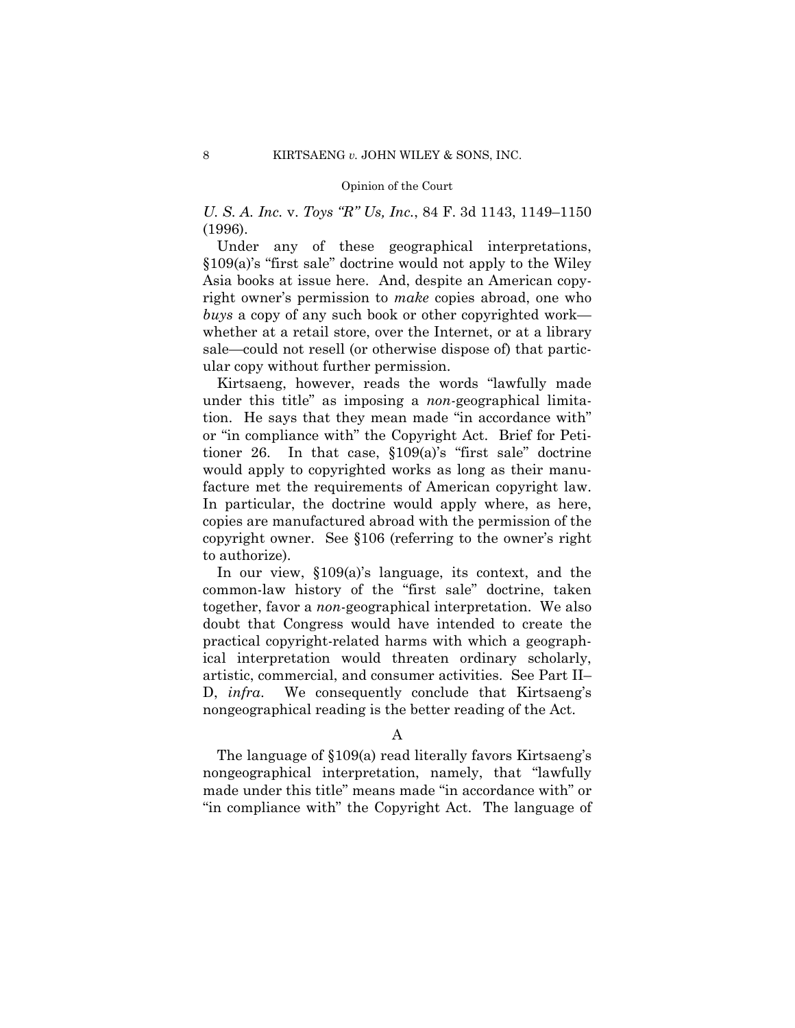*U. S. A. Inc.* v. *Toys "R" Us, Inc.*, 84 F. 3d 1143, 1149–1150 (1996).

Under any of these geographical interpretations, §109(a)'s "first sale" doctrine would not apply to the Wiley Asia books at issue here. And, despite an American copyright owner's permission to *make* copies abroad, one who *buys* a copy of any such book or other copyrighted work—whether at a retail store, over the Internet, or at a library sale—could not resell (or otherwise dispose of) that particular copy without further permission.

Kirtsaeng, however, reads the words "lawfully made under this title" as imposing a *non*-geographical limitation. He says that they mean made "in accordance with" or "in compliance with" the Copyright Act. Brief for Petitioner 26. In that case, §109(a)'s "first sale" doctrine would apply to copyrighted works as long as their manufacture met the requirements of American copyright law. In particular, the doctrine would apply where, as here, copies are manufactured abroad with the permission of the copyright owner. See §106 (referring to the owner's right to authorize).

In our view, §109(a)'s language, its context, and the common-law history of the "first sale" doctrine, taken together, favor a *non*-geographical interpretation. We also doubt that Congress would have intended to create the practical copyright-related harms with which a geographical interpretation would threaten ordinary scholarly, artistic, commercial, and consumer activities. See Part II–D, *infra*. We consequently conclude that Kirtsaeng's nongeographical reading is the better reading of the Act.

### A

The language of §109(a) read literally favors Kirtsaeng's nongeographical interpretation, namely, that "lawfully made under this title" means made "in accordance with" or "in compliance with" the Copyright Act. The language of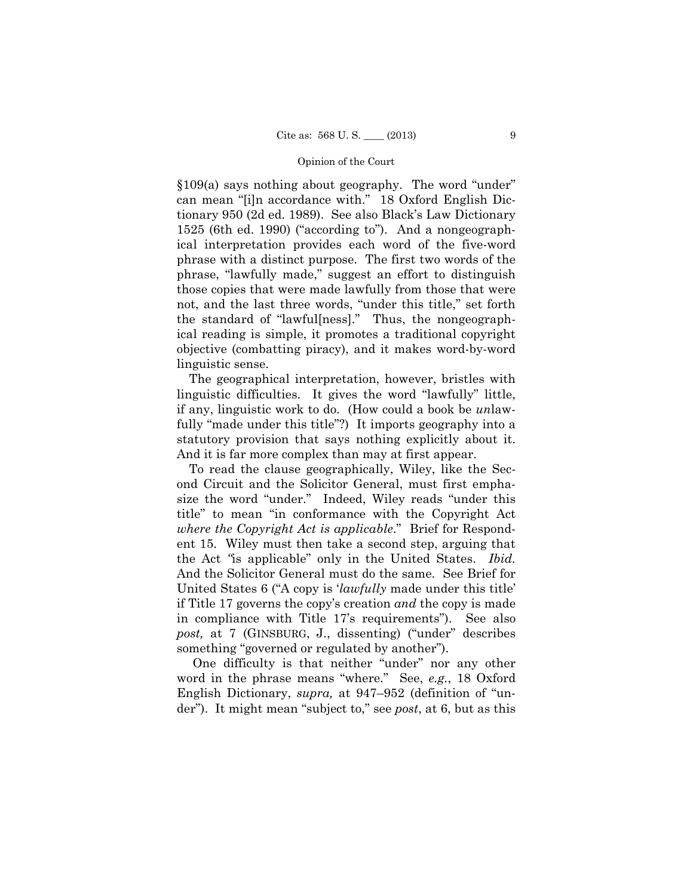§109(a) says nothing about geography. The word "under" can mean "[i]n accordance with." 18 Oxford English Dictionary 950 (2d ed. 1989). See also Black's Law Dictionary 1525 (6th ed. 1990) ("according to"). And a nongeographical interpretation provides each word of the five-word phrase with a distinct purpose. The first two words of the phrase, "lawfully made," suggest an effort to distinguish those copies that were made lawfully from those that were not, and the last three words, "under this title," set forth the standard of "lawful[ness]." Thus, the nongeographical reading is simple, it promotes a traditional copyright objective (combatting piracy), and it makes word-by-word linguistic sense.

The geographical interpretation, however, bristles with linguistic difficulties. It gives the word "lawfully" little, if any, linguistic work to do. (How could a book be *un*lawfully "made under this title"?) It imports geography into a statutory provision that says nothing explicitly about it. And it is far more complex than may at first appear.

To read the clause geographically, Wiley, like the Second Circuit and the Solicitor General, must first emphasize the word "under." Indeed, Wiley reads "under this title" to mean "in conformance with the Copyright Act *where the Copyright Act is applicable*." Brief for Respondent 15. Wiley must then take a second step, arguing that the Act "is applicable" only in the United States. *Ibid.* And the Solicitor General must do the same. See Brief for United States 6 ("A copy is '*lawfully* made under this title' if Title 17 governs the copy's creation *and* the copy is made in compliance with Title 17's requirements"). See also *post,* at 7 (GINSBURG, J., dissenting) ("under" describes something "governed or regulated by another").

One difficulty is that neither "under" nor any other word in the phrase means "where." See, *e.g.*, 18 Oxford English Dictionary, *supra,* at 947–952 (definition of "under"). It might mean "subject to," see *post*, at 6, but as this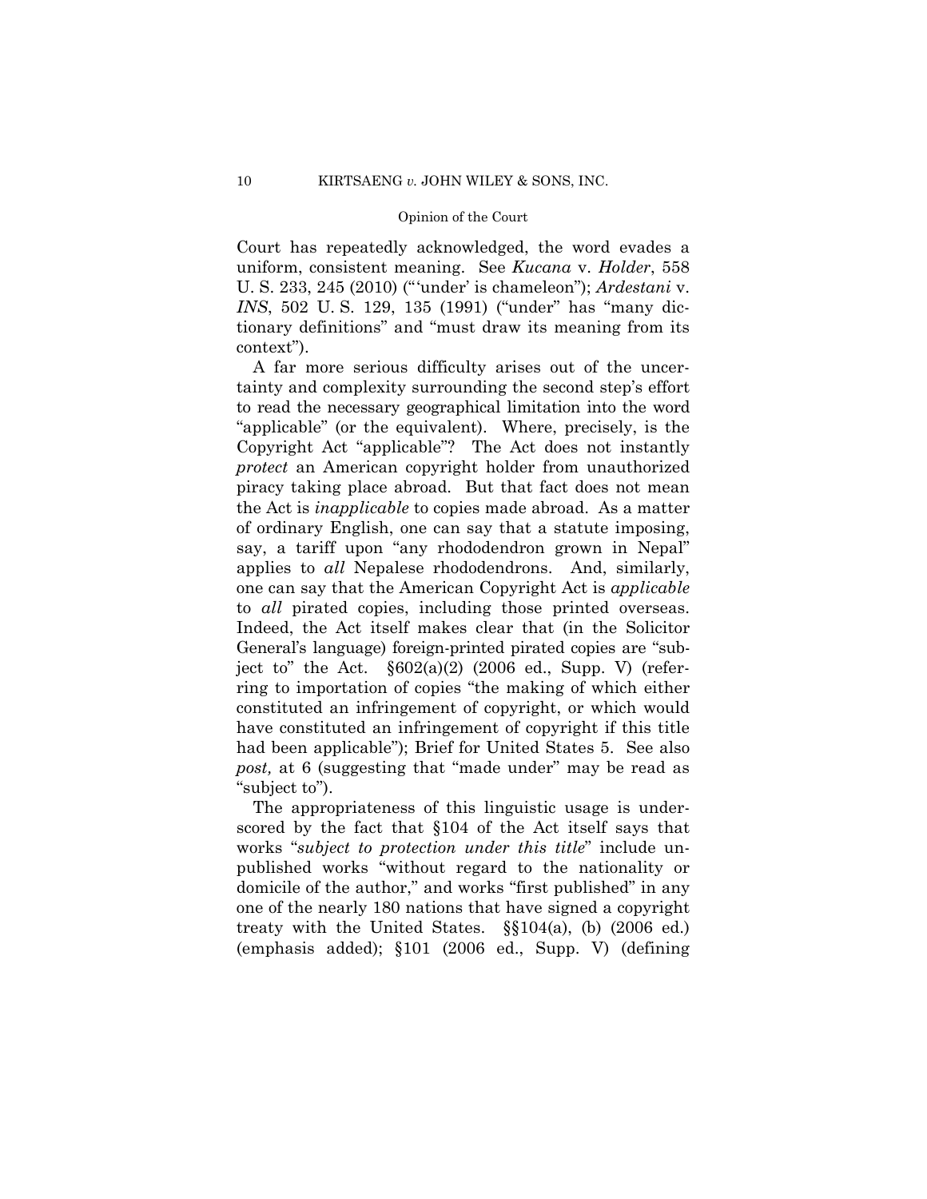Court has repeatedly acknowledged, the word evades a uniform, consistent meaning. See *Kucana* v. *Holder*, 558 U. S. 233, 245 (2010) ("'under' is chameleon"); *Ardestani* v. *INS*, 502 U. S. 129, 135 (1991) ("under" has "many dictionary definitions" and "must draw its meaning from its context").

A far more serious difficulty arises out of the uncertainty and complexity surrounding the second step's effort to read the necessary geographical limitation into the word "applicable" (or the equivalent). Where, precisely, is the Copyright Act "applicable"? The Act does not instantly *protect* an American copyright holder from unauthorized piracy taking place abroad. But that fact does not mean the Act is *inapplicable* to copies made abroad. As a matter of ordinary English, one can say that a statute imposing, say, a tariff upon "any rhododendron grown in Nepal" applies to *all* Nepalese rhododendrons. And, similarly, one can say that the American Copyright Act is *applicable* to *all* pirated copies, including those printed overseas. Indeed, the Act itself makes clear that (in the Solicitor General's language) foreign-printed pirated copies are "subject to" the Act. §602(a)(2) (2006 ed., Supp. V) (referring to importation of copies "the making of which either constituted an infringement of copyright, or which would have constituted an infringement of copyright if this title had been applicable"); Brief for United States 5. See also *post,* at 6 (suggesting that "made under" may be read as "subject to").

The appropriateness of this linguistic usage is underscored by the fact that §104 of the Act itself says that works "*subject to protection under this title*" include unpublished works "without regard to the nationality or domicile of the author," and works "first published" in any one of the nearly 180 nations that have signed a copyright treaty with the United States. §§104(a), (b) (2006 ed.) (emphasis added); §101 (2006 ed., Supp. V) (defining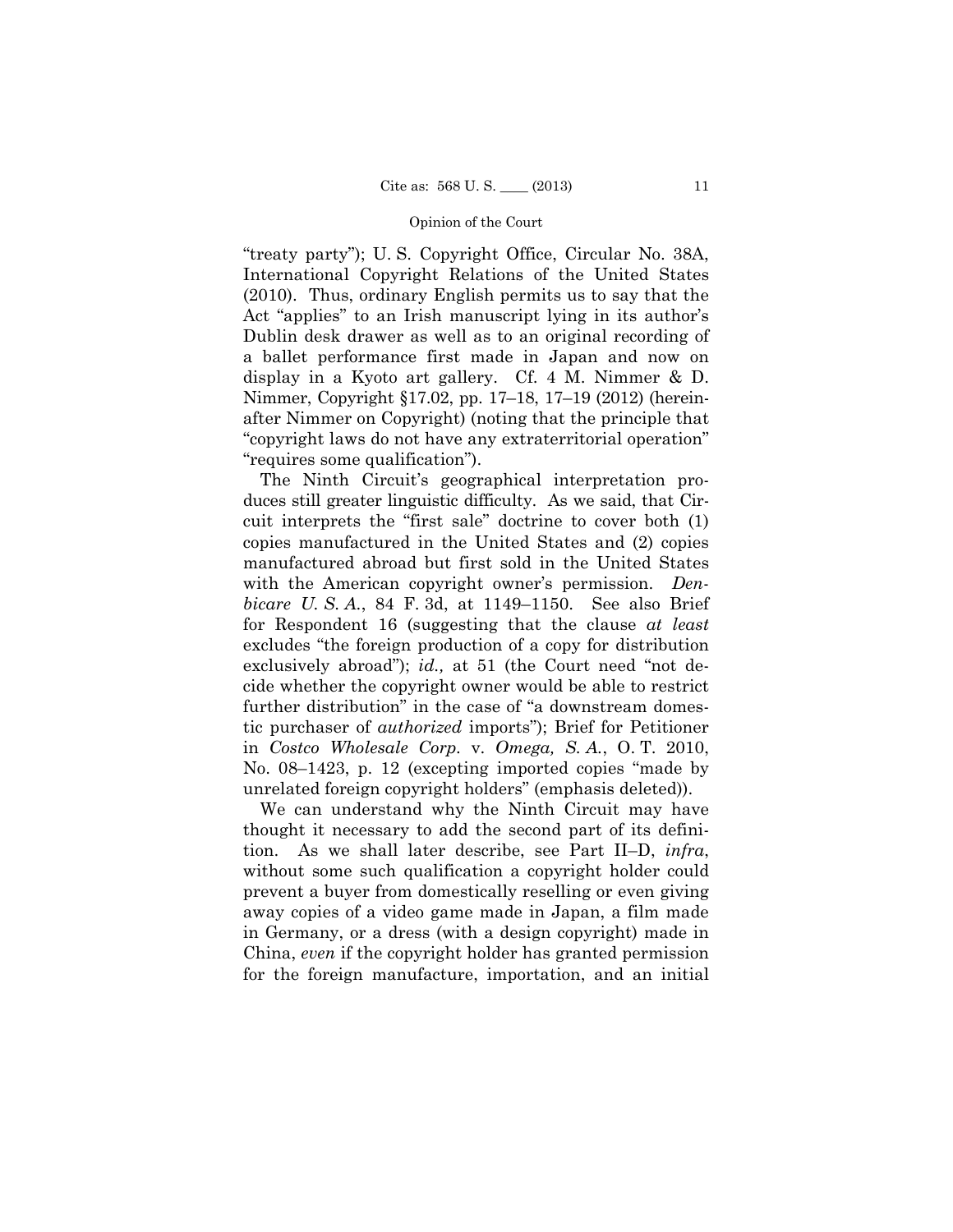"treaty party"); U. S. Copyright Office, Circular No. 38A, International Copyright Relations of the United States (2010). Thus, ordinary English permits us to say that the Act "applies" to an Irish manuscript lying in its author's Dublin desk drawer as well as to an original recording of a ballet performance first made in Japan and now on display in a Kyoto art gallery. Cf. 4 M. Nimmer & D. Nimmer, Copyright §17.02, pp. 17–18, 17–19 (2012) (hereinafter Nimmer on Copyright) (noting that the principle that "copyright laws do not have any extraterritorial operation" "requires some qualification").

The Ninth Circuit's geographical interpretation produces still greater linguistic difficulty. As we said, that Circuit interprets the "first sale" doctrine to cover both (1) copies manufactured in the United States and (2) copies manufactured abroad but first sold in the United States with the American copyright owner's permission. *Denbicare U. S. A.*, 84 F. 3d, at 1149–1150. See also Brief for Respondent 16 (suggesting that the clause *at least* excludes "the foreign production of a copy for distribution exclusively abroad"); *id.,* at 51 (the Court need "not decide whether the copyright owner would be able to restrict further distribution" in the case of "a downstream domestic purchaser of *authorized* imports"); Brief for Petitioner in *Costco Wholesale Corp.* v. *Omega, S. A.*, O. T. 2010, No. 08–1423, p. 12 (excepting imported copies "made by unrelated foreign copyright holders" (emphasis deleted)).

We can understand why the Ninth Circuit may have thought it necessary to add the second part of its definition. As we shall later describe, see Part II–D, *infra*, without some such qualification a copyright holder could prevent a buyer from domestically reselling or even giving away copies of a video game made in Japan, a film made in Germany, or a dress (with a design copyright) made in China, *even* if the copyright holder has granted permission for the foreign manufacture, importation, and an initial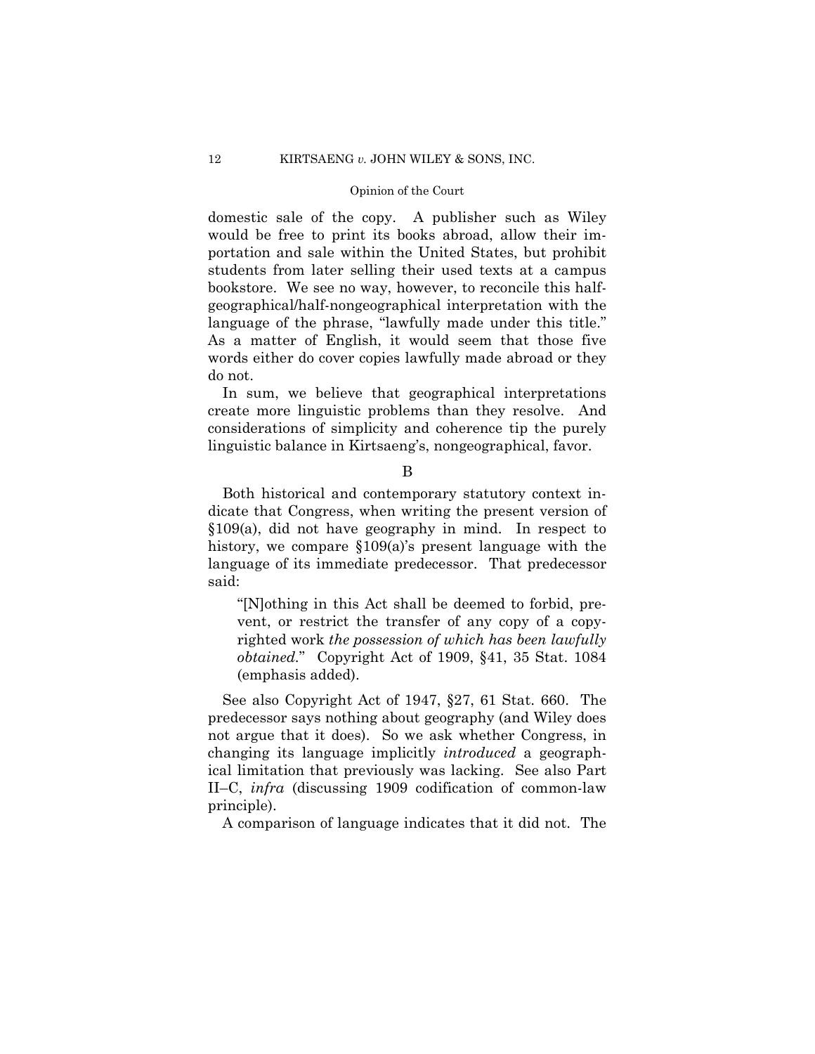domestic sale of the copy. A publisher such as Wiley would be free to print its books abroad, allow their importation and sale within the United States, but prohibit students from later selling their used texts at a campus bookstore. We see no way, however, to reconcile this half-geographical/half-nongeographical interpretation with the language of the phrase, "lawfully made under this title." As a matter of English, it would seem that those five words either do cover copies lawfully made abroad or they do not.

In sum, we believe that geographical interpretations create more linguistic problems than they resolve. And considerations of simplicity and coherence tip the purely linguistic balance in Kirtsaeng's, nongeographical, favor.

B

Both historical and contemporary statutory context indicate that Congress, when writing the present version of §109(a), did not have geography in mind. In respect to history, we compare §109(a)'s present language with the language of its immediate predecessor. That predecessor said:

> "[N]othing in this Act shall be deemed to forbid, prevent, or restrict the transfer of any copy of a copyrighted work *the possession of which has been lawfully obtained*." Copyright Act of 1909, §41, 35 Stat. 1084 (emphasis added).

See also Copyright Act of 1947, §27, 61 Stat. 660. The predecessor says nothing about geography (and Wiley does not argue that it does). So we ask whether Congress, in changing its language implicitly *introduced* a geographical limitation that previously was lacking. See also Part II–C, *infra* (discussing 1909 codification of common-law principle).

A comparison of language indicates that it did not. The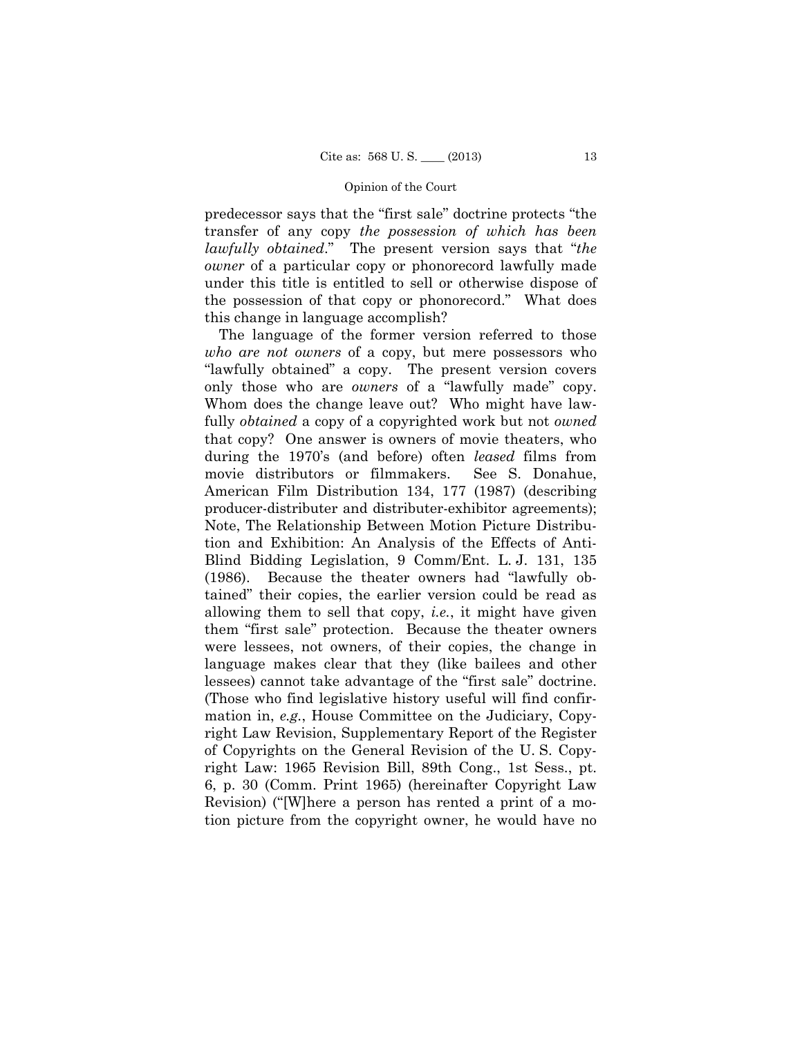predecessor says that the "first sale" doctrine protects "the transfer of any copy *the possession of which has been lawfully obtained*." The present version says that "*the owner* of a particular copy or phonorecord lawfully made under this title is entitled to sell or otherwise dispose of the possession of that copy or phonorecord." What does this change in language accomplish?

The language of the former version referred to those *who are not owners* of a copy, but mere possessors who "lawfully obtained" a copy. The present version covers only those who are *owners* of a "lawfully made" copy. Whom does the change leave out? Who might have lawfully *obtained* a copy of a copyrighted work but not *owned* that copy? One answer is owners of movie theaters, who during the 1970's (and before) often *leased* films from movie distributors or filmmakers. See S. Donahue, American Film Distribution 134, 177 (1987) (describing producer-distributer and distributer-exhibitor agreements); Note, The Relationship Between Motion Picture Distribution and Exhibition: An Analysis of the Effects of Anti-Blind Bidding Legislation, 9 Comm/Ent. L. J. 131, 135 (1986). Because the theater owners had "lawfully obtained" their copies, the earlier version could be read as allowing them to sell that copy, *i.e.*, it might have given them "first sale" protection. Because the theater owners were lessees, not owners, of their copies, the change in language makes clear that they (like bailees and other lessees) cannot take advantage of the "first sale" doctrine. (Those who find legislative history useful will find confirmation in, *e.g.*, House Committee on the Judiciary, Copyright Law Revision, Supplementary Report of the Register of Copyrights on the General Revision of the U. S. Copyright Law: 1965 Revision Bill, 89th Cong., 1st Sess., pt. 6, p. 30 (Comm. Print 1965) (hereinafter Copyright Law Revision) ("[W]here a person has rented a print of a motion picture from the copyright owner, he would have no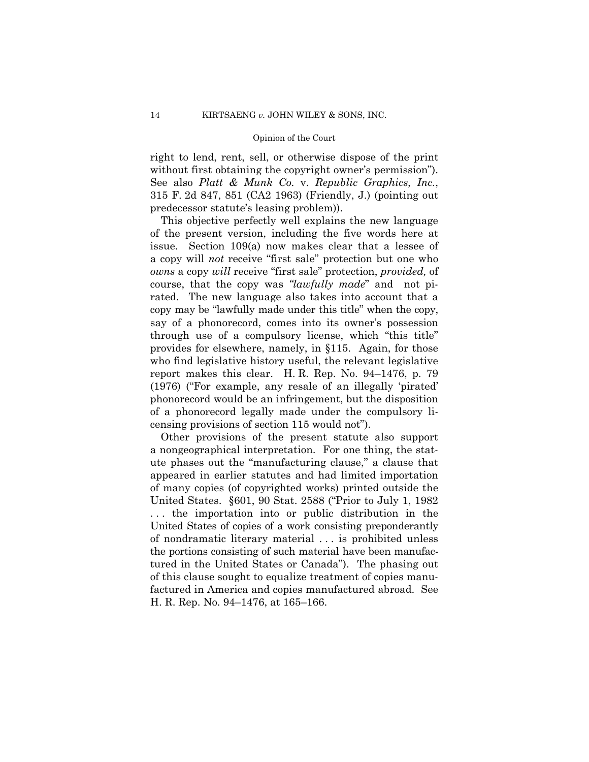right to lend, rent, sell, or otherwise dispose of the print without first obtaining the copyright owner's permission"). See also *Platt & Munk Co.* v. *Republic Graphics, Inc.*, 315 F. 2d 847, 851 (CA2 1963) (Friendly, J.) (pointing out predecessor statute's leasing problem)).

This objective perfectly well explains the new language of the present version, including the five words here at issue. Section 109(a) now makes clear that a lessee of a copy will *not* receive "first sale" protection but one who *owns* a copy *will* receive "first sale" protection, *provided,* of course, that the copy was *"lawfully made*" and not pirated. The new language also takes into account that a copy may be "lawfully made under this title" when the copy, say of a phonorecord, comes into its owner's possession through use of a compulsory license, which "this title" provides for elsewhere, namely, in §115. Again, for those who find legislative history useful, the relevant legislative report makes this clear. H. R. Rep. No. 94–1476, p. 79 (1976) ("For example, any resale of an illegally 'pirated' phonorecord would be an infringement, but the disposition of a phonorecord legally made under the compulsory licensing provisions of section 115 would not").

Other provisions of the present statute also support a nongeographical interpretation. For one thing, the statute phases out the "manufacturing clause," a clause that appeared in earlier statutes and had limited importation of many copies (of copyrighted works) printed outside the United States. §601, 90 Stat. 2588 ("Prior to July 1, 1982 . . . the importation into or public distribution in the United States of copies of a work consisting preponderantly of nondramatic literary material . . . is prohibited unless the portions consisting of such material have been manufactured in the United States or Canada"). The phasing out of this clause sought to equalize treatment of copies manufactured in America and copies manufactured abroad. See H. R. Rep. No. 94–1476, at 165–166.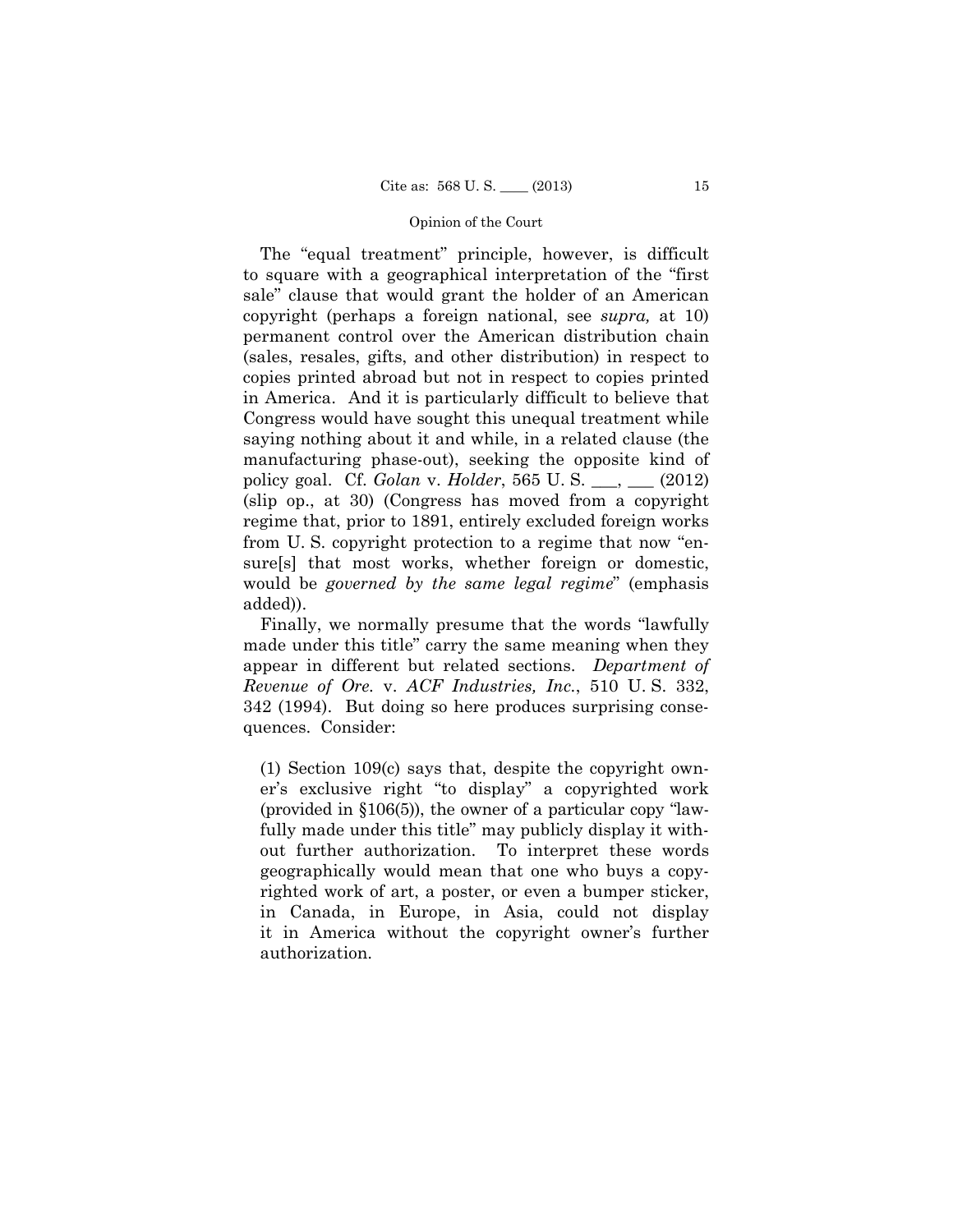The "equal treatment" principle, however, is difficult to square with a geographical interpretation of the "first sale" clause that would grant the holder of an American copyright (perhaps a foreign national, see *supra,* at 10) permanent control over the American distribution chain (sales, resales, gifts, and other distribution) in respect to copies printed abroad but not in respect to copies printed in America. And it is particularly difficult to believe that Congress would have sought this unequal treatment while saying nothing about it and while, in a related clause (the manufacturing phase-out), seeking the opposite kind of policy goal. Cf. *Golan* v. *Holder*, 565 U. S. \_\_\_, \_\_\_ (2012) (slip op., at 30) (Congress has moved from a copyright regime that, prior to 1891, entirely excluded foreign works from U. S. copyright protection to a regime that now "ensure[s] that most works, whether foreign or domestic, would be *governed by the same legal regime*" (emphasis added)).

Finally, we normally presume that the words "lawfully made under this title" carry the same meaning when they appear in different but related sections. *Department of Revenue of Ore.* v. *ACF Industries, Inc.*, 510 U. S. 332, 342 (1994). But doing so here produces surprising consequences. Consider:

> (1) Section 109(c) says that, despite the copyright owner's exclusive right "to display" a copyrighted work (provided in §106(5)), the owner of a particular copy "lawfully made under this title" may publicly display it without further authorization. To interpret these words geographically would mean that one who buys a copyrighted work of art, a poster, or even a bumper sticker, in Canada, in Europe, in Asia, could not display it in America without the copyright owner's further authorization.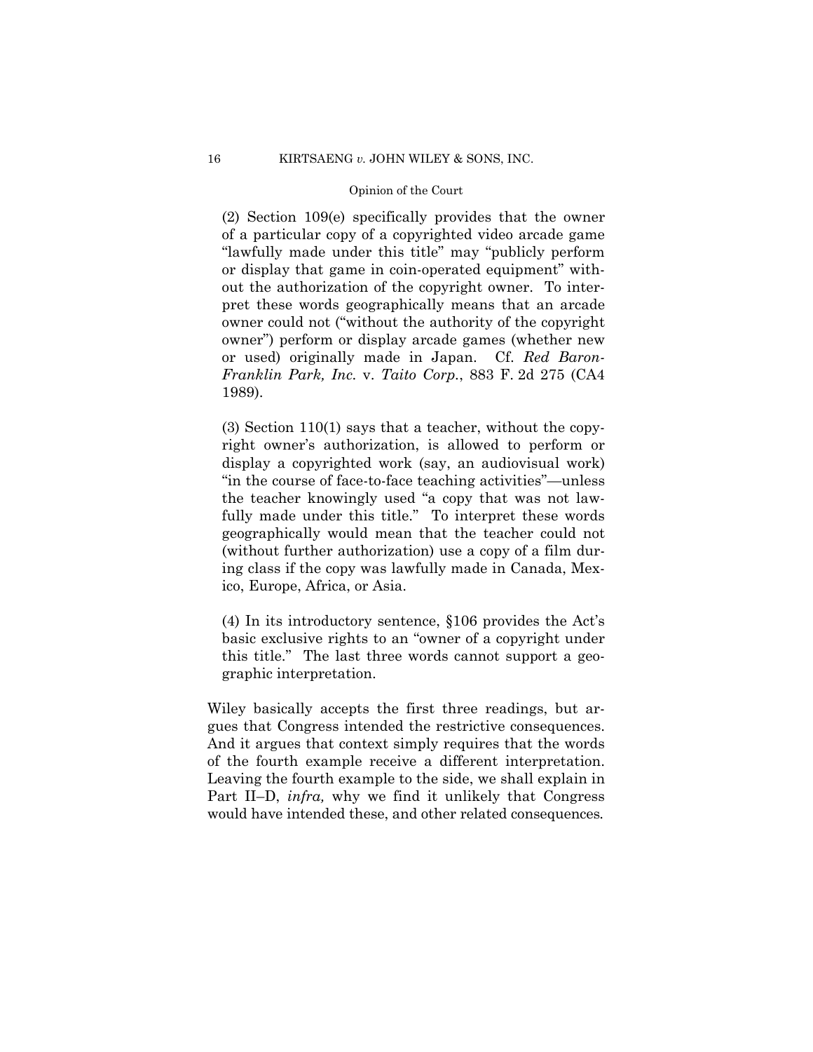(2) Section 109(e) specifically provides that the owner of a particular copy of a copyrighted video arcade game "lawfully made under this title" may "publicly perform or display that game in coin-operated equipment" without the authorization of the copyright owner. To interpret these words geographically means that an arcade owner could not ("without the authority of the copyright owner") perform or display arcade games (whether new or used) originally made in Japan. Cf. *Red Baron-Franklin Park, Inc.* v. *Taito Corp.*, 883 F. 2d 275 (CA4 1989).

(3) Section 110(1) says that a teacher, without the copyright owner's authorization, is allowed to perform or display a copyrighted work (say, an audiovisual work) "in the course of face-to-face teaching activities"—unless the teacher knowingly used "a copy that was not lawfully made under this title." To interpret these words geographically would mean that the teacher could not (without further authorization) use a copy of a film during class if the copy was lawfully made in Canada, Mexico, Europe, Africa, or Asia.

(4) In its introductory sentence, §106 provides the Act's basic exclusive rights to an "owner of a copyright under this title." The last three words cannot support a geographic interpretation.

Wiley basically accepts the first three readings, but argues that Congress intended the restrictive consequences. And it argues that context simply requires that the words of the fourth example receive a different interpretation. Leaving the fourth example to the side, we shall explain in Part II–D, *infra,* why we find it unlikely that Congress would have intended these, and other related consequences.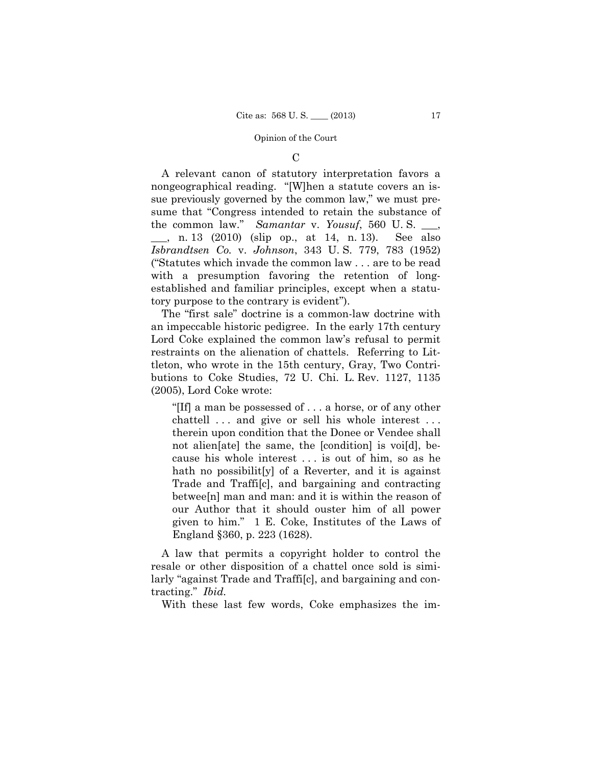### C

A relevant canon of statutory interpretation favors a nongeographical reading. "[W]hen a statute covers an issue previously governed by the common law," we must presume that "Congress intended to retain the substance of the common law." *Samantar* v. *Yousuf*, 560 U. S. ___, ___, n. 13 (2010) (slip op., at 14, n. 13). See also *Isbrandtsen Co.* v. *Johnson*, 343 U. S. 779, 783 (1952) ("Statutes which invade the common law . . . are to be read with a presumption favoring the retention of long-established and familiar principles, except when a statutory purpose to the contrary is evident").

The "first sale" doctrine is a common-law doctrine with an impeccable historic pedigree. In the early 17th century Lord Coke explained the common law's refusal to permit restraints on the alienation of chattels. Referring to Littleton, who wrote in the 15th century, Gray, Two Contributions to Coke Studies, 72 U. Chi. L. Rev. 1127, 1135 (2005), Lord Coke wrote:

> "[If] a man be possessed of . . . a horse, or of any other chattell . . . and give or sell his whole interest . . . therein upon condition that the Donee or Vendee shall not alien[ate] the same, the [condition] is voi[d], because his whole interest . . . is out of him, so as he hath no possibilit[y] of a Reverter, and it is against Trade and Traffi[c], and bargaining and contracting betwee[n] man and man: and it is within the reason of our Author that it should ouster him of all power given to him." 1 E. Coke, Institutes of the Laws of England §360, p. 223 (1628).

A law that permits a copyright holder to control the resale or other disposition of a chattel once sold is similarly "against Trade and Traffi[c], and bargaining and contracting." *Ibid.*

With these last few words, Coke emphasizes the im-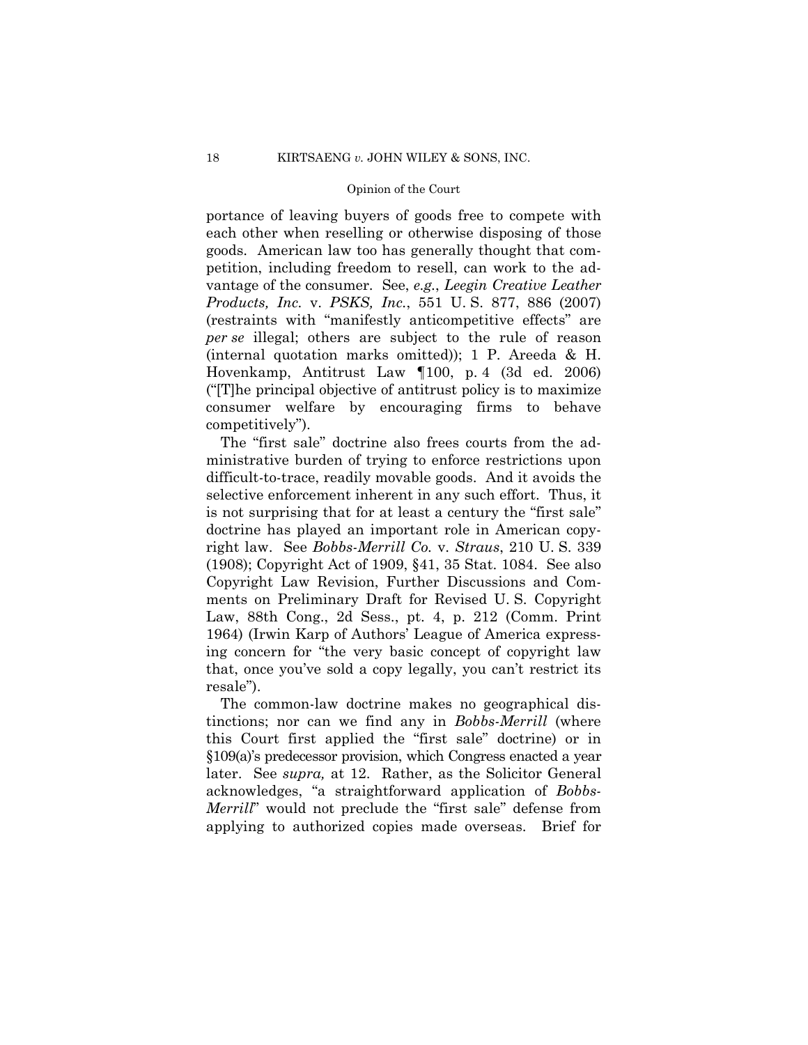portance of leaving buyers of goods free to compete with each other when reselling or otherwise disposing of those goods. American law too has generally thought that competition, including freedom to resell, can work to the advantage of the consumer. See, *e.g.*, *Leegin Creative Leather Products, Inc.* v. *PSKS, Inc.*, 551 U. S. 877, 886 (2007) (restraints with "manifestly anticompetitive effects" are *per se* illegal; others are subject to the rule of reason (internal quotation marks omitted)); 1 P. Areeda & H. Hovenkamp, Antitrust Law ¶100, p. 4 (3d ed. 2006) ("[T]he principal objective of antitrust policy is to maximize consumer welfare by encouraging firms to behave competitively").

The "first sale" doctrine also frees courts from the administrative burden of trying to enforce restrictions upon difficult-to-trace, readily movable goods. And it avoids the selective enforcement inherent in any such effort. Thus, it is not surprising that for at least a century the "first sale" doctrine has played an important role in American copyright law. See *Bobbs-Merrill Co.* v. *Straus*, 210 U. S. 339 (1908); Copyright Act of 1909, §41, 35 Stat. 1084. See also Copyright Law Revision, Further Discussions and Comments on Preliminary Draft for Revised U. S. Copyright Law, 88th Cong., 2d Sess., pt. 4, p. 212 (Comm. Print 1964) (Irwin Karp of Authors' League of America expressing concern for "the very basic concept of copyright law that, once you've sold a copy legally, you can't restrict its resale").

The common-law doctrine makes no geographical distinctions; nor can we find any in *Bobbs-Merrill* (where this Court first applied the "first sale" doctrine) or in §109(a)'s predecessor provision, which Congress enacted a year later. See *supra,* at 12. Rather, as the Solicitor General acknowledges, "a straightforward application of *Bobbs-Merrill*" would not preclude the "first sale" defense from applying to authorized copies made overseas. Brief for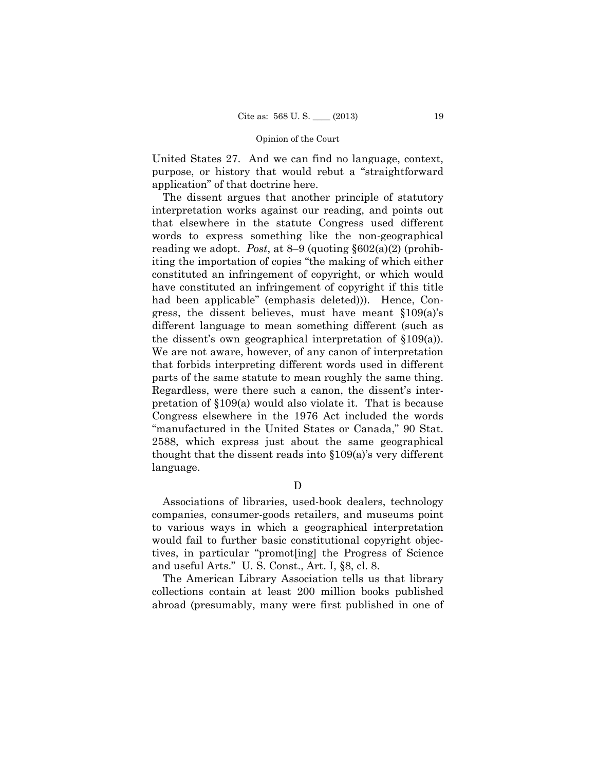United States 27. And we can find no language, context, purpose, or history that would rebut a "straightforward application" of that doctrine here.

The dissent argues that another principle of statutory interpretation works against our reading, and points out that elsewhere in the statute Congress used different words to express something like the non-geographical reading we adopt. *Post*, at 8–9 (quoting §602(a)(2) (prohibiting the importation of copies "the making of which either constituted an infringement of copyright, or which would have constituted an infringement of copyright if this title had been applicable" (emphasis deleted))). Hence, Congress, the dissent believes, must have meant §109(a)'s different language to mean something different (such as the dissent's own geographical interpretation of §109(a)). We are not aware, however, of any canon of interpretation that forbids interpreting different words used in different parts of the same statute to mean roughly the same thing. Regardless, were there such a canon, the dissent's interpretation of §109(a) would also violate it. That is because Congress elsewhere in the 1976 Act included the words "manufactured in the United States or Canada," 90 Stat. 2588, which express just about the same geographical thought that the dissent reads into §109(a)'s very different language.

### D

Associations of libraries, used-book dealers, technology companies, consumer-goods retailers, and museums point to various ways in which a geographical interpretation would fail to further basic constitutional copyright objectives, in particular "promot[ing] the Progress of Science and useful Arts." U. S. Const., Art. I, §8, cl. 8.

The American Library Association tells us that library collections contain at least 200 million books published abroad (presumably, many were first published in one of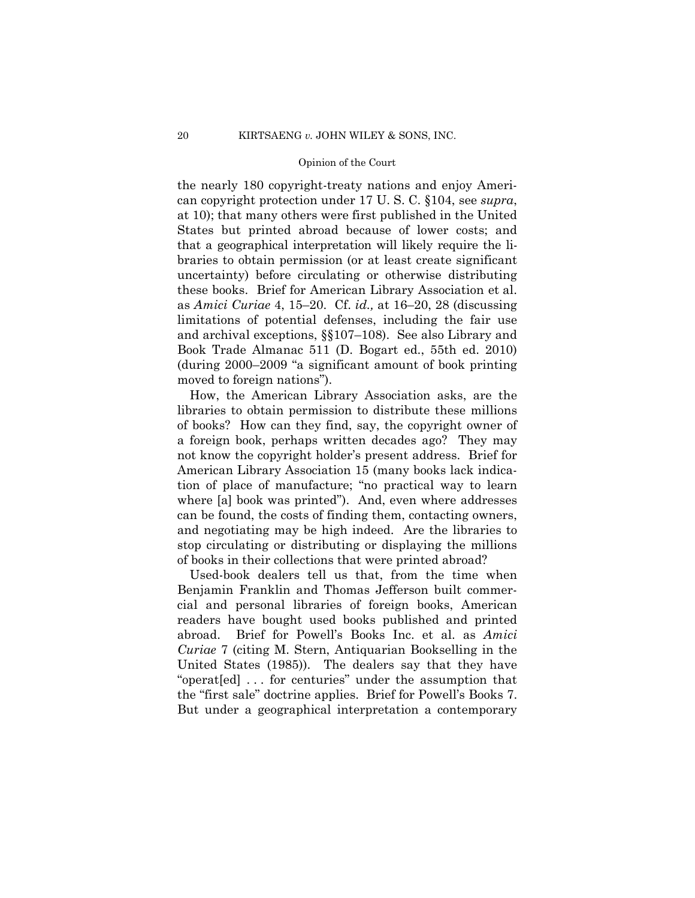the nearly 180 copyright-treaty nations and enjoy American copyright protection under 17 U. S. C. §104, see *supra*, at 10); that many others were first published in the United States but printed abroad because of lower costs; and that a geographical interpretation will likely require the libraries to obtain permission (or at least create significant uncertainty) before circulating or otherwise distributing these books. Brief for American Library Association et al. as *Amici Curiae* 4, 15–20. Cf. *id.,* at 16–20, 28 (discussing limitations of potential defenses, including the fair use and archival exceptions, §§107–108). See also Library and Book Trade Almanac 511 (D. Bogart ed., 55th ed. 2010) (during 2000–2009 "a significant amount of book printing moved to foreign nations").

How, the American Library Association asks, are the libraries to obtain permission to distribute these millions of books? How can they find, say, the copyright owner of a foreign book, perhaps written decades ago? They may not know the copyright holder's present address. Brief for American Library Association 15 (many books lack indication of place of manufacture; "no practical way to learn where [a] book was printed"). And, even where addresses can be found, the costs of finding them, contacting owners, and negotiating may be high indeed. Are the libraries to stop circulating or distributing or displaying the millions of books in their collections that were printed abroad?

Used-book dealers tell us that, from the time when Benjamin Franklin and Thomas Jefferson built commercial and personal libraries of foreign books, American readers have bought used books published and printed abroad. Brief for Powell's Books Inc. et al. as *Amici Curiae* 7 (citing M. Stern, Antiquarian Bookselling in the United States (1985)). The dealers say that they have "operat[ed] . . . for centuries" under the assumption that the "first sale" doctrine applies. Brief for Powell's Books 7. But under a geographical interpretation a contemporary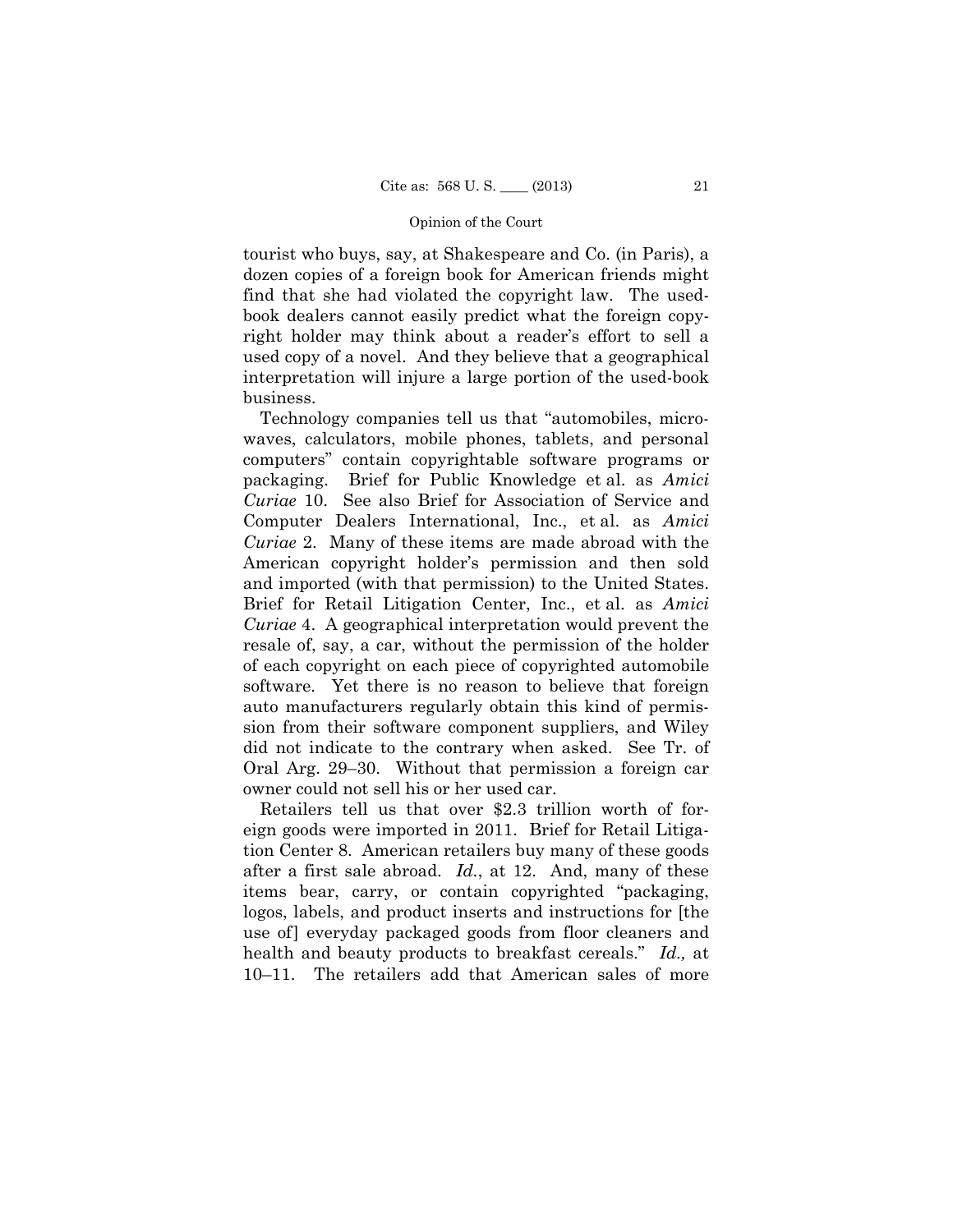tourist who buys, say, at Shakespeare and Co. (in Paris), a dozen copies of a foreign book for American friends might find that she had violated the copyright law. The used-book dealers cannot easily predict what the foreign copyright holder may think about a reader's effort to sell a used copy of a novel. And they believe that a geographical interpretation will injure a large portion of the used-book business.

Technology companies tell us that "automobiles, microwaves, calculators, mobile phones, tablets, and personal computers" contain copyrightable software programs or packaging. Brief for Public Knowledge et al. as *Amici Curiae* 10. See also Brief for Association of Service and Computer Dealers International, Inc., et al. as *Amici Curiae* 2. Many of these items are made abroad with the American copyright holder's permission and then sold and imported (with that permission) to the United States. Brief for Retail Litigation Center, Inc., et al. as *Amici Curiae* 4. A geographical interpretation would prevent the resale of, say, a car, without the permission of the holder of each copyright on each piece of copyrighted automobile software. Yet there is no reason to believe that foreign auto manufacturers regularly obtain this kind of permission from their software component suppliers, and Wiley did not indicate to the contrary when asked. See Tr. of Oral Arg. 29–30. Without that permission a foreign car owner could not sell his or her used car.

Retailers tell us that over $2.3 trillion worth of foreign goods were imported in 2011. Brief for Retail Litigation Center 8. American retailers buy many of these goods after a first sale abroad. *Id.*, at 12. And, many of these items bear, carry, or contain copyrighted "packaging, logos, labels, and product inserts and instructions for [the use of] everyday packaged goods from floor cleaners and health and beauty products to breakfast cereals." *Id.,* at 10–11. The retailers add that American sales of more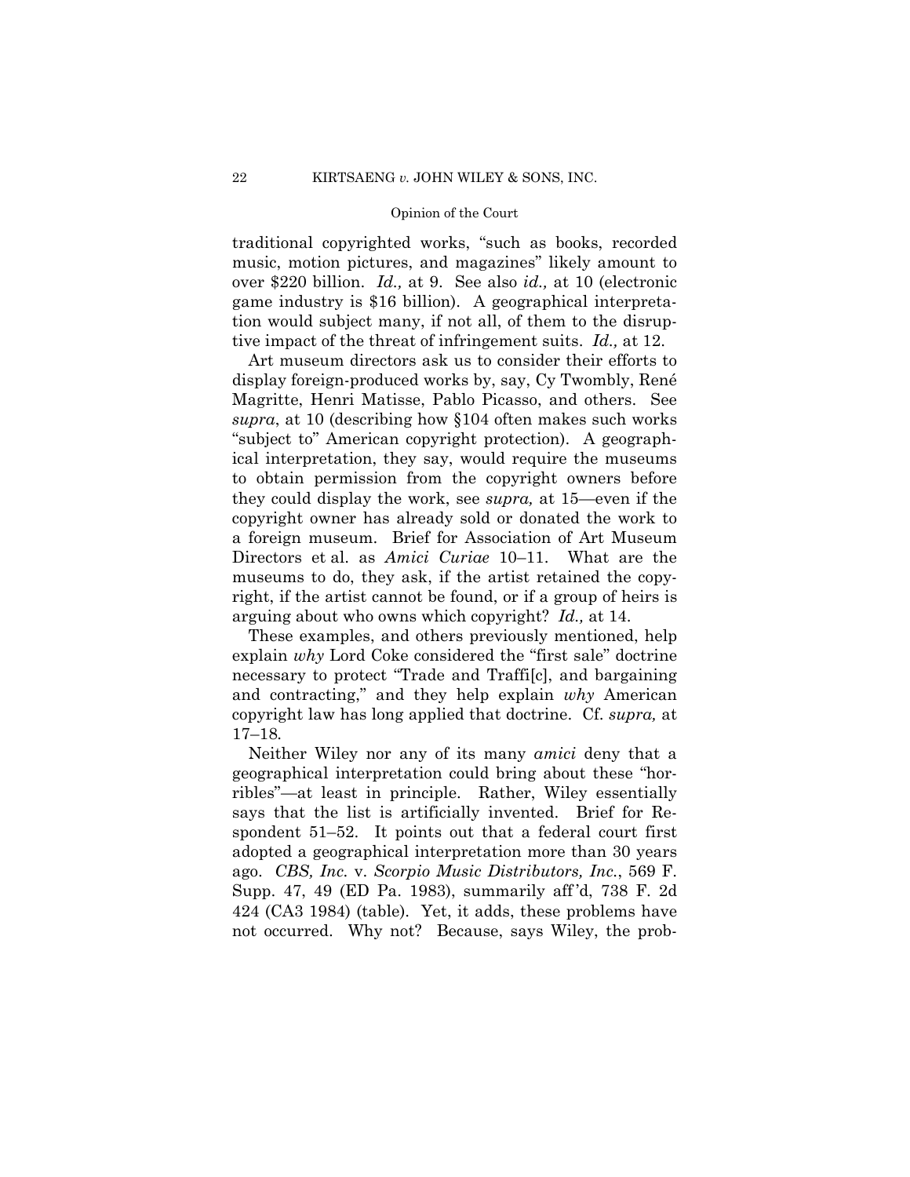traditional copyrighted works, "such as books, recorded music, motion pictures, and magazines" likely amount to over $220 billion. *Id.,* at 9. See also *id.,* at 10 (electronic game industry is $16 billion). A geographical interpretation would subject many, if not all, of them to the disruptive impact of the threat of infringement suits. *Id.,* at 12.

Art museum directors ask us to consider their efforts to display foreign-produced works by, say, Cy Twombly, René Magritte, Henri Matisse, Pablo Picasso, and others. See *supra*, at 10 (describing how §104 often makes such works "subject to" American copyright protection). A geographical interpretation, they say, would require the museums to obtain permission from the copyright owners before they could display the work, see *supra,* at 15—even if the copyright owner has already sold or donated the work to a foreign museum. Brief for Association of Art Museum Directors et al. as *Amici Curiae* 10–11. What are the museums to do, they ask, if the artist retained the copyright, if the artist cannot be found, or if a group of heirs is arguing about who owns which copyright? *Id.,* at 14.

These examples, and others previously mentioned, help explain *why* Lord Coke considered the "first sale" doctrine necessary to protect "Trade and Traffi[c], and bargaining and contracting," and they help explain *why* American copyright law has long applied that doctrine. Cf. *supra,* at 17–18.

Neither Wiley nor any of its many *amici* deny that a geographical interpretation could bring about these "horribles"—at least in principle. Rather, Wiley essentially says that the list is artificially invented. Brief for Respondent 51–52. It points out that a federal court first adopted a geographical interpretation more than 30 years ago. *CBS, Inc.* v. *Scorpio Music Distributors, Inc.*, 569 F. Supp. 47, 49 (ED Pa. 1983), summarily aff'd, 738 F. 2d 424 (CA3 1984) (table). Yet, it adds, these problems have not occurred. Why not? Because, says Wiley, the prob-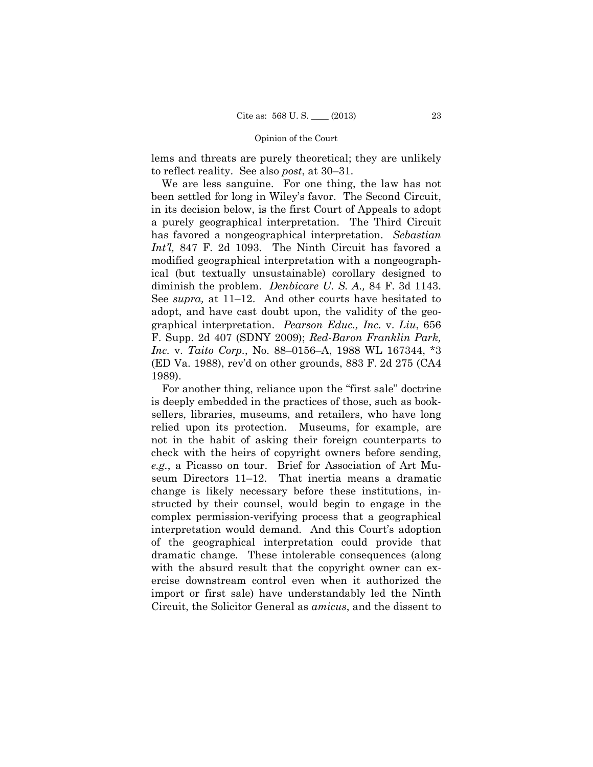lems and threats are purely theoretical; they are unlikely to reflect reality. See also *post*, at 30–31.

We are less sanguine. For one thing, the law has not been settled for long in Wiley's favor. The Second Circuit, in its decision below, is the first Court of Appeals to adopt a purely geographical interpretation. The Third Circuit has favored a nongeographical interpretation. *Sebastian Int'l,* 847 F. 2d 1093. The Ninth Circuit has favored a modified geographical interpretation with a nongeographical (but textually unsustainable) corollary designed to diminish the problem. *Denbicare U. S. A.,* 84 F. 3d 1143. See *supra,* at 11–12. And other courts have hesitated to adopt, and have cast doubt upon, the validity of the geographical interpretation. *Pearson Educ., Inc.* v. *Liu*, 656 F. Supp. 2d 407 (SDNY 2009); *Red-Baron Franklin Park, Inc.* v. *Taito Corp.*, No. 88–0156–A, 1988 WL 167344, *3 (ED Va. 1988), rev'd on other grounds, 883 F. 2d 275 (CA4 1989).

For another thing, reliance upon the "first sale" doctrine is deeply embedded in the practices of those, such as booksellers, libraries, museums, and retailers, who have long relied upon its protection. Museums, for example, are not in the habit of asking their foreign counterparts to check with the heirs of copyright owners before sending, *e.g.*, a Picasso on tour. Brief for Association of Art Museum Directors 11–12. That inertia means a dramatic change is likely necessary before these institutions, instructed by their counsel, would begin to engage in the complex permission-verifying process that a geographical interpretation would demand. And this Court's adoption of the geographical interpretation could provide that dramatic change. These intolerable consequences (along with the absurd result that the copyright owner can exercise downstream control even when it authorized the import or first sale) have understandably led the Ninth Circuit, the Solicitor General as *amicus*, and the dissent to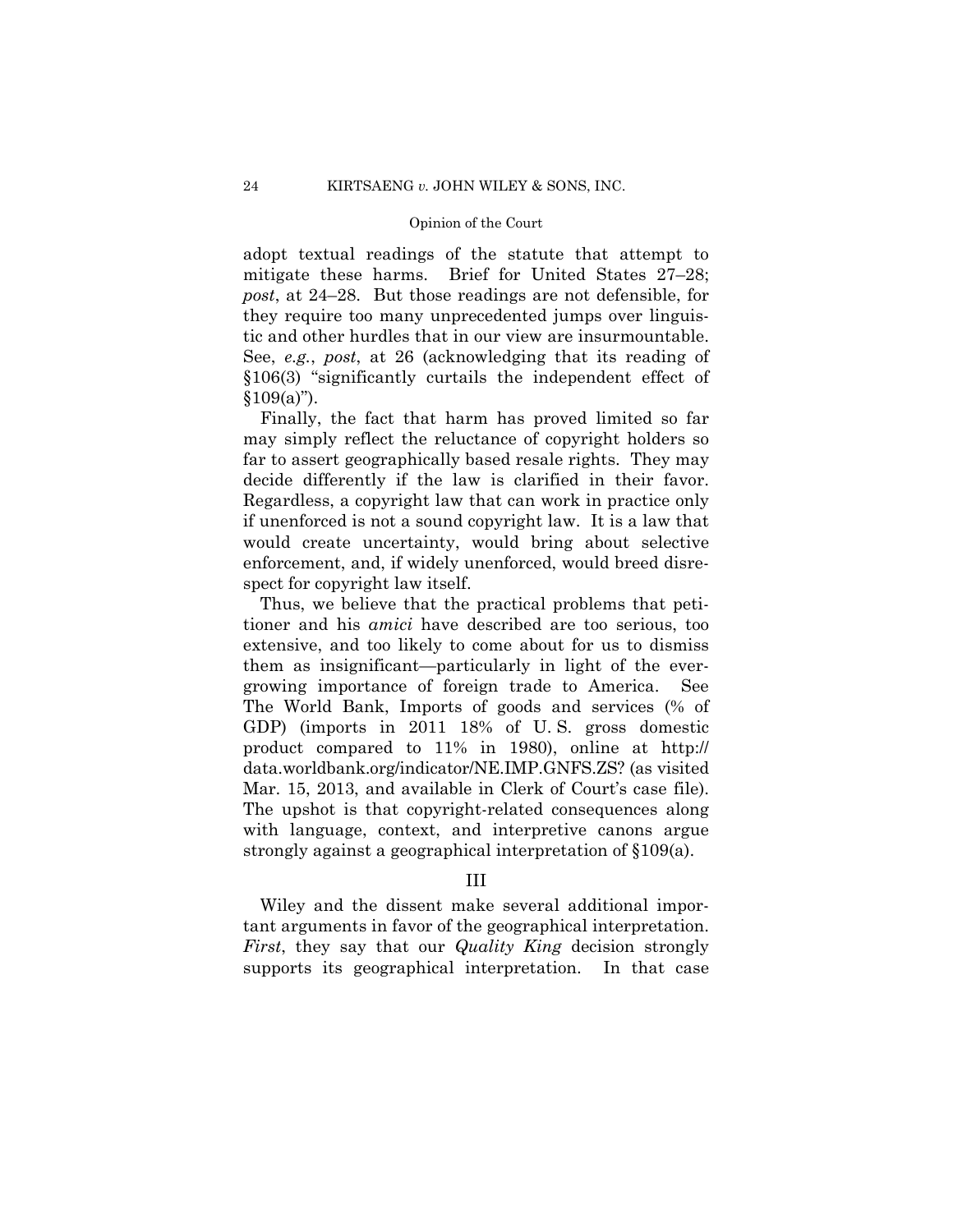adopt textual readings of the statute that attempt to mitigate these harms. Brief for United States 27–28; *post*, at 24–28. But those readings are not defensible, for they require too many unprecedented jumps over linguistic and other hurdles that in our view are insurmountable. See, *e.g.*, *post*, at 26 (acknowledging that its reading of §106(3) "significantly curtails the independent effect of §109(a)").

Finally, the fact that harm has proved limited so far may simply reflect the reluctance of copyright holders so far to assert geographically based resale rights. They may decide differently if the law is clarified in their favor. Regardless, a copyright law that can work in practice only if unenforced is not a sound copyright law. It is a law that would create uncertainty, would bring about selective enforcement, and, if widely unenforced, would breed disrespect for copyright law itself.

Thus, we believe that the practical problems that petitioner and his *amici* have described are too serious, too extensive, and too likely to come about for us to dismiss them as insignificant—particularly in light of the ever-growing importance of foreign trade to America. See The World Bank, Imports of goods and services (% of GDP) (imports in 2011 18% of U. S. gross domestic product compared to 11% in 1980), online at http://data.worldbank.org/indicator/NE.IMP.GNFS.ZS? (as visited Mar. 15, 2013, and available in Clerk of Court's case file). The upshot is that copyright-related consequences along with language, context, and interpretive canons argue strongly against a geographical interpretation of §109(a).

## III

Wiley and the dissent make several additional important arguments in favor of the geographical interpretation. *First*, they say that our *Quality King* decision strongly supports its geographical interpretation. In that case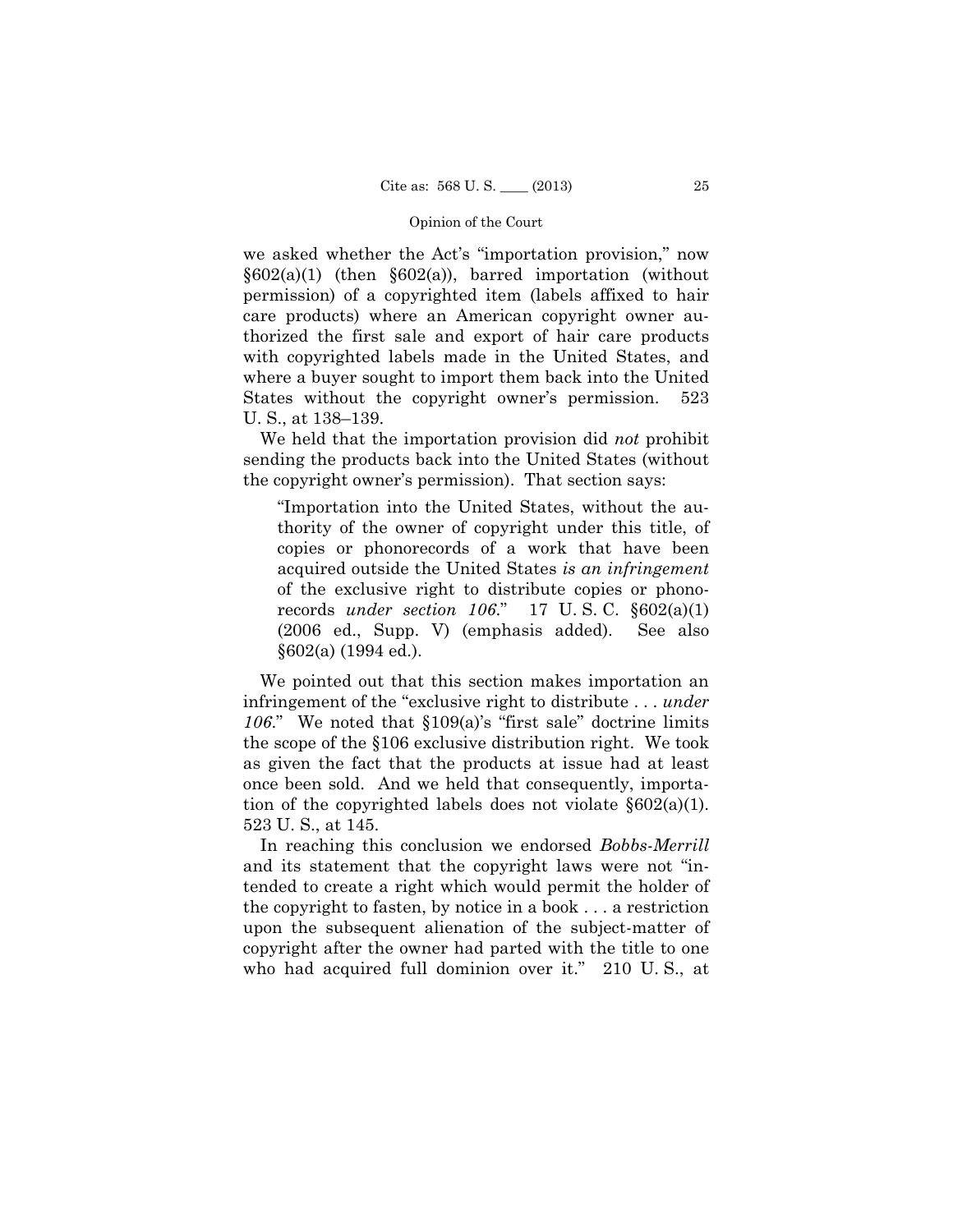we asked whether the Act's "importation provision," now §602(a)(1) (then §602(a)), barred importation (without permission) of a copyrighted item (labels affixed to hair care products) where an American copyright owner authorized the first sale and export of hair care products with copyrighted labels made in the United States, and where a buyer sought to import them back into the United States without the copyright owner's permission. 523 U. S., at 138–139.

We held that the importation provision did *not* prohibit sending the products back into the United States (without the copyright owner's permission). That section says:

> "Importation into the United States, without the authority of the owner of copyright under this title, of copies or phonorecords of a work that have been acquired outside the United States *is an infringement* of the exclusive right to distribute copies or phonorecords *under section 106*." 17 U. S. C. §602(a)(1) (2006 ed., Supp. V) (emphasis added). See also §602(a) (1994 ed.).

We pointed out that this section makes importation an infringement of the "exclusive right to distribute . . . *under 106*." We noted that §109(a)'s "first sale" doctrine limits the scope of the §106 exclusive distribution right. We took as given the fact that the products at issue had at least once been sold. And we held that consequently, importation of the copyrighted labels does not violate §602(a)(1). 523 U. S., at 145.

In reaching this conclusion we endorsed *Bobbs-Merrill* and its statement that the copyright laws were not "intended to create a right which would permit the holder of the copyright to fasten, by notice in a book . . . a restriction upon the subsequent alienation of the subject-matter of copyright after the owner had parted with the title to one who had acquired full dominion over it." 210 U. S., at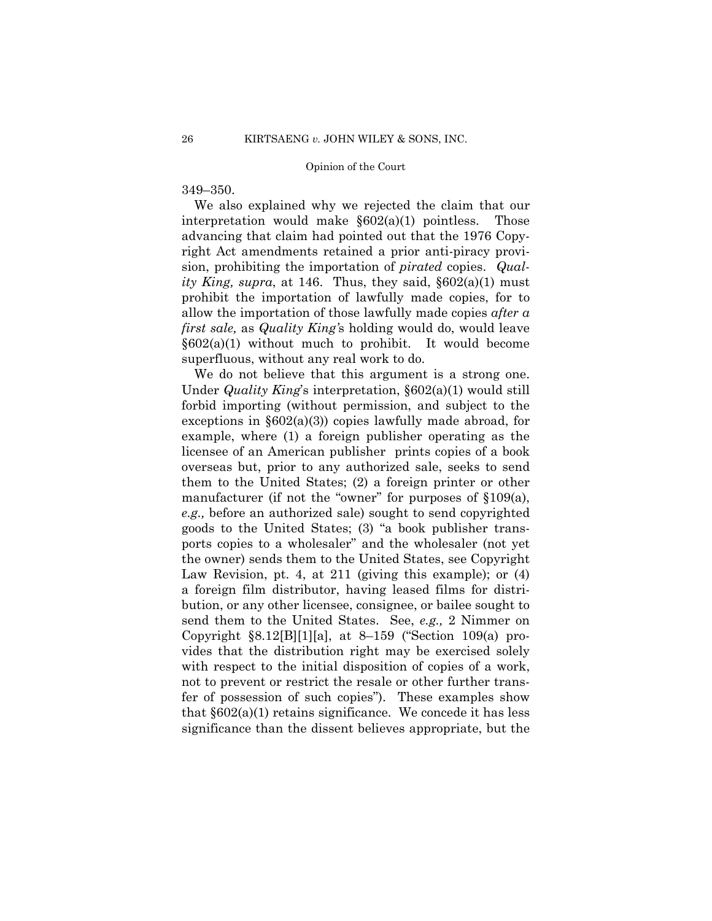349–350.

We also explained why we rejected the claim that our interpretation would make §602(a)(1) pointless. Those advancing that claim had pointed out that the 1976 Copyright Act amendments retained a prior anti-piracy provision, prohibiting the importation of *pirated* copies. *Quality King, supra*, at 146. Thus, they said, §602(a)(1) must prohibit the importation of lawfully made copies, for to allow the importation of those lawfully made copies *after a first sale,* as *Quality King*'s holding would do, would leave §602(a)(1) without much to prohibit. It would become superfluous, without any real work to do.

We do not believe that this argument is a strong one. Under *Quality King*'s interpretation, §602(a)(1) would still forbid importing (without permission, and subject to the exceptions in §602(a)(3)) copies lawfully made abroad, for example, where (1) a foreign publisher operating as the licensee of an American publisher prints copies of a book overseas but, prior to any authorized sale, seeks to send them to the United States; (2) a foreign printer or other manufacturer (if not the "owner" for purposes of §109(a), *e.g.,* before an authorized sale) sought to send copyrighted goods to the United States; (3) "a book publisher transports copies to a wholesaler" and the wholesaler (not yet the owner) sends them to the United States, see Copyright Law Revision, pt. 4, at 211 (giving this example); or (4) a foreign film distributor, having leased films for distribution, or any other licensee, consignee, or bailee sought to send them to the United States. See, *e.g.,* 2 Nimmer on Copyright §8.12[B][1][a], at 8–159 ("Section 109(a) provides that the distribution right may be exercised solely with respect to the initial disposition of copies of a work, not to prevent or restrict the resale or other further transfer of possession of such copies"). These examples show that §602(a)(1) retains significance. We concede it has less significance than the dissent believes appropriate, but the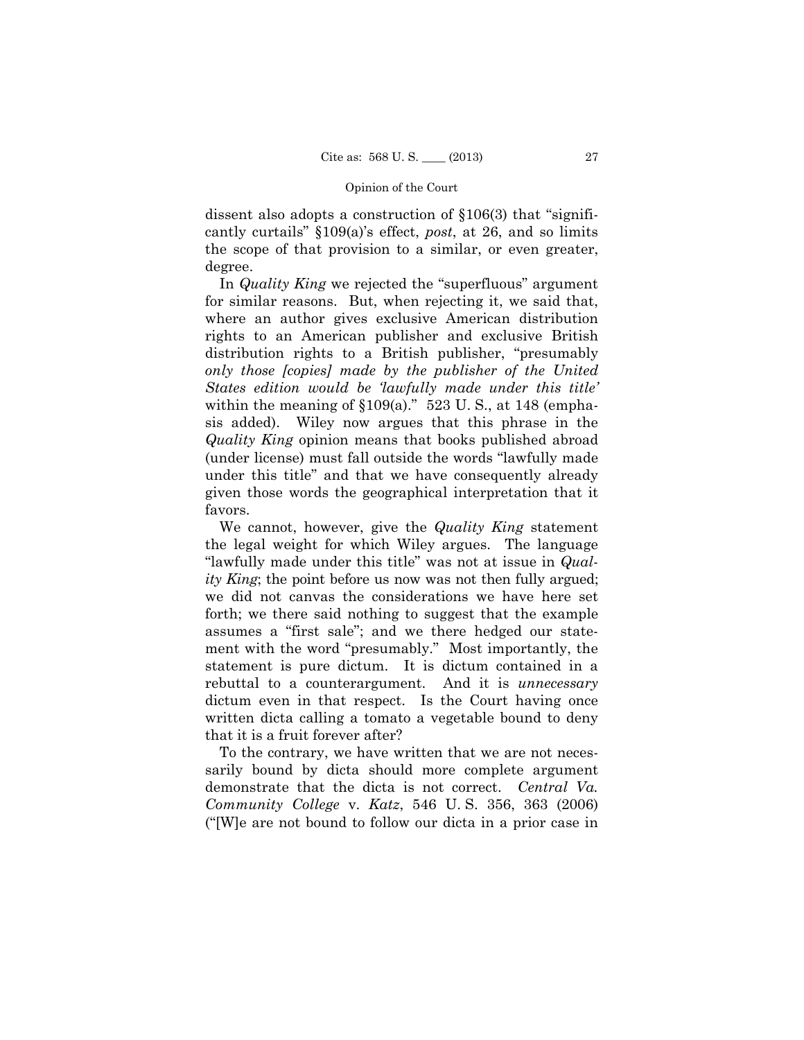dissent also adopts a construction of §106(3) that "significantly curtails" §109(a)'s effect, *post*, at 26, and so limits the scope of that provision to a similar, or even greater, degree.

In *Quality King* we rejected the "superfluous" argument for similar reasons. But, when rejecting it, we said that, where an author gives exclusive American distribution rights to an American publisher and exclusive British distribution rights to a British publisher, "presumably *only those [copies] made by the publisher of the United States edition would be 'lawfully made under this title'* within the meaning of §109(a)." 523 U. S., at 148 (emphasis added). Wiley now argues that this phrase in the *Quality King* opinion means that books published abroad (under license) must fall outside the words "lawfully made under this title" and that we have consequently already given those words the geographical interpretation that it favors.

We cannot, however, give the *Quality King* statement the legal weight for which Wiley argues. The language "lawfully made under this title" was not at issue in *Quality King*; the point before us now was not then fully argued; we did not canvas the considerations we have here set forth; we there said nothing to suggest that the example assumes a "first sale"; and we there hedged our statement with the word "presumably." Most importantly, the statement is pure dictum. It is dictum contained in a rebuttal to a counterargument. And it is *unnecessary* dictum even in that respect. Is the Court having once written dicta calling a tomato a vegetable bound to deny that it is a fruit forever after?

To the contrary, we have written that we are not necessarily bound by dicta should more complete argument demonstrate that the dicta is not correct. *Central Va. Community College* v. *Katz*, 546 U. S. 356, 363 (2006) ("[W]e are not bound to follow our dicta in a prior case in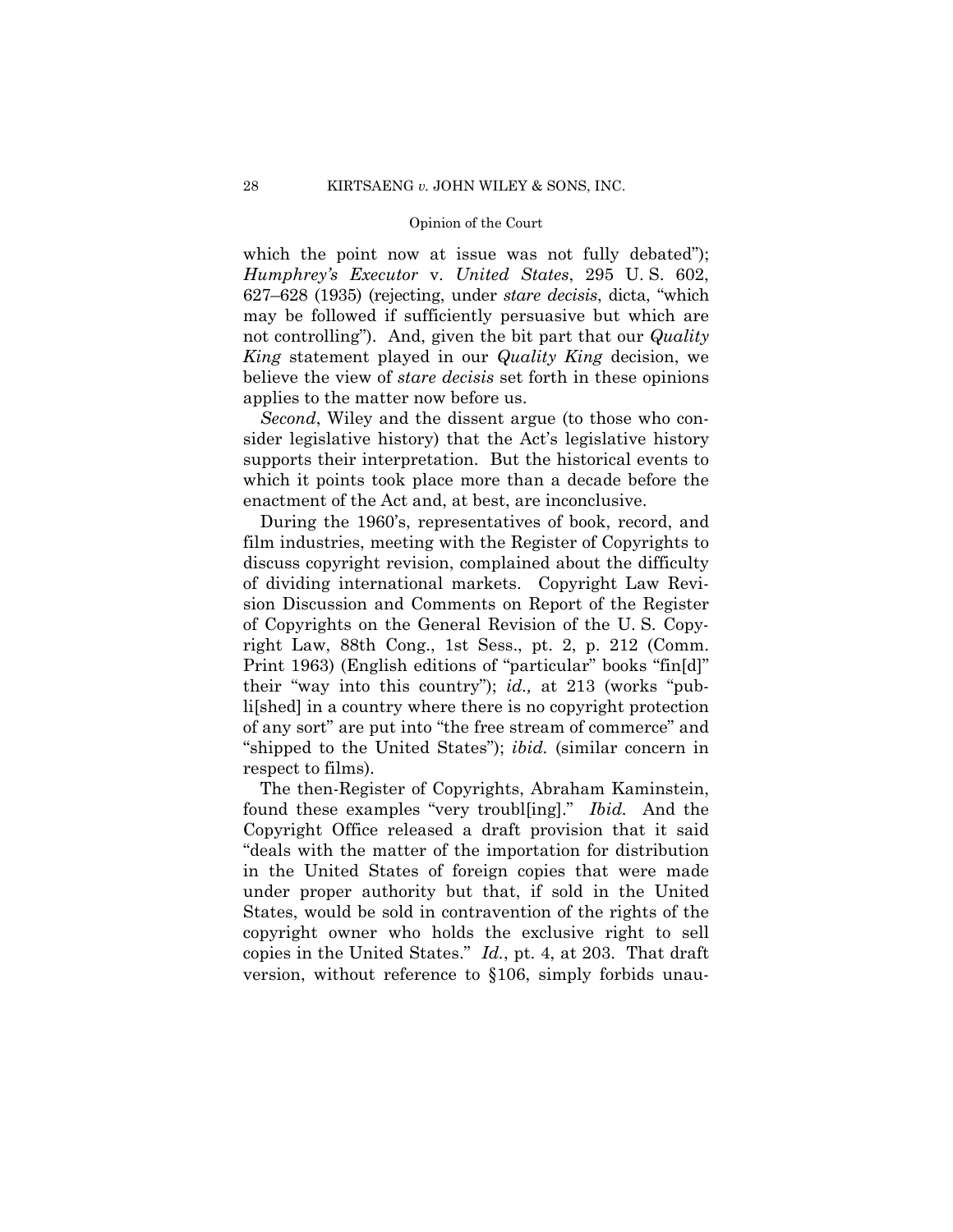which the point now at issue was not fully debated"); *Humphrey's Executor* v. *United States*, 295 U. S. 602, 627–628 (1935) (rejecting, under *stare decisis*, dicta, "which may be followed if sufficiently persuasive but which are not controlling"). And, given the bit part that our *Quality King* statement played in our *Quality King* decision, we believe the view of *stare decisis* set forth in these opinions applies to the matter now before us.

*Second*, Wiley and the dissent argue (to those who consider legislative history) that the Act's legislative history supports their interpretation. But the historical events to which it points took place more than a decade before the enactment of the Act and, at best, are inconclusive.

During the 1960's, representatives of book, record, and film industries, meeting with the Register of Copyrights to discuss copyright revision, complained about the difficulty of dividing international markets. Copyright Law Revision Discussion and Comments on Report of the Register of Copyrights on the General Revision of the U. S. Copyright Law, 88th Cong., 1st Sess., pt. 2, p. 212 (Comm. Print 1963) (English editions of "particular" books "fin[d]" their "way into this country"); *id.,* at 213 (works "publi[shed] in a country where there is no copyright protection of any sort" are put into "the free stream of commerce" and "shipped to the United States"); *ibid.* (similar concern in respect to films).

The then-Register of Copyrights, Abraham Kaminstein, found these examples "very troubl[ing]." *Ibid.* And the Copyright Office released a draft provision that it said "deals with the matter of the importation for distribution in the United States of foreign copies that were made under proper authority but that, if sold in the United States, would be sold in contravention of the rights of the copyright owner who holds the exclusive right to sell copies in the United States." *Id.*, pt. 4, at 203. That draft version, without reference to §106, simply forbids unau-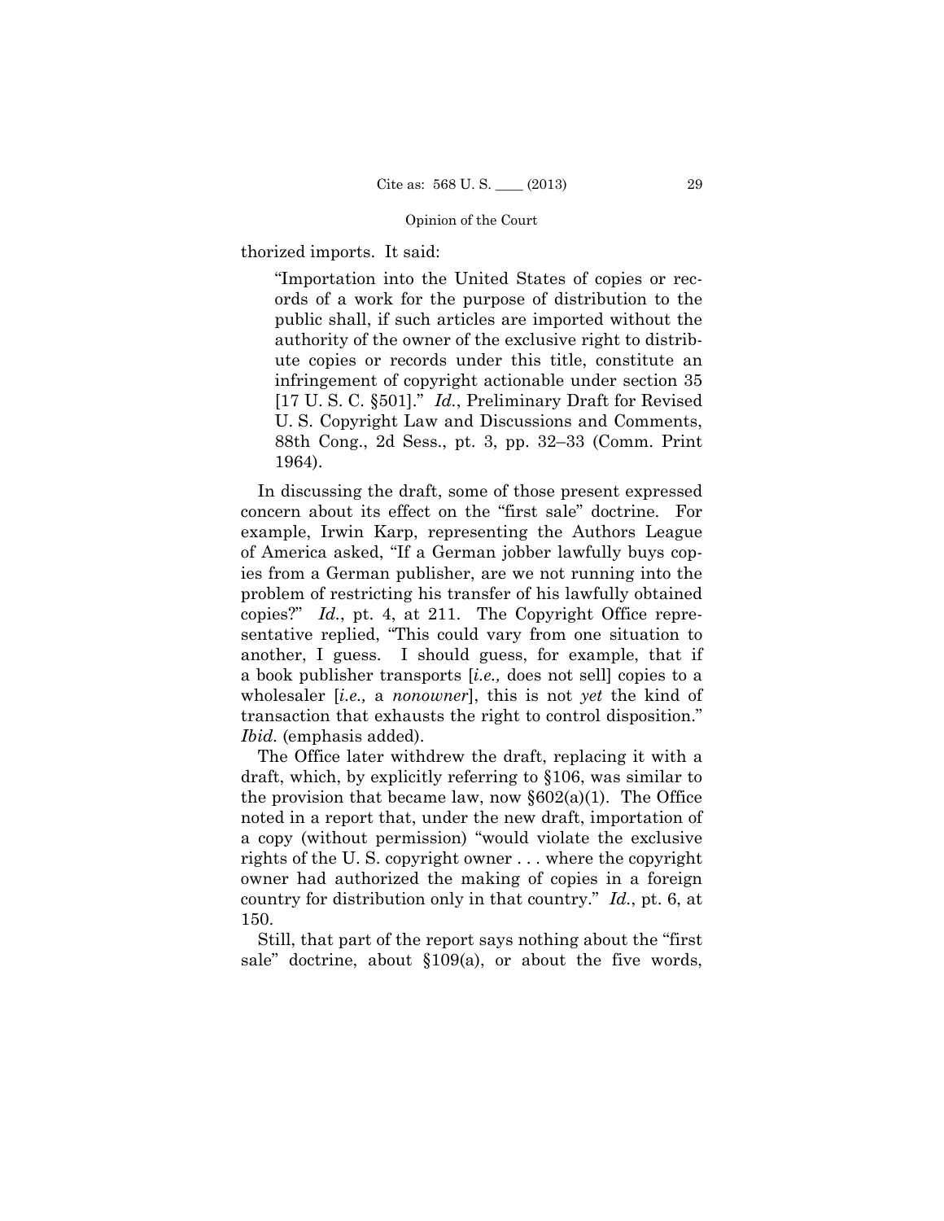thorized imports. It said:

> "Importation into the United States of copies or records of a work for the purpose of distribution to the public shall, if such articles are imported without the authority of the owner of the exclusive right to distribute copies or records under this title, constitute an infringement of copyright actionable under section 35 [17 U. S. C. §501]." *Id.*, Preliminary Draft for Revised U. S. Copyright Law and Discussions and Comments, 88th Cong., 2d Sess., pt. 3, pp. 32–33 (Comm. Print 1964).

In discussing the draft, some of those present expressed concern about its effect on the "first sale" doctrine. For example, Irwin Karp, representing the Authors League of America asked, "If a German jobber lawfully buys copies from a German publisher, are we not running into the problem of restricting his transfer of his lawfully obtained copies?" *Id.*, pt. 4, at 211. The Copyright Office representative replied, "This could vary from one situation to another, I guess. I should guess, for example, that if a book publisher transports [*i.e.,* does not sell] copies to a wholesaler [*i.e.,* a *nonowner*], this is not *yet* the kind of transaction that exhausts the right to control disposition." *Ibid.* (emphasis added).

The Office later withdrew the draft, replacing it with a draft, which, by explicitly referring to §106, was similar to the provision that became law, now §602(a)(1). The Office noted in a report that, under the new draft, importation of a copy (without permission) "would violate the exclusive rights of the U. S. copyright owner . . . where the copyright owner had authorized the making of copies in a foreign country for distribution only in that country." *Id.*, pt. 6, at 150.

Still, that part of the report says nothing about the "first sale" doctrine, about §109(a), or about the five words,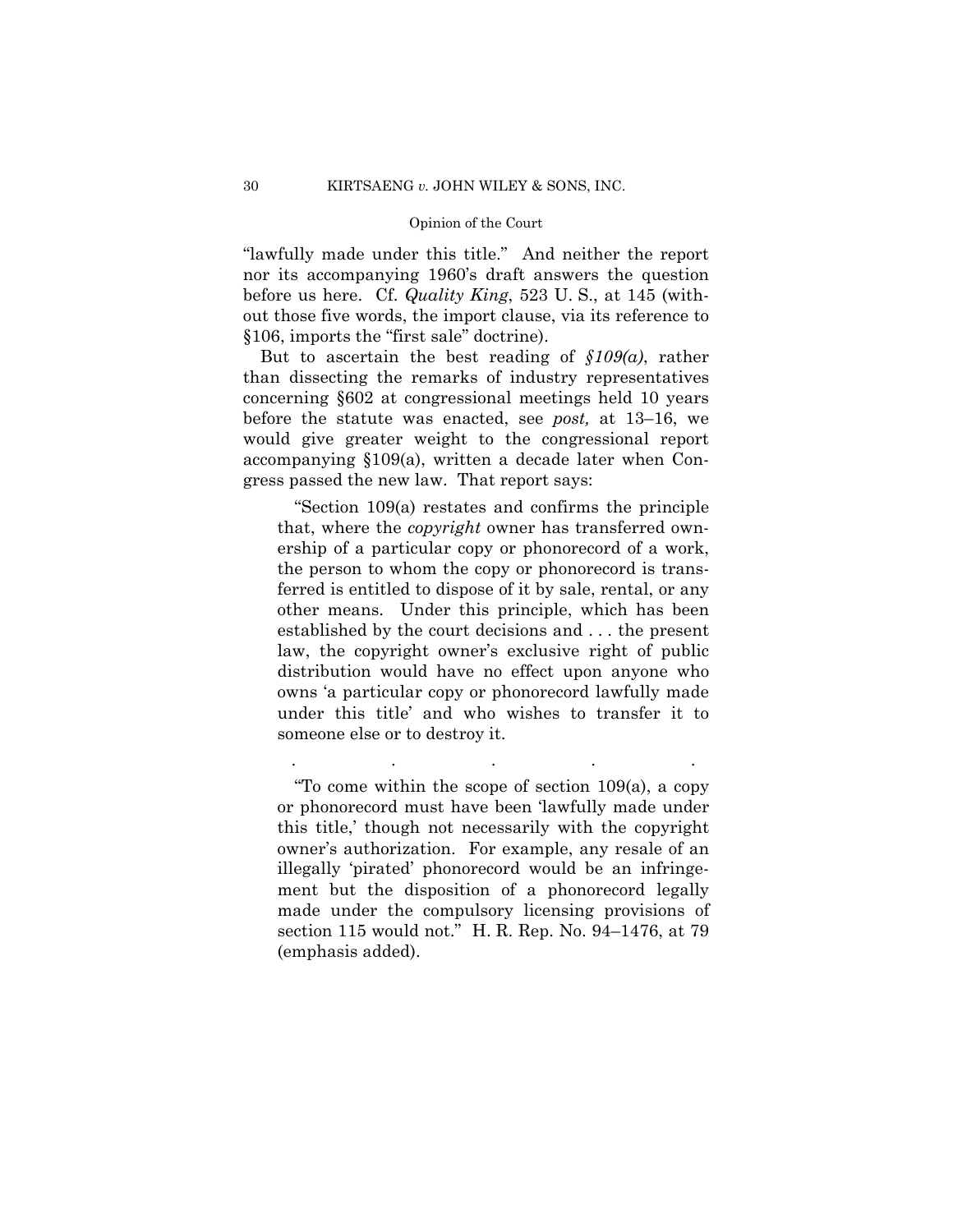"lawfully made under this title." And neither the report nor its accompanying 1960's draft answers the question before us here. Cf. *Quality King*, 523 U. S., at 145 (without those five words, the import clause, via its reference to §106, imports the "first sale" doctrine).

But to ascertain the best reading of *§109(a)*, rather than dissecting the remarks of industry representatives concerning §602 at congressional meetings held 10 years before the statute was enacted, see *post,* at 13–16, we would give greater weight to the congressional report accompanying §109(a), written a decade later when Congress passed the new law. That report says:

> "Section 109(a) restates and confirms the principle that, where the *copyright* owner has transferred ownership of a particular copy or phonorecord of a work, the person to whom the copy or phonorecord is transferred is entitled to dispose of it by sale, rental, or any other means. Under this principle, which has been established by the court decisions and . . . the present law, the copyright owner's exclusive right of public distribution would have no effect upon anyone who owns 'a particular copy or phonorecord lawfully made under this title' and who wishes to transfer it to someone else or to destroy it.
>
> . . . . .
>
> "To come within the scope of section 109(a), a copy or phonorecord must have been 'lawfully made under this title,' though not necessarily with the copyright owner's authorization. For example, any resale of an illegally 'pirated' phonorecord would be an infringement but the disposition of a phonorecord legally made under the compulsory licensing provisions of section 115 would not." H. R. Rep. No. 94–1476, at 79 (emphasis added).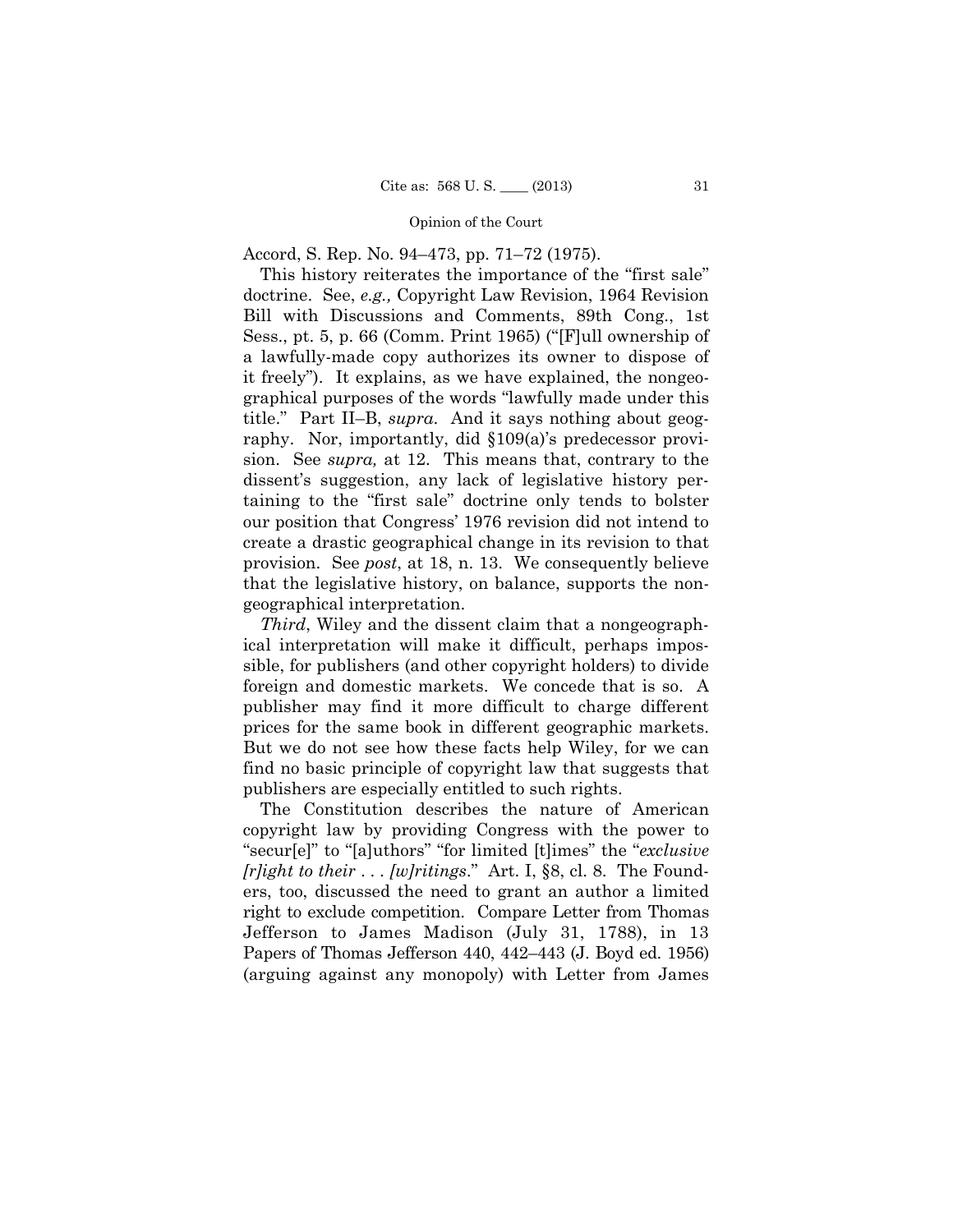Accord, S. Rep. No. 94–473, pp. 71–72 (1975).

This history reiterates the importance of the "first sale" doctrine. See, *e.g.,* Copyright Law Revision, 1964 Revision Bill with Discussions and Comments, 89th Cong., 1st Sess., pt. 5, p. 66 (Comm. Print 1965) ("[F]ull ownership of a lawfully-made copy authorizes its owner to dispose of it freely"). It explains, as we have explained, the nongeographical purposes of the words "lawfully made under this title." Part II–B, *supra.* And it says nothing about geography. Nor, importantly, did §109(a)'s predecessor provision. See *supra,* at 12. This means that, contrary to the dissent's suggestion, any lack of legislative history pertaining to the "first sale" doctrine only tends to bolster our position that Congress' 1976 revision did not intend to create a drastic geographical change in its revision to that provision. See *post*, at 18, n. 13. We consequently believe that the legislative history, on balance, supports the nongeographical interpretation.

*Third*, Wiley and the dissent claim that a nongeographical interpretation will make it difficult, perhaps impossible, for publishers (and other copyright holders) to divide foreign and domestic markets. We concede that is so. A publisher may find it more difficult to charge different prices for the same book in different geographic markets. But we do not see how these facts help Wiley, for we can find no basic principle of copyright law that suggests that publishers are especially entitled to such rights.

The Constitution describes the nature of American copyright law by providing Congress with the power to "secur[e]" to "[a]uthors" "for limited [t]imes" the "*exclusive [r]ight to their . . . [w]ritings*." Art. I, §8, cl. 8. The Founders, too, discussed the need to grant an author a limited right to exclude competition. Compare Letter from Thomas Jefferson to James Madison (July 31, 1788), in 13 Papers of Thomas Jefferson 440, 442–443 (J. Boyd ed. 1956) (arguing against any monopoly) with Letter from James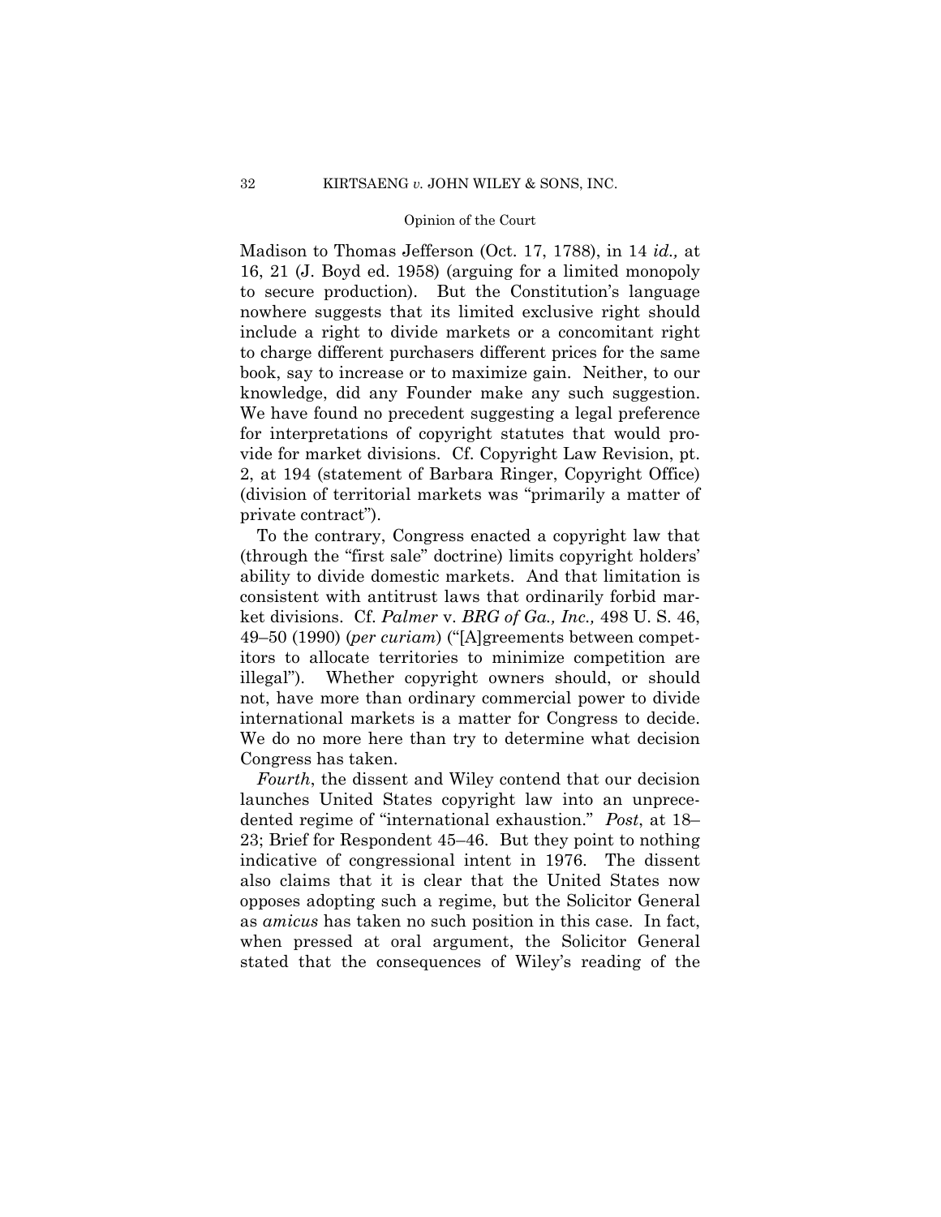Madison to Thomas Jefferson (Oct. 17, 1788), in 14 *id.,* at 16, 21 (J. Boyd ed. 1958) (arguing for a limited monopoly to secure production). But the Constitution's language nowhere suggests that its limited exclusive right should include a right to divide markets or a concomitant right to charge different purchasers different prices for the same book, say to increase or to maximize gain. Neither, to our knowledge, did any Founder make any such suggestion. We have found no precedent suggesting a legal preference for interpretations of copyright statutes that would provide for market divisions. Cf. Copyright Law Revision, pt. 2, at 194 (statement of Barbara Ringer, Copyright Office) (division of territorial markets was "primarily a matter of private contract").

To the contrary, Congress enacted a copyright law that (through the "first sale" doctrine) limits copyright holders' ability to divide domestic markets. And that limitation is consistent with antitrust laws that ordinarily forbid market divisions. Cf. *Palmer* v. *BRG of Ga., Inc.,* 498 U. S. 46, 49–50 (1990) (*per curiam*) ("[A]greements between competitors to allocate territories to minimize competition are illegal"). Whether copyright owners should, or should not, have more than ordinary commercial power to divide international markets is a matter for Congress to decide. We do no more here than try to determine what decision Congress has taken.

*Fourth*, the dissent and Wiley contend that our decision launches United States copyright law into an unprecedented regime of "international exhaustion." *Post*, at 18–23; Brief for Respondent 45–46. But they point to nothing indicative of congressional intent in 1976. The dissent also claims that it is clear that the United States now opposes adopting such a regime, but the Solicitor General as *amicus* has taken no such position in this case. In fact, when pressed at oral argument, the Solicitor General stated that the consequences of Wiley's reading of the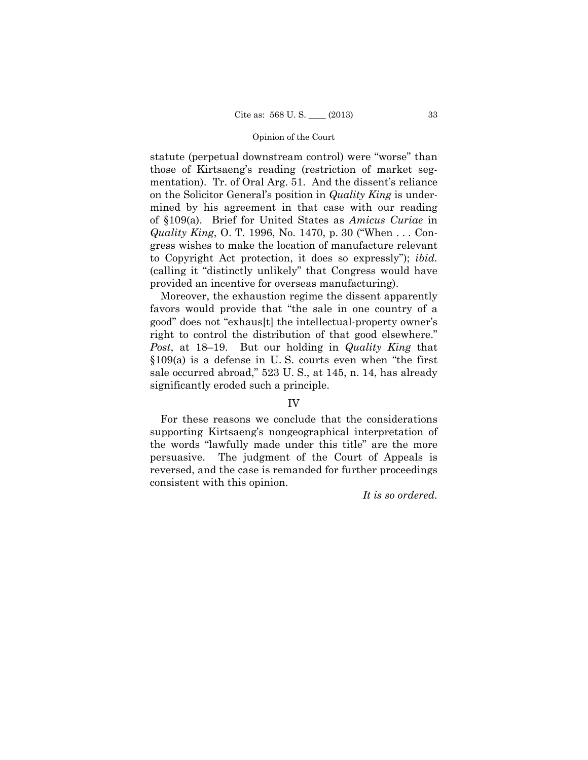statute (perpetual downstream control) were "worse" than those of Kirtsaeng's reading (restriction of market segmentation). Tr. of Oral Arg. 51. And the dissent's reliance on the Solicitor General's position in *Quality King* is undermined by his agreement in that case with our reading of §109(a). Brief for United States as *Amicus Curiae* in *Quality King*, O. T. 1996, No. 1470, p. 30 ("When . . . Congress wishes to make the location of manufacture relevant to Copyright Act protection, it does so expressly"); *ibid.* (calling it "distinctly unlikely" that Congress would have provided an incentive for overseas manufacturing).

Moreover, the exhaustion regime the dissent apparently favors would provide that "the sale in one country of a good" does not "exhaus[t] the intellectual-property owner's right to control the distribution of that good elsewhere." *Post*, at 18–19. But our holding in *Quality King* that §109(a) is a defense in U. S. courts even when "the first sale occurred abroad," 523 U. S., at 145, n. 14, has already significantly eroded such a principle.

## IV

For these reasons we conclude that the considerations supporting Kirtsaeng's nongeographical interpretation of the words "lawfully made under this title" are the more persuasive. The judgment of the Court of Appeals is reversed, and the case is remanded for further proceedings consistent with this opinion.

*It is so ordered.*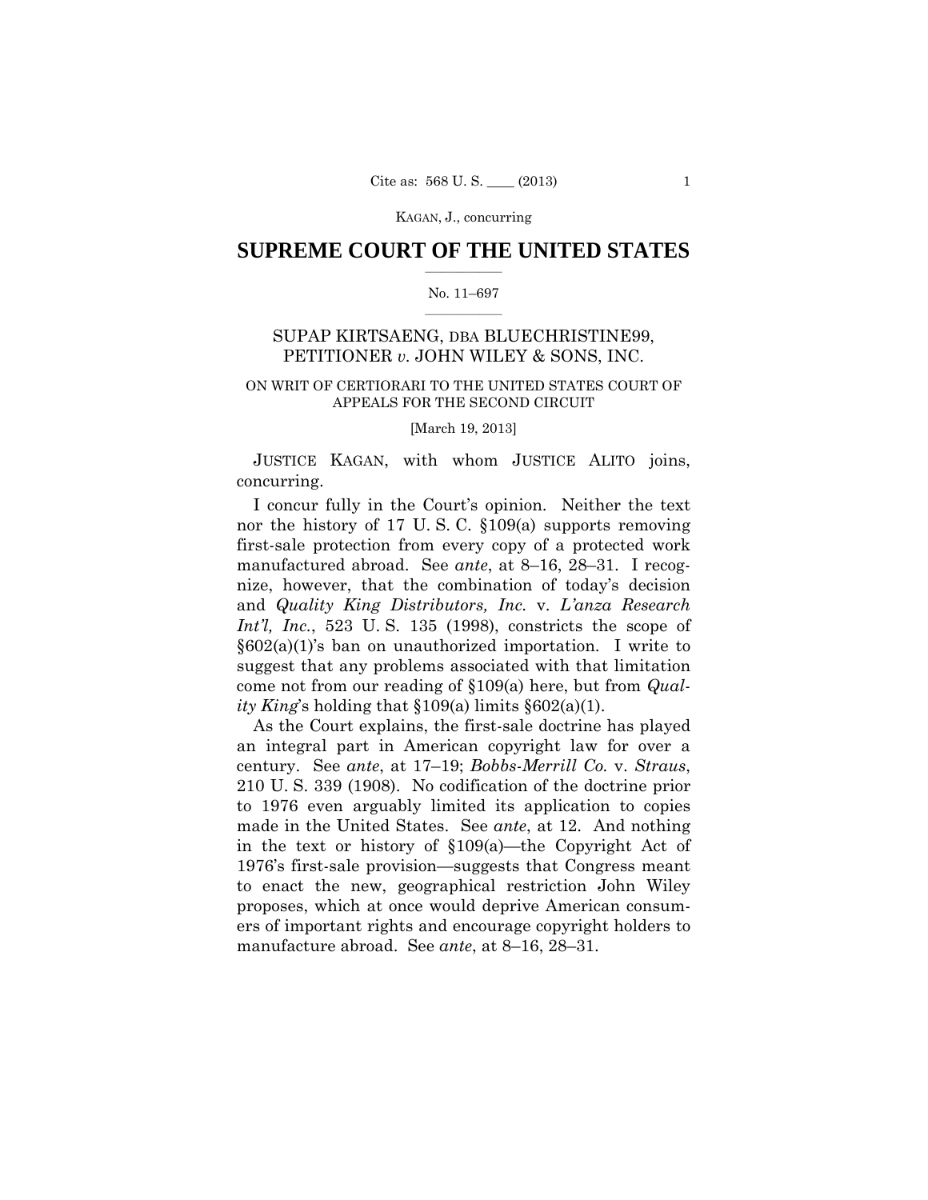## SUPREME COURT OF THE UNITED STATES

No. 11–697

SUPAP KIRTSAENG, DBA BLUECHRISTINE99, PETITIONER *v.* JOHN WILEY & SONS, INC.

ON WRIT OF CERTIORARI TO THE UNITED STATES COURT OF APPEALS FOR THE SECOND CIRCUIT

[March 19, 2013]

JUSTICE KAGAN, with whom JUSTICE ALITO joins, concurring.

I concur fully in the Court's opinion. Neither the text nor the history of 17 U. S. C. §109(a) supports removing first-sale protection from every copy of a protected work manufactured abroad. See *ante*, at 8–16, 28–31. I recognize, however, that the combination of today's decision and *Quality King Distributors, Inc.* v. *L'anza Research Int'l, Inc.*, 523 U. S. 135 (1998), constricts the scope of §602(a)(1)'s ban on unauthorized importation. I write to suggest that any problems associated with that limitation come not from our reading of §109(a) here, but from *Quality King*'s holding that §109(a) limits §602(a)(1).

As the Court explains, the first-sale doctrine has played an integral part in American copyright law for over a century. See *ante*, at 17–19; *Bobbs-Merrill Co.* v. *Straus*, 210 U. S. 339 (1908). No codification of the doctrine prior to 1976 even arguably limited its application to copies made in the United States. See *ante*, at 12. And nothing in the text or history of §109(a)—the Copyright Act of 1976's first-sale provision—suggests that Congress meant to enact the new, geographical restriction John Wiley proposes, which at once would deprive American consumers of important rights and encourage copyright holders to manufacture abroad. See *ante*, at 8–16, 28–31.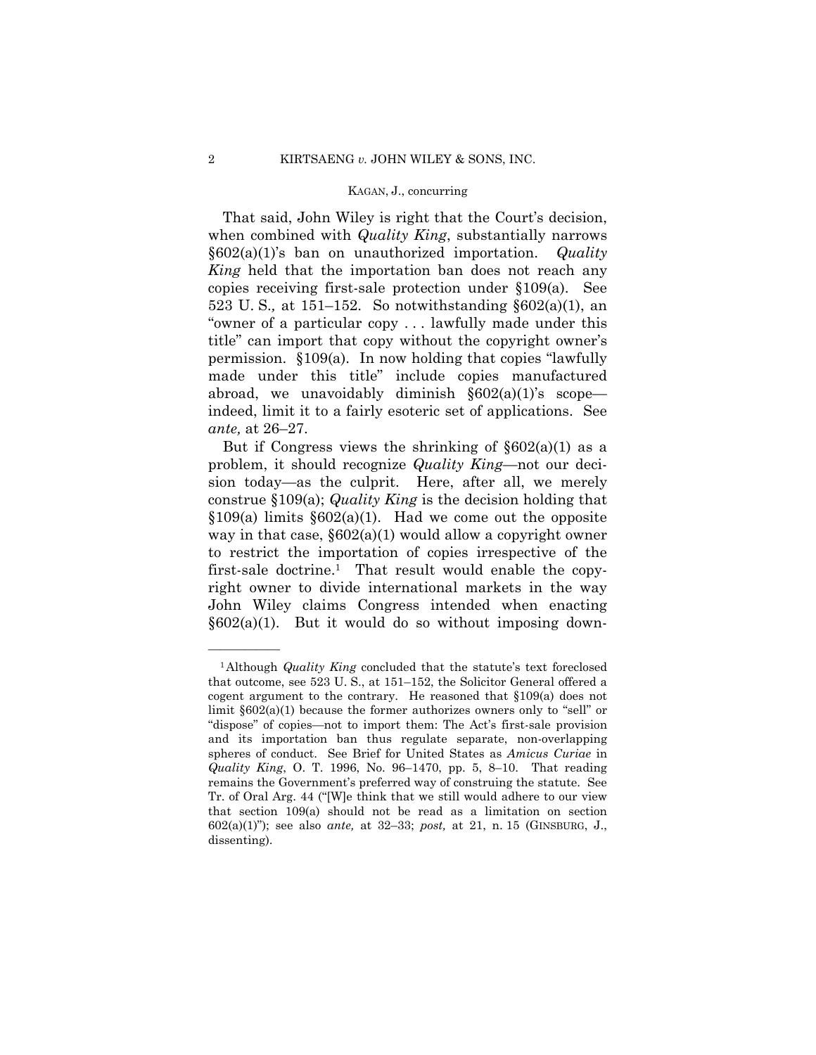That said, John Wiley is right that the Court's decision, when combined with *Quality King*, substantially narrows §602(a)(1)'s ban on unauthorized importation. *Quality King* held that the importation ban does not reach any copies receiving first-sale protection under §109(a). See 523 U. S., at 151–152. So notwithstanding §602(a)(1), an "owner of a particular copy . . . lawfully made under this title" can import that copy without the copyright owner's permission. §109(a). In now holding that copies "lawfully made under this title" include copies manufactured abroad, we unavoidably diminish §602(a)(1)'s scope—indeed, limit it to a fairly esoteric set of applications. See *ante,* at 26–27.

But if Congress views the shrinking of §602(a)(1) as a problem, it should recognize *Quality King*—not our decision today—as the culprit. Here, after all, we merely construe §109(a); *Quality King* is the decision holding that §109(a) limits §602(a)(1). Had we come out the opposite way in that case, §602(a)(1) would allow a copyright owner to restrict the importation of copies irrespective of the first-sale doctrine.[1] That result would enable the copyright owner to divide international markets in the way John Wiley claims Congress intended when enacting §602(a)(1). But it would do so without imposing down-

---

[1] Although *Quality King* concluded that the statute's text foreclosed that outcome, see 523 U. S., at 151–152, the Solicitor General offered a cogent argument to the contrary. He reasoned that §109(a) does not limit §602(a)(1) because the former authorizes owners only to "sell" or "dispose" of copies—not to import them: The Act's first-sale provision and its importation ban thus regulate separate, non-overlapping spheres of conduct. See Brief for United States as *Amicus Curiae* in *Quality King*, O. T. 1996, No. 96–1470, pp. 5, 8–10. That reading remains the Government's preferred way of construing the statute. See Tr. of Oral Arg. 44 ("[W]e think that we still would adhere to our view that section 109(a) should not be read as a limitation on section 602(a)(1)"); see also *ante,* at 32–33; *post,* at 21, n. 15 (GINSBURG, J., dissenting).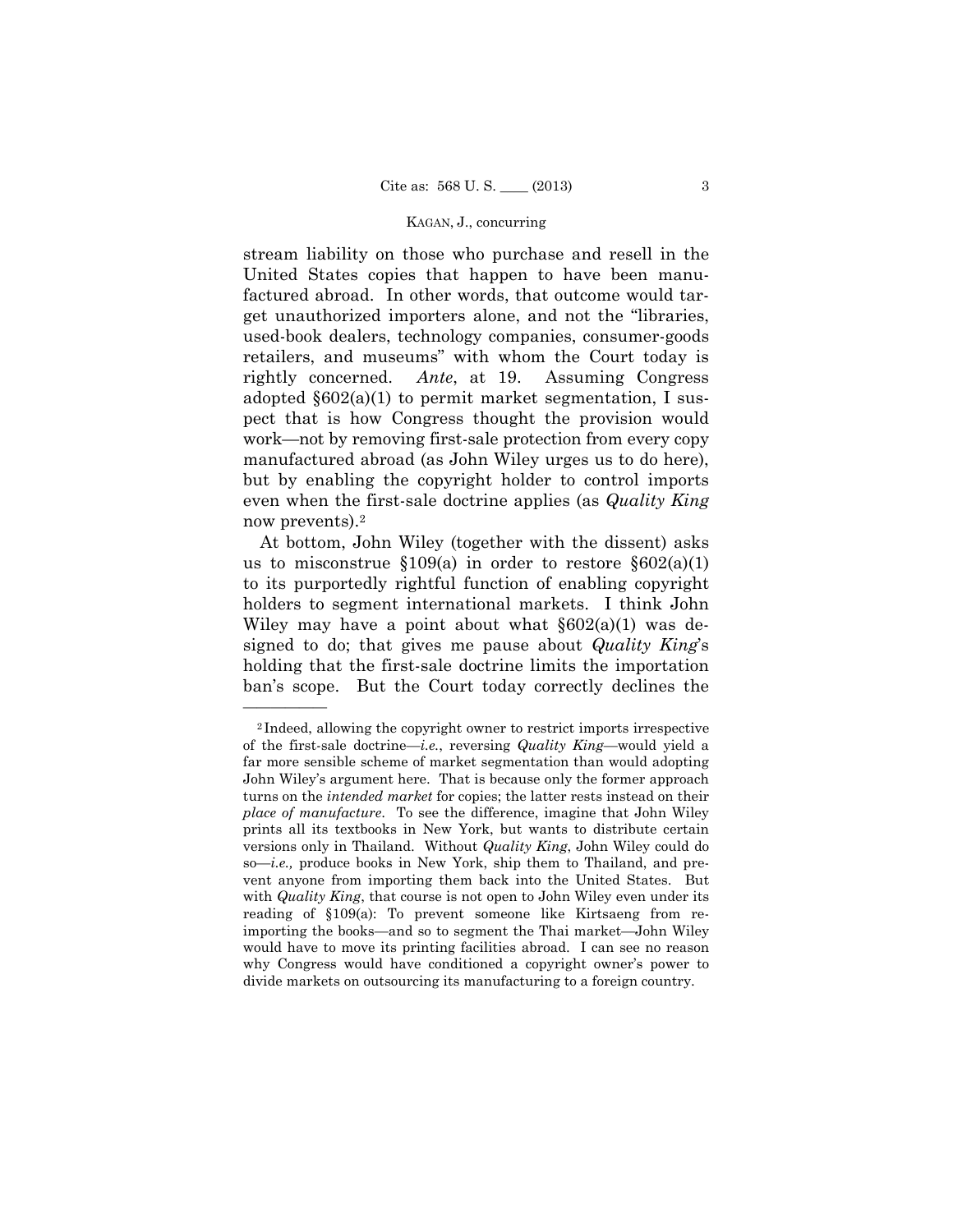stream liability on those who purchase and resell in the United States copies that happen to have been manufactured abroad. In other words, that outcome would target unauthorized importers alone, and not the "libraries, used-book dealers, technology companies, consumer-goods retailers, and museums" with whom the Court today is rightly concerned. *Ante*, at 19. Assuming Congress adopted §602(a)(1) to permit market segmentation, I suspect that is how Congress thought the provision would work—not by removing first-sale protection from every copy manufactured abroad (as John Wiley urges us to do here), but by enabling the copyright holder to control imports even when the first-sale doctrine applies (as *Quality King* now prevents).[2]

At bottom, John Wiley (together with the dissent) asks us to misconstrue §109(a) in order to restore §602(a)(1) to its purportedly rightful function of enabling copyright holders to segment international markets. I think John Wiley may have a point about what §602(a)(1) was designed to do; that gives me pause about *Quality King*'s holding that the first-sale doctrine limits the importation ban's scope. But the Court today correctly declines the

---

[2] Indeed, allowing the copyright owner to restrict imports irrespective of the first-sale doctrine—*i.e.*, reversing *Quality King*—would yield a far more sensible scheme of market segmentation than would adopting John Wiley's argument here. That is because only the former approach turns on the *intended market* for copies; the latter rests instead on their *place of manufacture*. To see the difference, imagine that John Wiley prints all its textbooks in New York, but wants to distribute certain versions only in Thailand. Without *Quality King*, John Wiley could do so—*i.e.,* produce books in New York, ship them to Thailand, and prevent anyone from importing them back into the United States. But with *Quality King*, that course is not open to John Wiley even under its reading of §109(a): To prevent someone like Kirtsaeng from re-importing the books—and so to segment the Thai market—John Wiley would have to move its printing facilities abroad. I can see no reason why Congress would have conditioned a copyright owner's power to divide markets on outsourcing its manufacturing to a foreign country.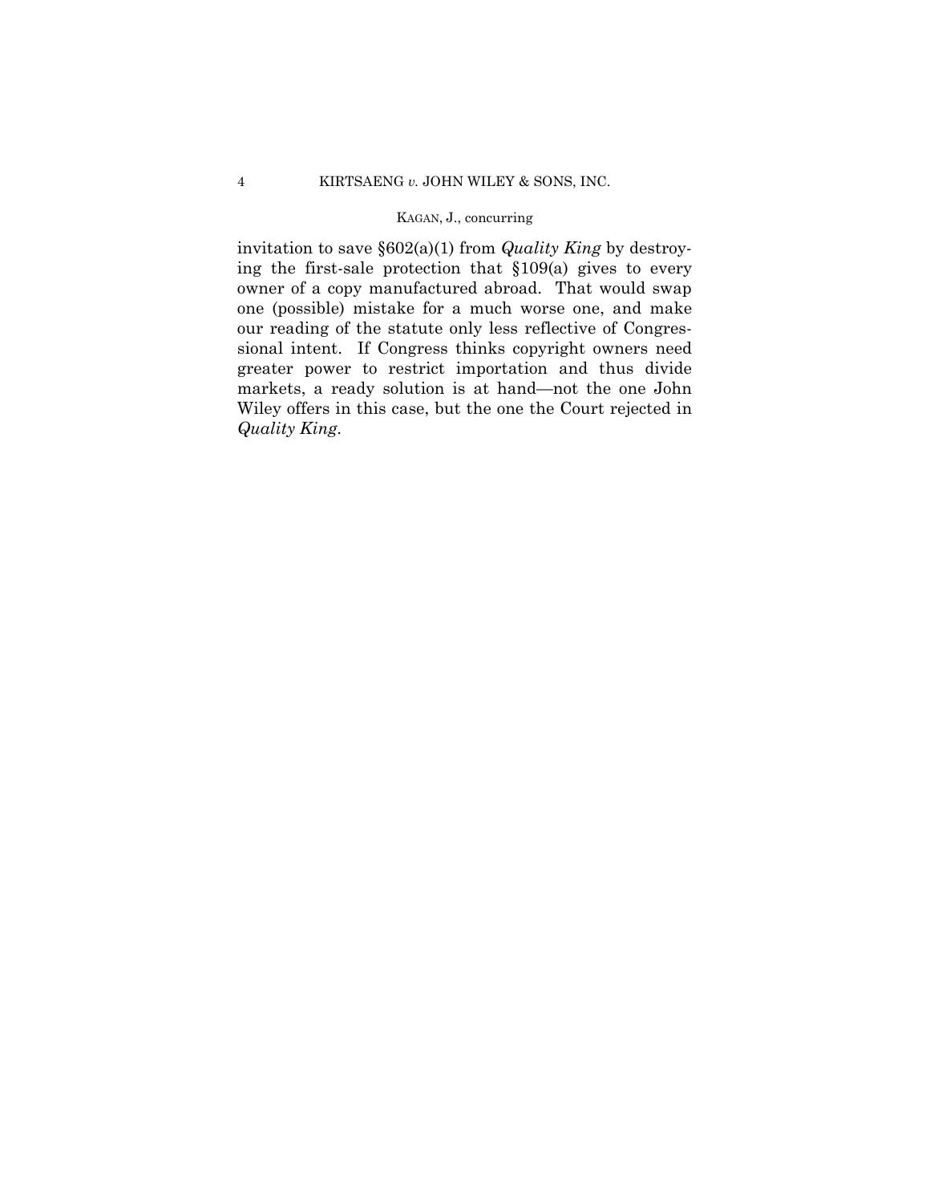invitation to save §602(a)(1) from *Quality King* by destroying the first-sale protection that §109(a) gives to every owner of a copy manufactured abroad. That would swap one (possible) mistake for a much worse one, and make our reading of the statute only less reflective of Congressional intent. If Congress thinks copyright owners need greater power to restrict importation and thus divide markets, a ready solution is at hand—not the one John Wiley offers in this case, but the one the Court rejected in *Quality King*.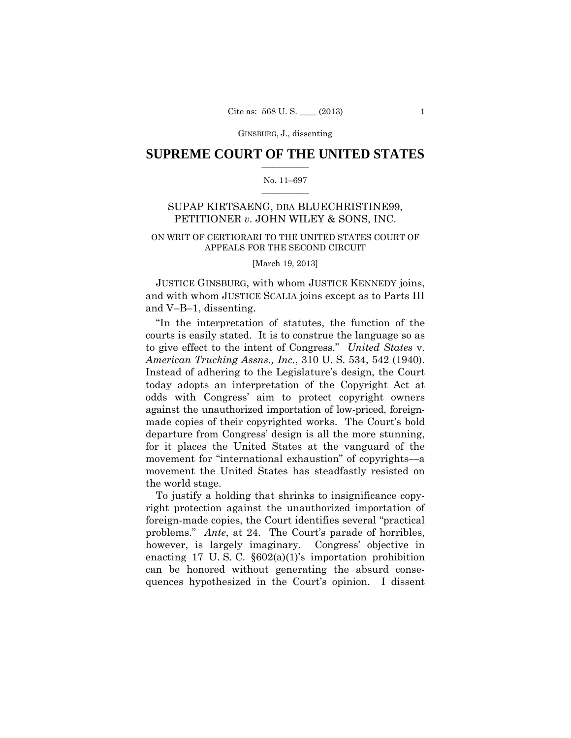## SUPREME COURT OF THE UNITED STATES

No. 11–697

SUPAP KIRTSAENG, DBA BLUECHRISTINE99, PETITIONER *v.* JOHN WILEY & SONS, INC.

ON WRIT OF CERTIORARI TO THE UNITED STATES COURT OF APPEALS FOR THE SECOND CIRCUIT

[March 19, 2013]

JUSTICE GINSBURG, with whom JUSTICE KENNEDY joins, and with whom JUSTICE SCALIA joins except as to Parts III and V–B–1, dissenting.

"In the interpretation of statutes, the function of the courts is easily stated. It is to construe the language so as to give effect to the intent of Congress." *United States* v. *American Trucking Assns., Inc.*, 310 U. S. 534, 542 (1940). Instead of adhering to the Legislature's design, the Court today adopts an interpretation of the Copyright Act at odds with Congress' aim to protect copyright owners against the unauthorized importation of low-priced, foreign-made copies of their copyrighted works. The Court's bold departure from Congress' design is all the more stunning, for it places the United States at the vanguard of the movement for "international exhaustion" of copyrights—a movement the United States has steadfastly resisted on the world stage.

To justify a holding that shrinks to insignificance copyright protection against the unauthorized importation of foreign-made copies, the Court identifies several "practical problems." *Ante*, at 24. The Court's parade of horribles, however, is largely imaginary. Congress' objective in enacting 17 U. S. C. §602(a)(1)'s importation prohibition can be honored without generating the absurd consequences hypothesized in the Court's opinion. I dissent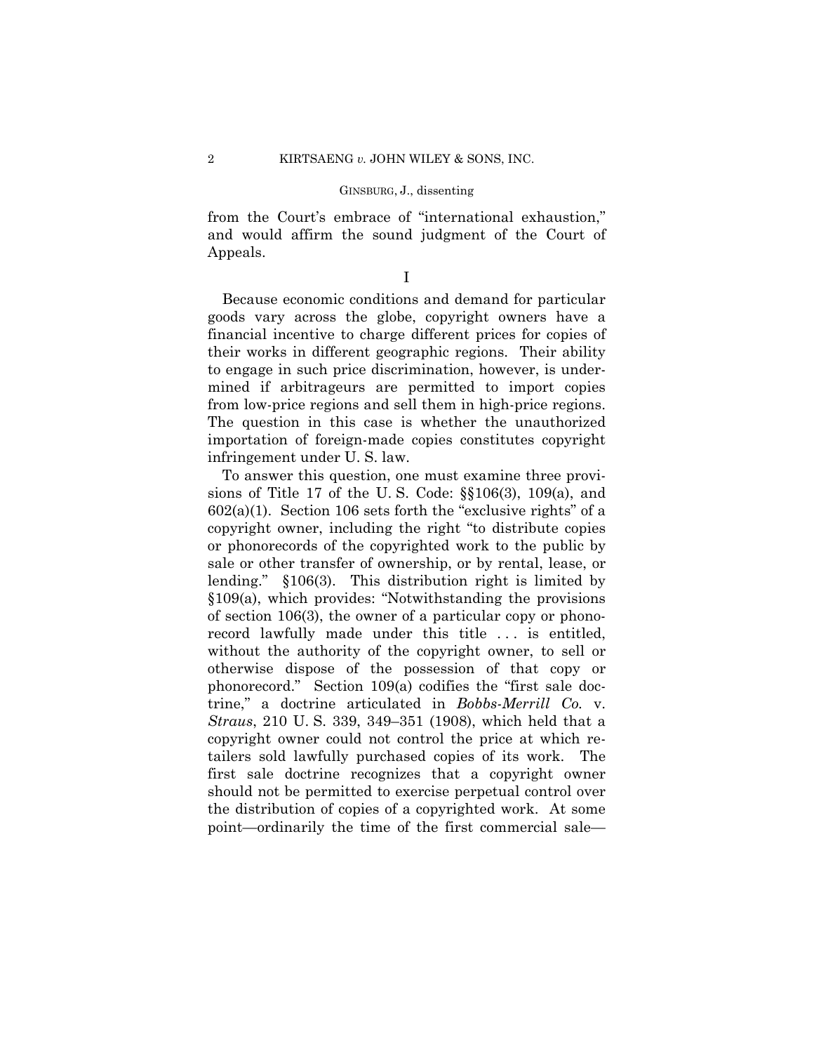from the Court's embrace of "international exhaustion," and would affirm the sound judgment of the Court of Appeals.

I

Because economic conditions and demand for particular goods vary across the globe, copyright owners have a financial incentive to charge different prices for copies of their works in different geographic regions. Their ability to engage in such price discrimination, however, is undermined if arbitrageurs are permitted to import copies from low-price regions and sell them in high-price regions. The question in this case is whether the unauthorized importation of foreign-made copies constitutes copyright infringement under U. S. law.

To answer this question, one must examine three provisions of Title 17 of the U. S. Code: §§106(3), 109(a), and 602(a)(1). Section 106 sets forth the "exclusive rights" of a copyright owner, including the right "to distribute copies or phonorecords of the copyrighted work to the public by sale or other transfer of ownership, or by rental, lease, or lending." §106(3). This distribution right is limited by §109(a), which provides: "Notwithstanding the provisions of section 106(3), the owner of a particular copy or phonorecord lawfully made under this title . . . is entitled, without the authority of the copyright owner, to sell or otherwise dispose of the possession of that copy or phonorecord." Section 109(a) codifies the "first sale doctrine," a doctrine articulated in *Bobbs-Merrill Co.* v. *Straus*, 210 U. S. 339, 349–351 (1908), which held that a copyright owner could not control the price at which retailers sold lawfully purchased copies of its work. The first sale doctrine recognizes that a copyright owner should not be permitted to exercise perpetual control over the distribution of copies of a copyrighted work. At some point—ordinarily the time of the first commercial sale—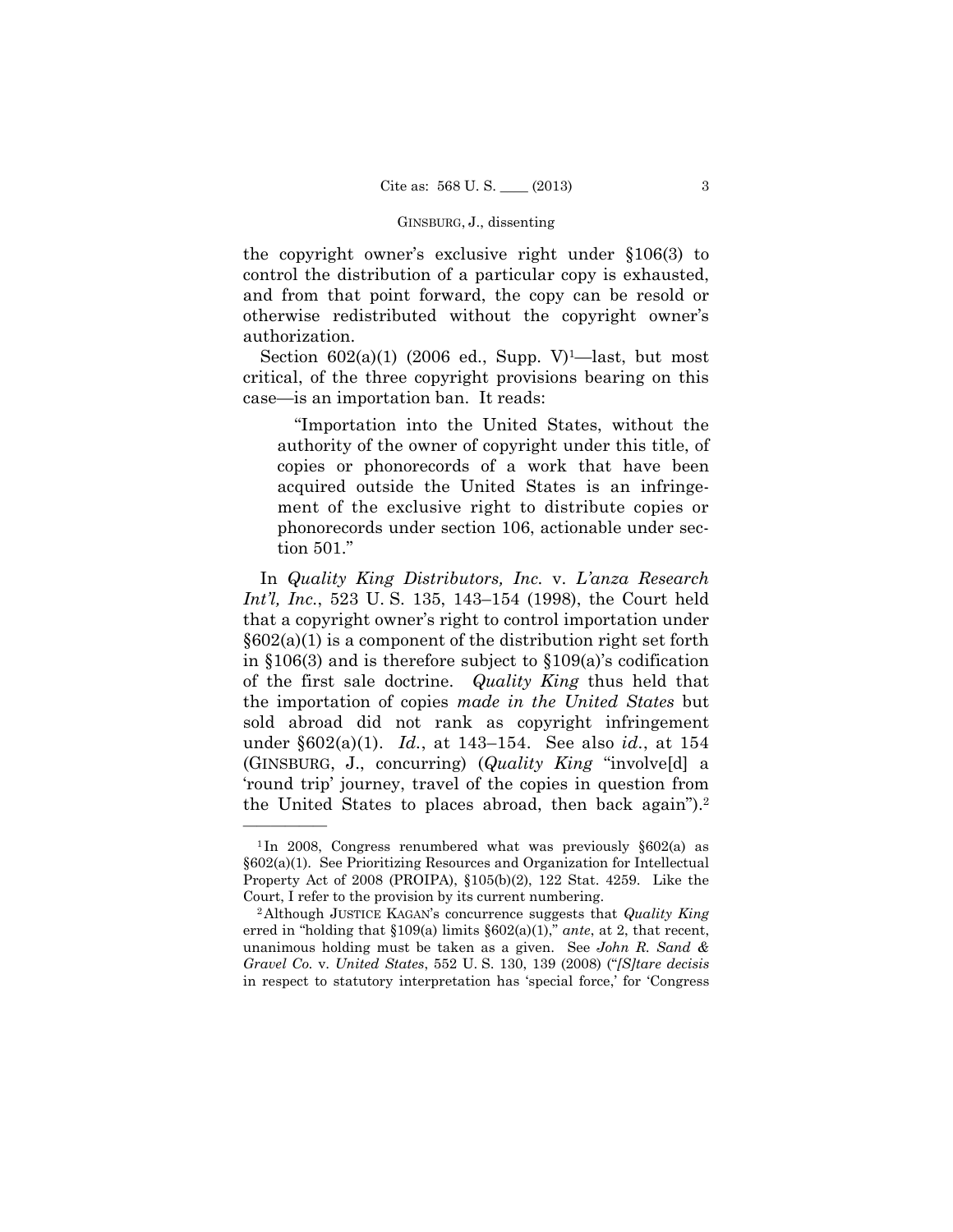the copyright owner's exclusive right under §106(3) to control the distribution of a particular copy is exhausted, and from that point forward, the copy can be resold or otherwise redistributed without the copyright owner's authorization.

Section 602(a)(1) (2006 ed., Supp. V)[1]—last, but most critical, of the three copyright provisions bearing on this case—is an importation ban. It reads:

> "Importation into the United States, without the authority of the owner of copyright under this title, of copies or phonorecords of a work that have been acquired outside the United States is an infringement of the exclusive right to distribute copies or phonorecords under section 106, actionable under section 501."

In *Quality King Distributors, Inc.* v. *L'anza Research Int'l, Inc.*, 523 U. S. 135, 143–154 (1998), the Court held that a copyright owner's right to control importation under §602(a)(1) is a component of the distribution right set forth in §106(3) and is therefore subject to §109(a)'s codification of the first sale doctrine. *Quality King* thus held that the importation of copies *made in the United States* but sold abroad did not rank as copyright infringement under §602(a)(1). *Id.*, at 143–154. See also *id.*, at 154 (GINSBURG, J., concurring) (*Quality King* "involve[d] a 'round trip' journey, travel of the copies in question from the United States to places abroad, then back again").[2]

---

[1] In 2008, Congress renumbered what was previously §602(a) as §602(a)(1). See Prioritizing Resources and Organization for Intellectual Property Act of 2008 (PROIPA), §105(b)(2), 122 Stat. 4259. Like the Court, I refer to the provision by its current numbering.

[2] Although JUSTICE KAGAN's concurrence suggests that *Quality King* erred in "holding that §109(a) limits §602(a)(1)," *ante*, at 2, that recent, unanimous holding must be taken as a given. See *John R. Sand & Gravel Co.* v. *United States*, 552 U. S. 130, 139 (2008) ("*[S]tare decisis* in respect to statutory interpretation has 'special force,' for 'Congress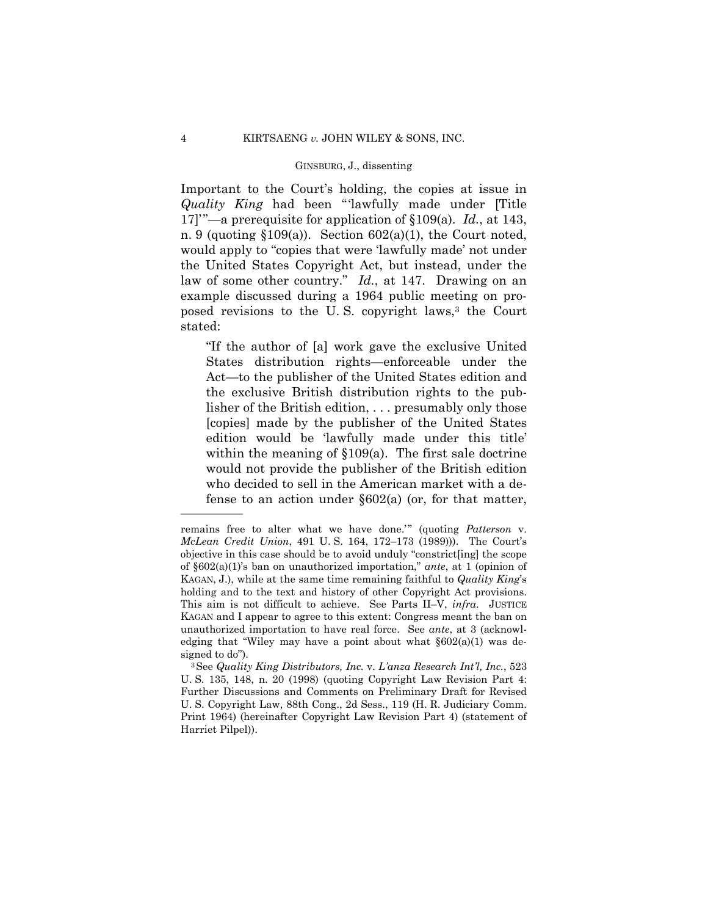Important to the Court's holding, the copies at issue in *Quality King* had been "'lawfully made under [Title 17]'"—a prerequisite for application of §109(a). *Id.*, at 143, n. 9 (quoting §109(a)). Section 602(a)(1), the Court noted, would apply to "copies that were 'lawfully made' not under the United States Copyright Act, but instead, under the law of some other country." *Id.*, at 147. Drawing on an example discussed during a 1964 public meeting on proposed revisions to the U. S. copyright laws,[3] the Court stated:

> "If the author of [a] work gave the exclusive United States distribution rights—enforceable under the Act—to the publisher of the United States edition and the exclusive British distribution rights to the publisher of the British edition, . . . presumably only those [copies] made by the publisher of the United States edition would be 'lawfully made under this title' within the meaning of §109(a). The first sale doctrine would not provide the publisher of the British edition who decided to sell in the American market with a defense to an action under §602(a) (or, for that matter,

---

remains free to alter what we have done.'" (quoting *Patterson* v. *McLean Credit Union*, 491 U. S. 164, 172–173 (1989))). The Court's objective in this case should be to avoid unduly "constrict[ing] the scope of §602(a)(1)'s ban on unauthorized importation," *ante*, at 1 (opinion of KAGAN, J.), while at the same time remaining faithful to *Quality King*'s holding and to the text and history of other Copyright Act provisions. This aim is not difficult to achieve. See Parts II–V, *infra*. JUSTICE KAGAN and I appear to agree to this extent: Congress meant the ban on unauthorized importation to have real force. See *ante*, at 3 (acknowledging that "Wiley may have a point about what §602(a)(1) was designed to do").

[3] See *Quality King Distributors, Inc.* v. *L'anza Research Int'l, Inc.*, 523 U. S. 135, 148, n. 20 (1998) (quoting Copyright Law Revision Part 4: Further Discussions and Comments on Preliminary Draft for Revised U. S. Copyright Law, 88th Cong., 2d Sess., 119 (H. R. Judiciary Comm. Print 1964) (hereinafter Copyright Law Revision Part 4) (statement of Harriet Pilpel)).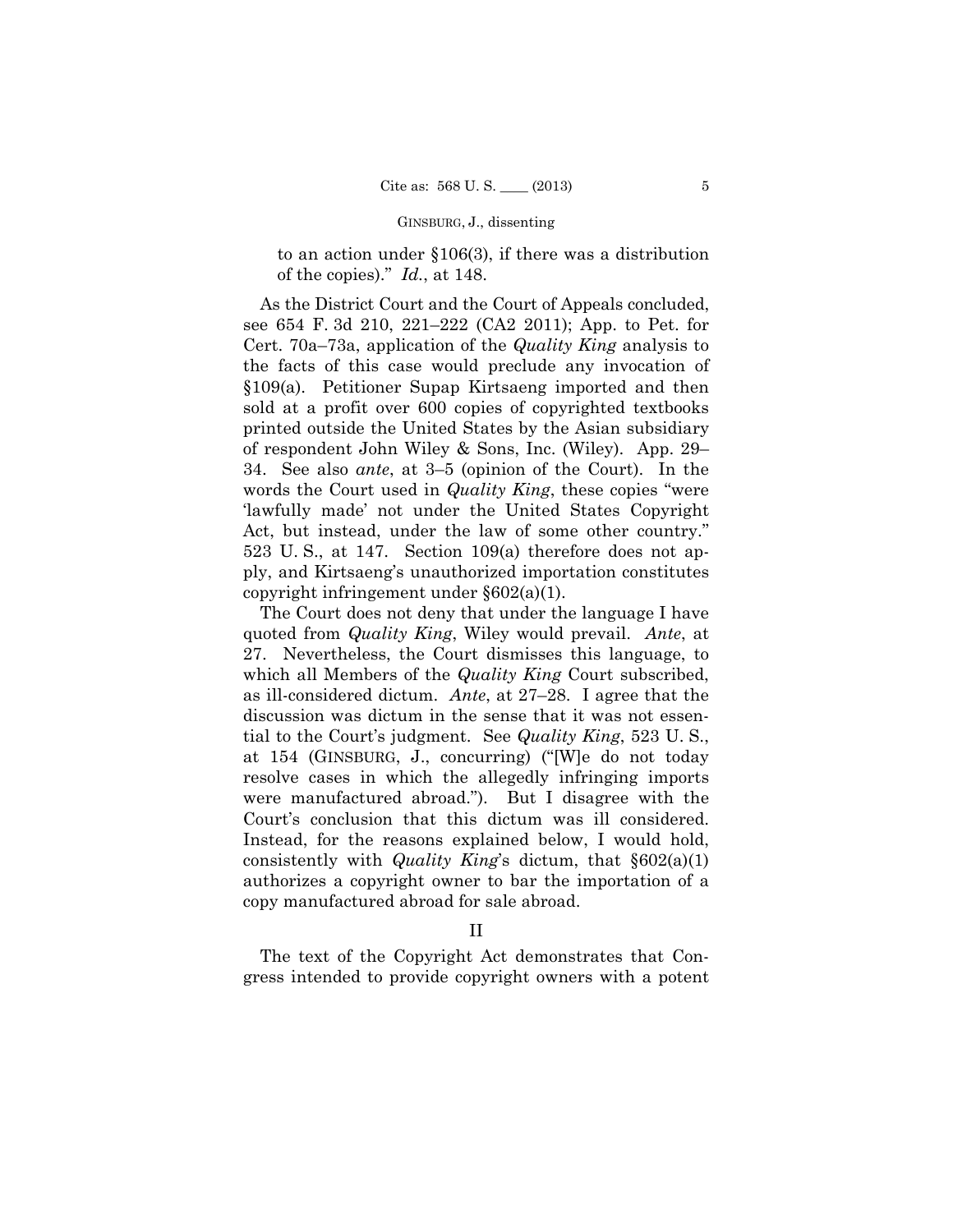to an action under §106(3), if there was a distribution of the copies)." *Id.*, at 148.

As the District Court and the Court of Appeals concluded, see 654 F. 3d 210, 221–222 (CA2 2011); App. to Pet. for Cert. 70a–73a, application of the *Quality King* analysis to the facts of this case would preclude any invocation of §109(a). Petitioner Supap Kirtsaeng imported and then sold at a profit over 600 copies of copyrighted textbooks printed outside the United States by the Asian subsidiary of respondent John Wiley & Sons, Inc. (Wiley). App. 29–34. See also *ante*, at 3–5 (opinion of the Court). In the words the Court used in *Quality King*, these copies "were 'lawfully made' not under the United States Copyright Act, but instead, under the law of some other country." 523 U. S., at 147. Section 109(a) therefore does not apply, and Kirtsaeng's unauthorized importation constitutes copyright infringement under §602(a)(1).

The Court does not deny that under the language I have quoted from *Quality King*, Wiley would prevail. *Ante*, at 27. Nevertheless, the Court dismisses this language, to which all Members of the *Quality King* Court subscribed, as ill-considered dictum. *Ante*, at 27–28. I agree that the discussion was dictum in the sense that it was not essential to the Court's judgment. See *Quality King*, 523 U. S., at 154 (GINSBURG, J., concurring) ("[W]e do not today resolve cases in which the allegedly infringing imports were manufactured abroad."). But I disagree with the Court's conclusion that this dictum was ill considered. Instead, for the reasons explained below, I would hold, consistently with *Quality King*'s dictum, that §602(a)(1) authorizes a copyright owner to bar the importation of a copy manufactured abroad for sale abroad.

## II

The text of the Copyright Act demonstrates that Congress intended to provide copyright owners with a potent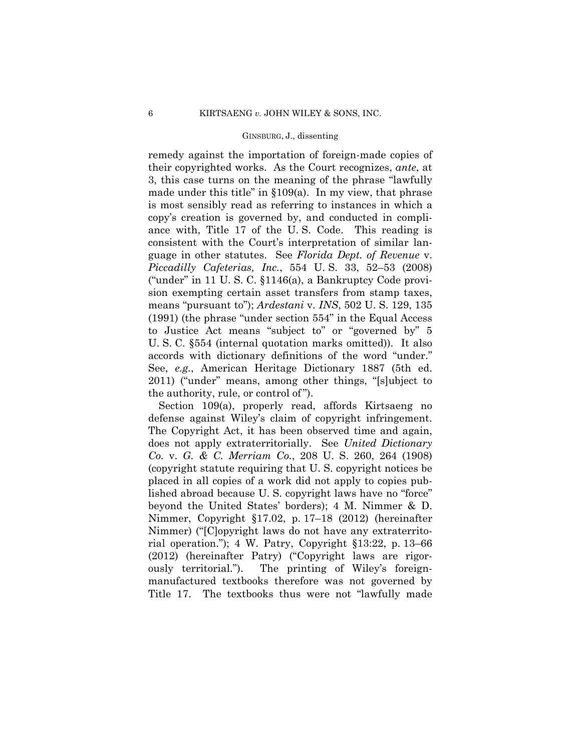remedy against the importation of foreign-made copies of their copyrighted works. As the Court recognizes, *ante*, at 3, this case turns on the meaning of the phrase "lawfully made under this title" in §109(a). In my view, that phrase is most sensibly read as referring to instances in which a copy's creation is governed by, and conducted in compliance with, Title 17 of the U. S. Code. This reading is consistent with the Court's interpretation of similar language in other statutes. See *Florida Dept. of Revenue* v. *Piccadilly Cafeterias, Inc.*, 554 U. S. 33, 52–53 (2008) ("under" in 11 U. S. C. §1146(a), a Bankruptcy Code provision exempting certain asset transfers from stamp taxes, means "pursuant to"); *Ardestani* v. *INS*, 502 U. S. 129, 135 (1991) (the phrase "under section 554" in the Equal Access to Justice Act means "subject to" or "governed by" 5 U. S. C. §554 (internal quotation marks omitted)). It also accords with dictionary definitions of the word "under." See, *e.g.*, American Heritage Dictionary 1887 (5th ed. 2011) ("under" means, among other things, "[s]ubject to the authority, rule, or control of").

Section 109(a), properly read, affords Kirtsaeng no defense against Wiley's claim of copyright infringement. The Copyright Act, it has been observed time and again, does not apply extraterritorially. See *United Dictionary Co.* v. *G. & C. Merriam Co.*, 208 U. S. 260, 264 (1908) (copyright statute requiring that U. S. copyright notices be placed in all copies of a work did not apply to copies published abroad because U. S. copyright laws have no "force" beyond the United States' borders); 4 M. Nimmer & D. Nimmer, Copyright §17.02, p. 17–18 (2012) (hereinafter Nimmer) ("[C]opyright laws do not have any extraterritorial operation."); 4 W. Patry, Copyright §13:22, p. 13–66 (2012) (hereinafter Patry) ("Copyright laws are rigorously territorial."). The printing of Wiley's foreign-manufactured textbooks therefore was not governed by Title 17. The textbooks thus were not "lawfully made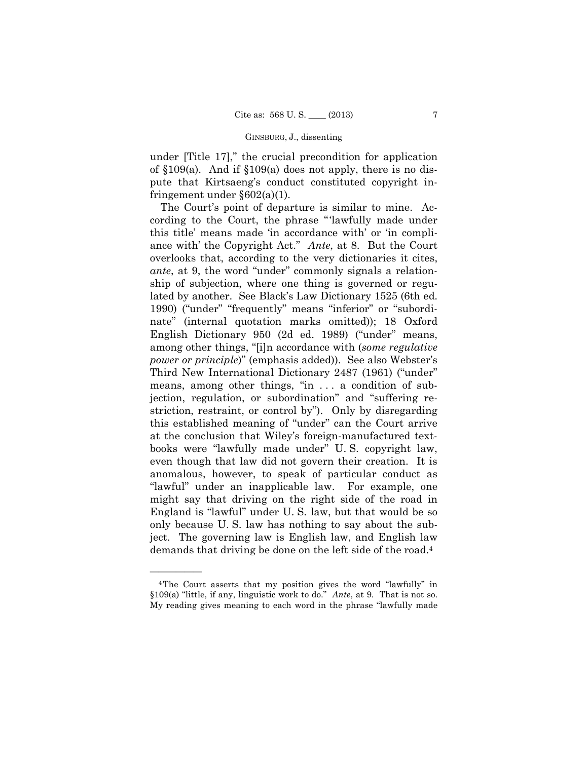under [Title 17]," the crucial precondition for application of §109(a). And if §109(a) does not apply, there is no dispute that Kirtsaeng's conduct constituted copyright infringement under §602(a)(1).

The Court's point of departure is similar to mine. According to the Court, the phrase "'lawfully made under this title' means made 'in accordance with' or 'in compliance with' the Copyright Act." *Ante*, at 8. But the Court overlooks that, according to the very dictionaries it cites, *ante*, at 9, the word "under" commonly signals a relationship of subjection, where one thing is governed or regulated by another. See Black's Law Dictionary 1525 (6th ed. 1990) ("under" "frequently" means "inferior" or "subordinate" (internal quotation marks omitted)); 18 Oxford English Dictionary 950 (2d ed. 1989) ("under" means, among other things, "[i]n accordance with (*some regulative power or principle*)" (emphasis added)). See also Webster's Third New International Dictionary 2487 (1961) ("under" means, among other things, "in . . . a condition of subjection, regulation, or subordination" and "suffering restriction, restraint, or control by"). Only by disregarding this established meaning of "under" can the Court arrive at the conclusion that Wiley's foreign-manufactured textbooks were "lawfully made under" U. S. copyright law, even though that law did not govern their creation. It is anomalous, however, to speak of particular conduct as "lawful" under an inapplicable law. For example, one might say that driving on the right side of the road in England is "lawful" under U. S. law, but that would be so only because U. S. law has nothing to say about the subject. The governing law is English law, and English law demands that driving be done on the left side of the road.[4]

---

[4] The Court asserts that my position gives the word "lawfully" in §109(a) "little, if any, linguistic work to do." *Ante*, at 9. That is not so. My reading gives meaning to each word in the phrase "lawfully made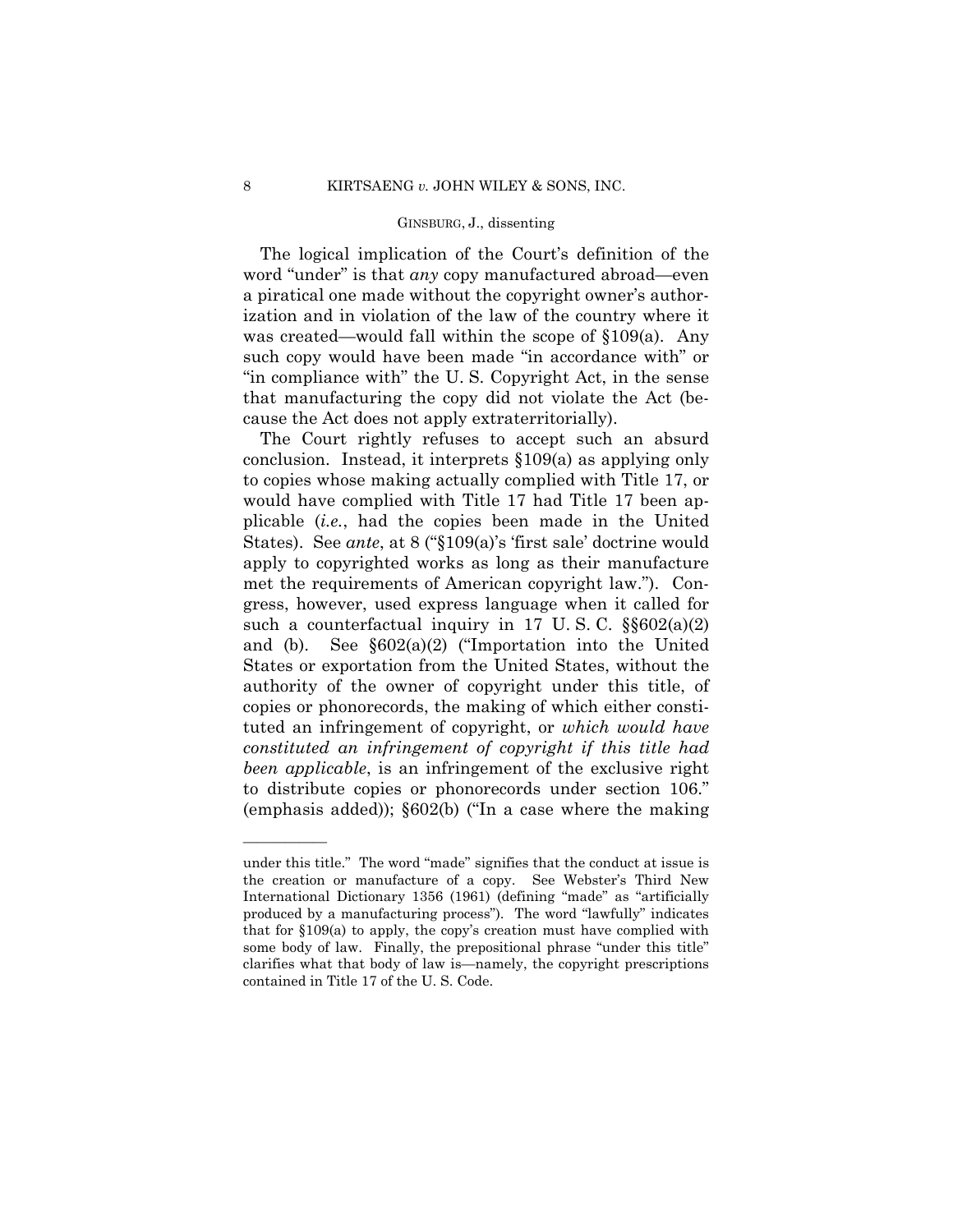The logical implication of the Court's definition of the word "under" is that *any* copy manufactured abroad—even a piratical one made without the copyright owner's authorization and in violation of the law of the country where it was created—would fall within the scope of §109(a). Any such copy would have been made "in accordance with" or "in compliance with" the U. S. Copyright Act, in the sense that manufacturing the copy did not violate the Act (because the Act does not apply extraterritorially).

The Court rightly refuses to accept such an absurd conclusion. Instead, it interprets §109(a) as applying only to copies whose making actually complied with Title 17, or would have complied with Title 17 had Title 17 been applicable (*i.e.*, had the copies been made in the United States). See *ante*, at 8 ("§109(a)'s 'first sale' doctrine would apply to copyrighted works as long as their manufacture met the requirements of American copyright law."). Congress, however, used express language when it called for such a counterfactual inquiry in 17 U. S. C. §§602(a)(2) and (b). See §602(a)(2) ("Importation into the United States or exportation from the United States, without the authority of the owner of copyright under this title, of copies or phonorecords, the making of which either constituted an infringement of copyright, or *which would have constituted an infringement of copyright if this title had been applicable*, is an infringement of the exclusive right to distribute copies or phonorecords under section 106." (emphasis added)); §602(b) ("In a case where the making

---

under this title." The word "made" signifies that the conduct at issue is the creation or manufacture of a copy. See Webster's Third New International Dictionary 1356 (1961) (defining "made" as "artificially produced by a manufacturing process"). The word "lawfully" indicates that for §109(a) to apply, the copy's creation must have complied with some body of law. Finally, the prepositional phrase "under this title" clarifies what that body of law is—namely, the copyright prescriptions contained in Title 17 of the U. S. Code.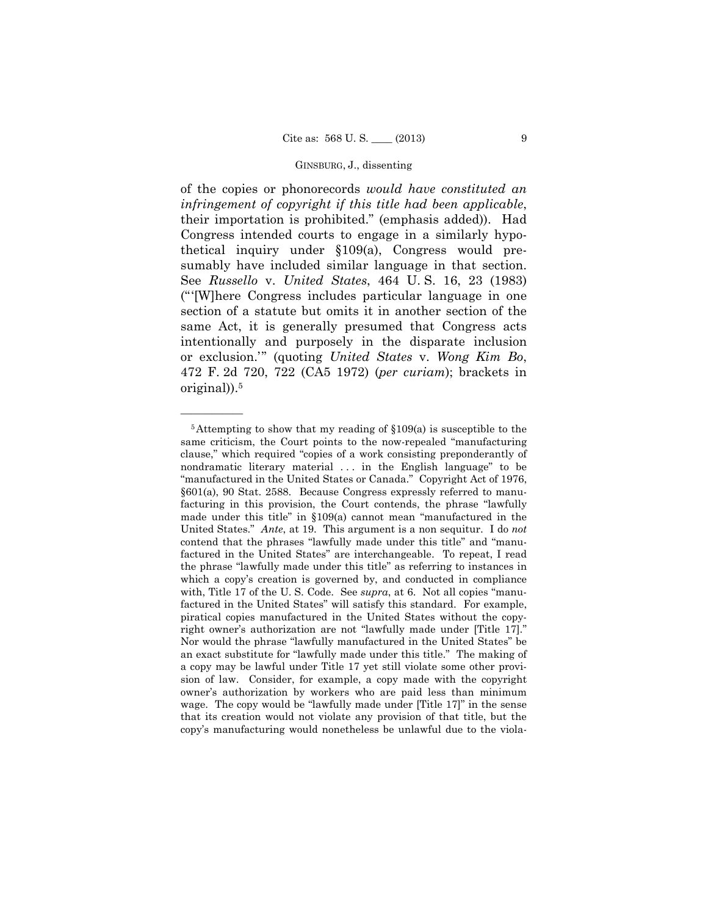of the copies or phonorecords *would have constituted an infringement of copyright if this title had been applicable*, their importation is prohibited." (emphasis added)). Had Congress intended courts to engage in a similarly hypothetical inquiry under §109(a), Congress would presumably have included similar language in that section. See *Russello* v. *United States*, 464 U. S. 16, 23 (1983) ("'[W]here Congress includes particular language in one section of a statute but omits it in another section of the same Act, it is generally presumed that Congress acts intentionally and purposely in the disparate inclusion or exclusion.'" (quoting *United States* v. *Wong Kim Bo*, 472 F. 2d 720, 722 (CA5 1972) (*per curiam*); brackets in original)).[5]

---

[5] Attempting to show that my reading of §109(a) is susceptible to the same criticism, the Court points to the now-repealed "manufacturing clause," which required "copies of a work consisting preponderantly of nondramatic literary material . . . in the English language" to be "manufactured in the United States or Canada." Copyright Act of 1976, §601(a), 90 Stat. 2588. Because Congress expressly referred to manufacturing in this provision, the Court contends, the phrase "lawfully made under this title" in §109(a) cannot mean "manufactured in the United States." *Ante*, at 19. This argument is a non sequitur. I do *not* contend that the phrases "lawfully made under this title" and "manufactured in the United States" are interchangeable. To repeat, I read the phrase "lawfully made under this title" as referring to instances in which a copy's creation is governed by, and conducted in compliance with, Title 17 of the U. S. Code. See *supra*, at 6. Not all copies "manufactured in the United States" will satisfy this standard. For example, piratical copies manufactured in the United States without the copyright owner's authorization are not "lawfully made under [Title 17]." Nor would the phrase "lawfully manufactured in the United States" be an exact substitute for "lawfully made under this title." The making of a copy may be lawful under Title 17 yet still violate some other provision of law. Consider, for example, a copy made with the copyright owner's authorization by workers who are paid less than minimum wage. The copy would be "lawfully made under [Title 17]" in the sense that its creation would not violate any provision of that title, but the copy's manufacturing would nonetheless be unlawful due to the viola-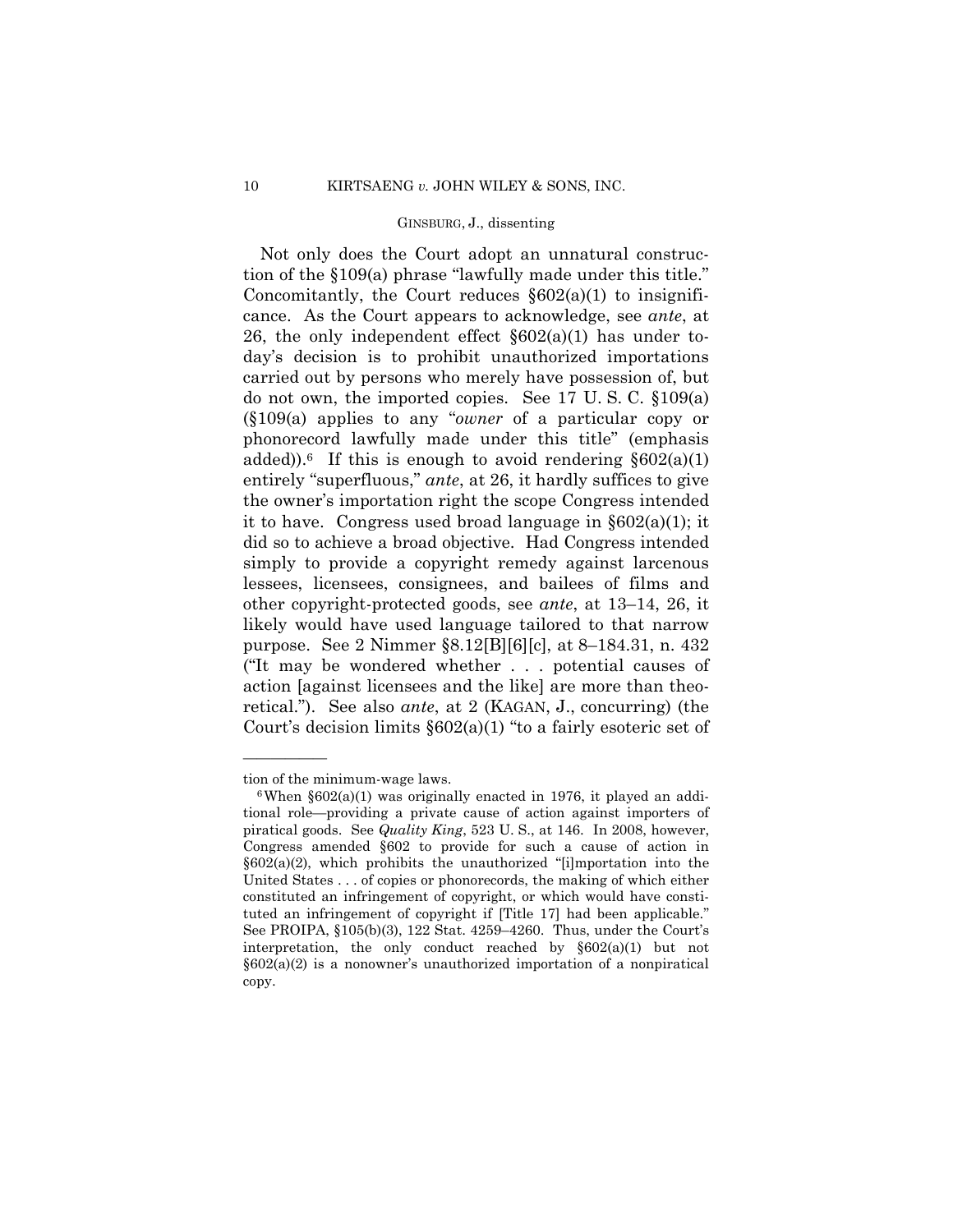Not only does the Court adopt an unnatural construction of the §109(a) phrase "lawfully made under this title." Concomitantly, the Court reduces §602(a)(1) to insignificance. As the Court appears to acknowledge, see *ante*, at 26, the only independent effect §602(a)(1) has under today's decision is to prohibit unauthorized importations carried out by persons who merely have possession of, but do not own, the imported copies. See 17 U. S. C. §109(a) (§109(a) applies to any "*owner* of a particular copy or phonorecord lawfully made under this title" (emphasis added)).[6] If this is enough to avoid rendering §602(a)(1) entirely "superfluous," *ante*, at 26, it hardly suffices to give the owner's importation right the scope Congress intended it to have. Congress used broad language in §602(a)(1); it did so to achieve a broad objective. Had Congress intended simply to provide a copyright remedy against larcenous lessees, licensees, consignees, and bailees of films and other copyright-protected goods, see *ante*, at 13–14, 26, it likely would have used language tailored to that narrow purpose. See 2 Nimmer §8.12[B][6][c], at 8–184.31, n. 432 ("It may be wondered whether . . . potential causes of action [against licensees and the like] are more than theoretical."). See also *ante*, at 2 (KAGAN, J., concurring) (the Court's decision limits §602(a)(1) "to a fairly esoteric set of

---

tion of the minimum-wage laws.

[6] When §602(a)(1) was originally enacted in 1976, it played an additional role—providing a private cause of action against importers of piratical goods. See *Quality King*, 523 U. S., at 146. In 2008, however, Congress amended §602 to provide for such a cause of action in §602(a)(2), which prohibits the unauthorized "[i]mportation into the United States . . . of copies or phonorecords, the making of which either constituted an infringement of copyright, or which would have constituted an infringement of copyright if [Title 17] had been applicable." See PROIPA, §105(b)(3), 122 Stat. 4259–4260. Thus, under the Court's interpretation, the only conduct reached by §602(a)(1) but not §602(a)(2) is a nonowner's unauthorized importation of a nonpiratical copy.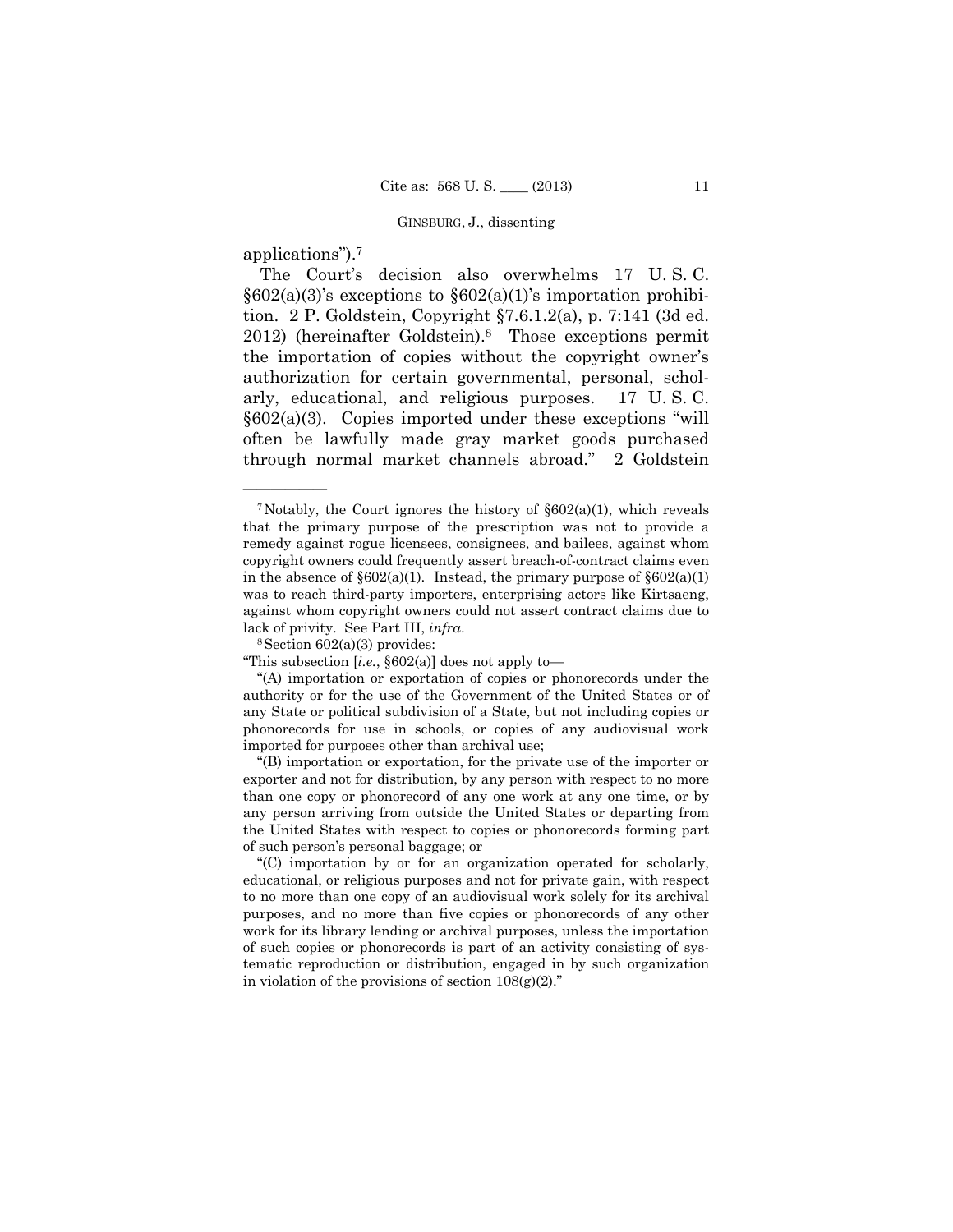applications").[7]

The Court's decision also overwhelms 17 U. S. C. §602(a)(3)'s exceptions to §602(a)(1)'s importation prohibition. 2 P. Goldstein, Copyright §7.6.1.2(a), p. 7:141 (3d ed. 2012) (hereinafter Goldstein).[8] Those exceptions permit the importation of copies without the copyright owner's authorization for certain governmental, personal, scholarly, educational, and religious purposes. 17 U. S. C. §602(a)(3). Copies imported under these exceptions "will often be lawfully made gray market goods purchased through normal market channels abroad." 2 Goldstein

---

[7] Notably, the Court ignores the history of §602(a)(1), which reveals that the primary purpose of the prescription was not to provide a remedy against rogue licensees, consignees, and bailees, against whom copyright owners could frequently assert breach-of-contract claims even in the absence of §602(a)(1). Instead, the primary purpose of §602(a)(1) was to reach third-party importers, enterprising actors like Kirtsaeng, against whom copyright owners could not assert contract claims due to lack of privity. See Part III, *infra*.

[8] Section 602(a)(3) provides:

"This subsection [*i.e.*, §602(a)] does not apply to—

"(A) importation or exportation of copies or phonorecords under the authority or for the use of the Government of the United States or of any State or political subdivision of a State, but not including copies or phonorecords for use in schools, or copies of any audiovisual work imported for purposes other than archival use;

"(B) importation or exportation, for the private use of the importer or exporter and not for distribution, by any person with respect to no more than one copy or phonorecord of any one work at any one time, or by any person arriving from outside the United States or departing from the United States with respect to copies or phonorecords forming part of such person's personal baggage; or

"(C) importation by or for an organization operated for scholarly, educational, or religious purposes and not for private gain, with respect to no more than one copy of an audiovisual work solely for its archival purposes, and no more than five copies or phonorecords of any other work for its library lending or archival purposes, unless the importation of such copies or phonorecords is part of an activity consisting of systematic reproduction or distribution, engaged in by such organization in violation of the provisions of section 108(g)(2)."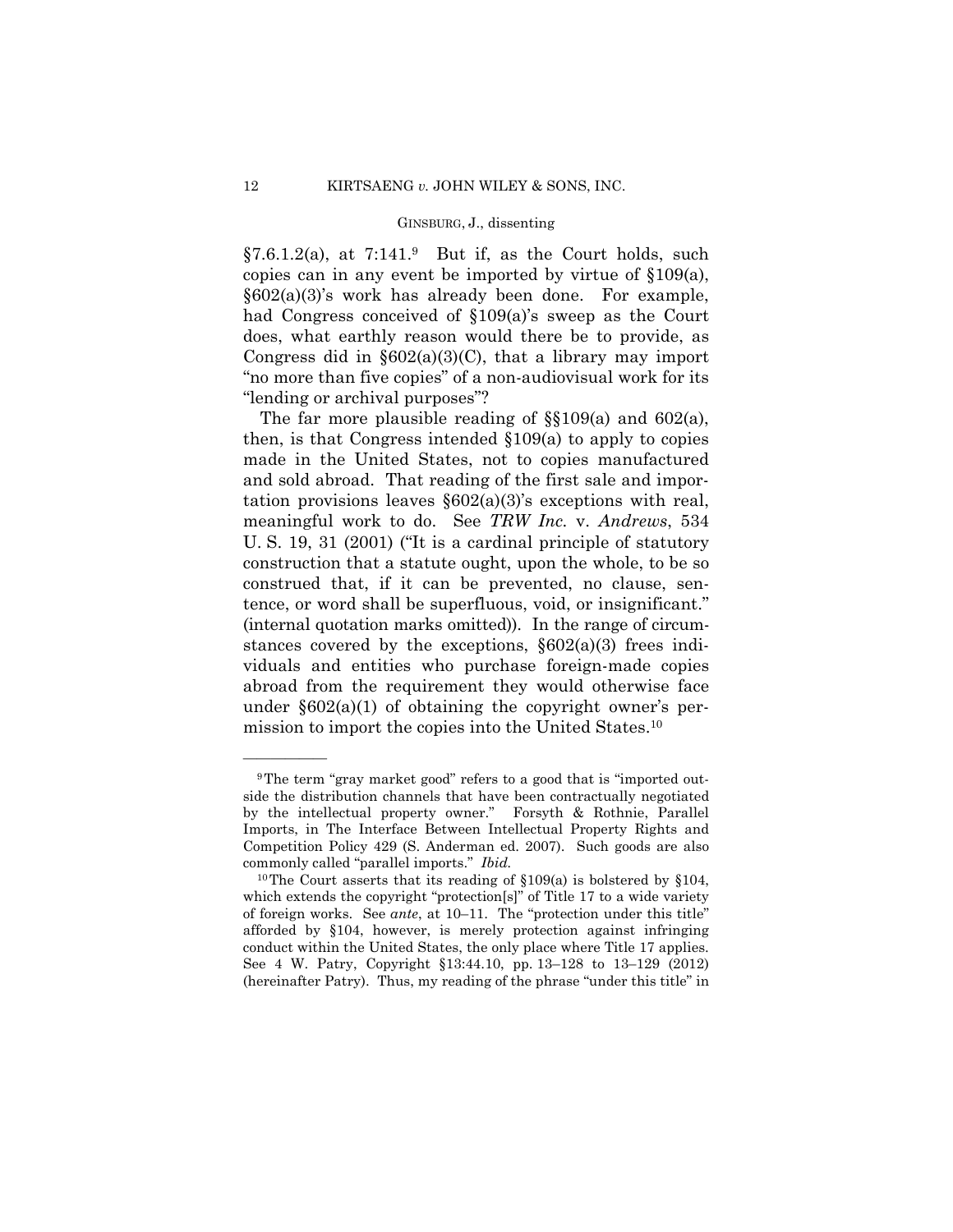§7.6.1.2(a), at 7:141.[9] But if, as the Court holds, such copies can in any event be imported by virtue of §109(a), §602(a)(3)'s work has already been done. For example, had Congress conceived of §109(a)'s sweep as the Court does, what earthly reason would there be to provide, as Congress did in §602(a)(3)(C), that a library may import "no more than five copies" of a non-audiovisual work for its "lending or archival purposes"?

The far more plausible reading of §§109(a) and 602(a), then, is that Congress intended §109(a) to apply to copies made in the United States, not to copies manufactured and sold abroad. That reading of the first sale and importation provisions leaves §602(a)(3)'s exceptions with real, meaningful work to do. See *TRW Inc.* v. *Andrews*, 534 U. S. 19, 31 (2001) ("It is a cardinal principle of statutory construction that a statute ought, upon the whole, to be so construed that, if it can be prevented, no clause, sentence, or word shall be superfluous, void, or insignificant." (internal quotation marks omitted)). In the range of circumstances covered by the exceptions, §602(a)(3) frees individuals and entities who purchase foreign-made copies abroad from the requirement they would otherwise face under §602(a)(1) of obtaining the copyright owner's permission to import the copies into the United States.[10]

---

[9] The term "gray market good" refers to a good that is "imported outside the distribution channels that have been contractually negotiated by the intellectual property owner." Forsyth & Rothnie, Parallel Imports, in The Interface Between Intellectual Property Rights and Competition Policy 429 (S. Anderman ed. 2007). Such goods are also commonly called "parallel imports." *Ibid.*

[10] The Court asserts that its reading of §109(a) is bolstered by §104, which extends the copyright "protection[s]" of Title 17 to a wide variety of foreign works. See *ante*, at 10–11. The "protection under this title" afforded by §104, however, is merely protection against infringing conduct within the United States, the only place where Title 17 applies. See 4 W. Patry, Copyright §13:44.10, pp. 13–128 to 13–129 (2012) (hereinafter Patry). Thus, my reading of the phrase "under this title" in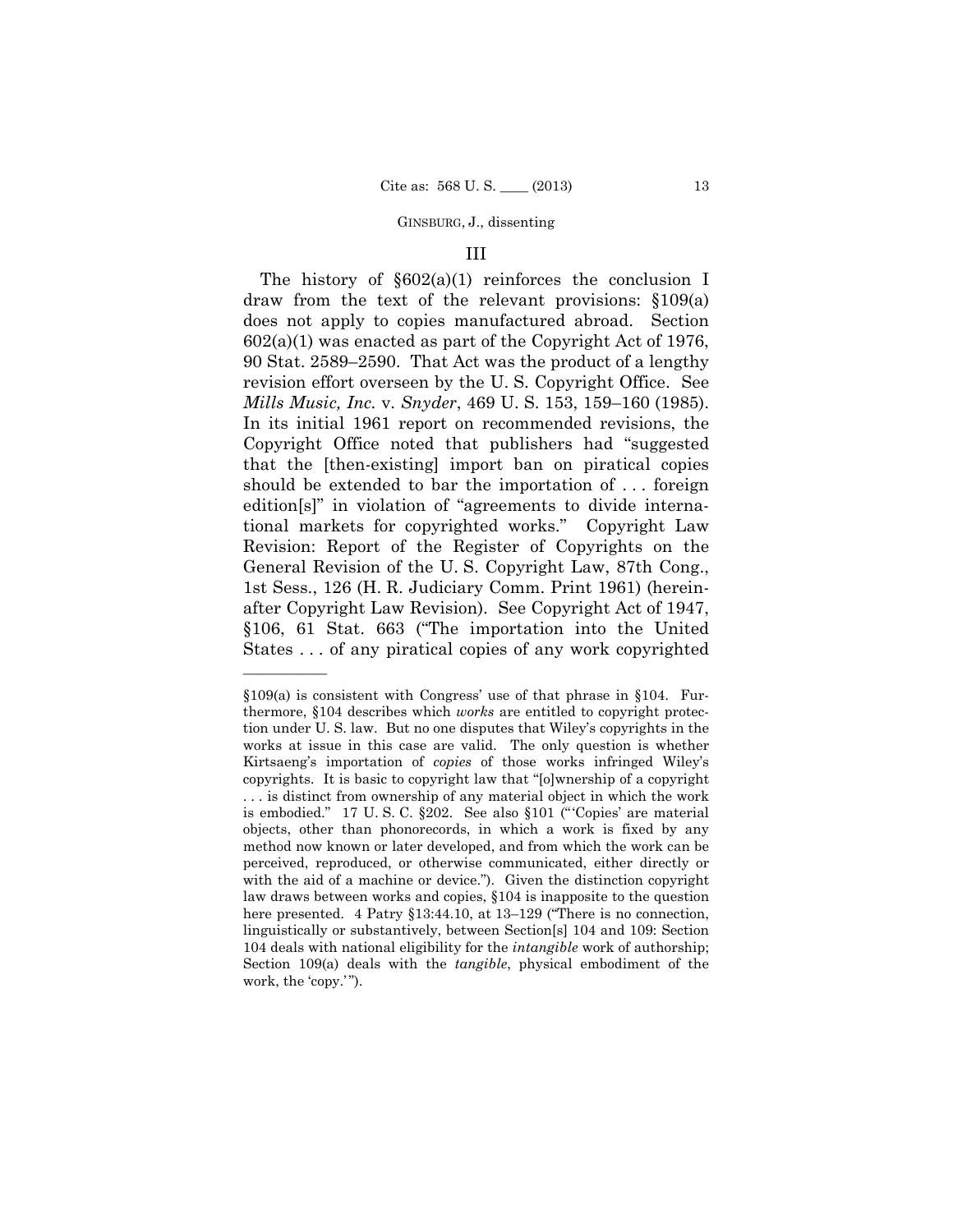## III

The history of §602(a)(1) reinforces the conclusion I draw from the text of the relevant provisions: §109(a) does not apply to copies manufactured abroad. Section 602(a)(1) was enacted as part of the Copyright Act of 1976, 90 Stat. 2589–2590. That Act was the product of a lengthy revision effort overseen by the U. S. Copyright Office. See *Mills Music, Inc.* v. *Snyder*, 469 U. S. 153, 159–160 (1985). In its initial 1961 report on recommended revisions, the Copyright Office noted that publishers had "suggested that the [then-existing] import ban on piratical copies should be extended to bar the importation of . . . foreign edition[s]" in violation of "agreements to divide international markets for copyrighted works." Copyright Law Revision: Report of the Register of Copyrights on the General Revision of the U. S. Copyright Law, 87th Cong., 1st Sess., 126 (H. R. Judiciary Comm. Print 1961) (hereinafter Copyright Law Revision). See Copyright Act of 1947, §106, 61 Stat. 663 ("The importation into the United States . . . of any piratical copies of any work copyrighted

---

§109(a) is consistent with Congress' use of that phrase in §104. Furthermore, §104 describes which *works* are entitled to copyright protection under U. S. law. But no one disputes that Wiley's copyrights in the works at issue in this case are valid. The only question is whether Kirtsaeng's importation of *copies* of those works infringed Wiley's copyrights. It is basic to copyright law that "[o]wnership of a copyright . . . is distinct from ownership of any material object in which the work is embodied." 17 U. S. C. §202. See also §101 ("'Copies' are material objects, other than phonorecords, in which a work is fixed by any method now known or later developed, and from which the work can be perceived, reproduced, or otherwise communicated, either directly or with the aid of a machine or device."). Given the distinction copyright law draws between works and copies, §104 is inapposite to the question here presented. 4 Patry §13:44.10, at 13–129 ("There is no connection, linguistically or substantively, between Section[s] 104 and 109: Section 104 deals with national eligibility for the *intangible* work of authorship; Section 109(a) deals with the *tangible*, physical embodiment of the work, the 'copy.'").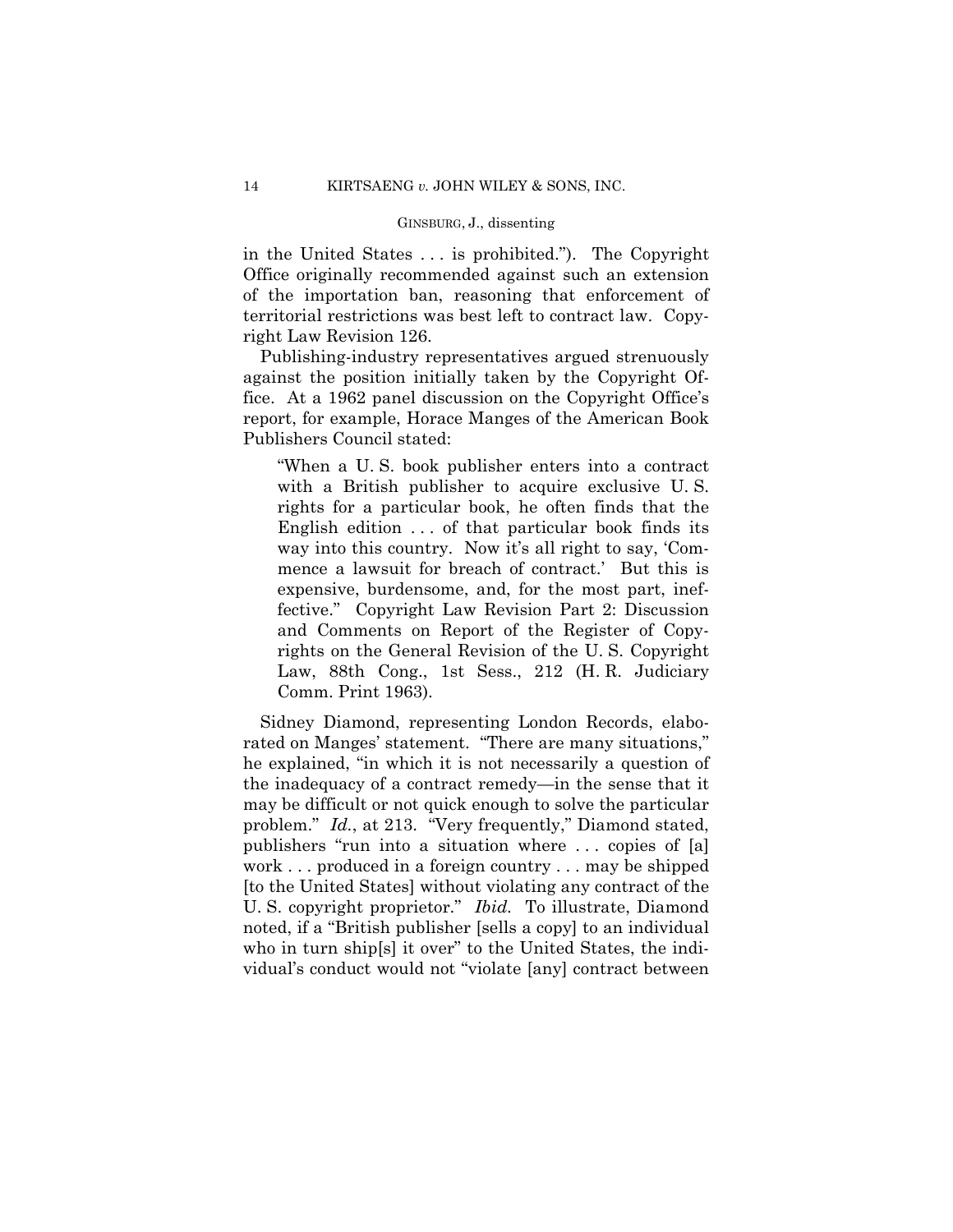in the United States . . . is prohibited."). The Copyright Office originally recommended against such an extension of the importation ban, reasoning that enforcement of territorial restrictions was best left to contract law. Copyright Law Revision 126.

Publishing-industry representatives argued strenuously against the position initially taken by the Copyright Office. At a 1962 panel discussion on the Copyright Office's report, for example, Horace Manges of the American Book Publishers Council stated:

> "When a U. S. book publisher enters into a contract with a British publisher to acquire exclusive U. S. rights for a particular book, he often finds that the English edition . . . of that particular book finds its way into this country. Now it's all right to say, 'Commence a lawsuit for breach of contract.' But this is expensive, burdensome, and, for the most part, ineffective." Copyright Law Revision Part 2: Discussion and Comments on Report of the Register of Copyrights on the General Revision of the U. S. Copyright Law, 88th Cong., 1st Sess., 212 (H. R. Judiciary Comm. Print 1963).

Sidney Diamond, representing London Records, elaborated on Manges' statement. "There are many situations," he explained, "in which it is not necessarily a question of the inadequacy of a contract remedy—in the sense that it may be difficult or not quick enough to solve the particular problem." *Id.*, at 213. "Very frequently," Diamond stated, publishers "run into a situation where . . . copies of [a] work . . . produced in a foreign country . . . may be shipped [to the United States] without violating any contract of the U. S. copyright proprietor." *Ibid.* To illustrate, Diamond noted, if a "British publisher [sells a copy] to an individual who in turn ship[s] it over" to the United States, the individual's conduct would not "violate [any] contract between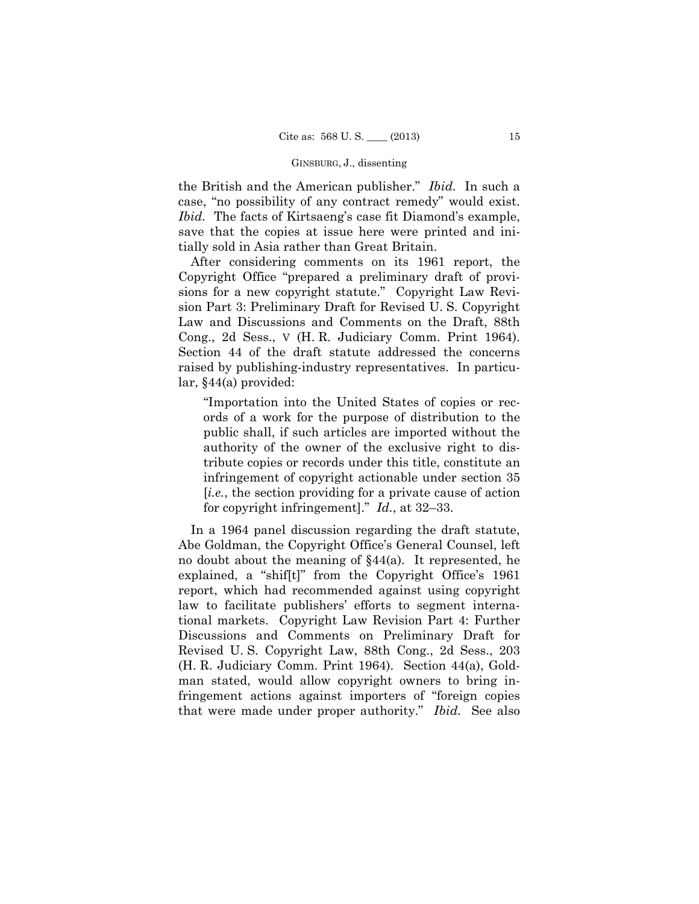the British and the American publisher." *Ibid.* In such a case, "no possibility of any contract remedy" would exist. *Ibid.* The facts of Kirtsaeng's case fit Diamond's example, save that the copies at issue here were printed and initially sold in Asia rather than Great Britain.

After considering comments on its 1961 report, the Copyright Office "prepared a preliminary draft of provisions for a new copyright statute." Copyright Law Revision Part 3: Preliminary Draft for Revised U. S. Copyright Law and Discussions and Comments on the Draft, 88th Cong., 2d Sess., V (H. R. Judiciary Comm. Print 1964). Section 44 of the draft statute addressed the concerns raised by publishing-industry representatives. In particular, §44(a) provided:

> "Importation into the United States of copies or records of a work for the purpose of distribution to the public shall, if such articles are imported without the authority of the owner of the exclusive right to distribute copies or records under this title, constitute an infringement of copyright actionable under section 35 [*i.e.*, the section providing for a private cause of action for copyright infringement]." *Id.*, at 32–33.

In a 1964 panel discussion regarding the draft statute, Abe Goldman, the Copyright Office's General Counsel, left no doubt about the meaning of §44(a). It represented, he explained, a "shif[t]" from the Copyright Office's 1961 report, which had recommended against using copyright law to facilitate publishers' efforts to segment international markets. Copyright Law Revision Part 4: Further Discussions and Comments on Preliminary Draft for Revised U. S. Copyright Law, 88th Cong., 2d Sess., 203 (H. R. Judiciary Comm. Print 1964). Section 44(a), Goldman stated, would allow copyright owners to bring infringement actions against importers of "foreign copies that were made under proper authority." *Ibid.* See also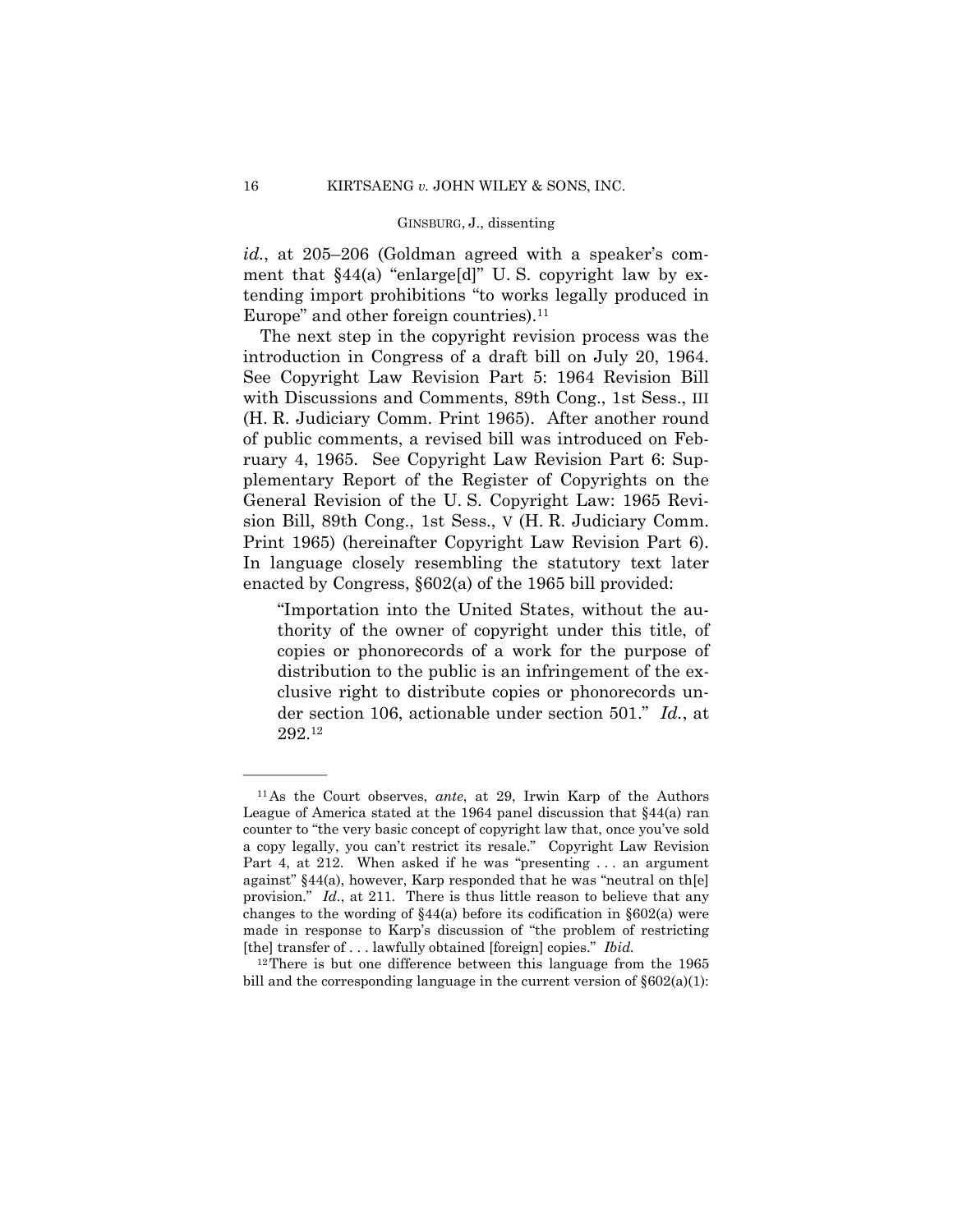*id.*, at 205–206 (Goldman agreed with a speaker's comment that §44(a) "enlarge[d]" U. S. copyright law by extending import prohibitions "to works legally produced in Europe" and other foreign countries).[11]

The next step in the copyright revision process was the introduction in Congress of a draft bill on July 20, 1964. See Copyright Law Revision Part 5: 1964 Revision Bill with Discussions and Comments, 89th Cong., 1st Sess., III (H. R. Judiciary Comm. Print 1965). After another round of public comments, a revised bill was introduced on February 4, 1965. See Copyright Law Revision Part 6: Supplementary Report of the Register of Copyrights on the General Revision of the U. S. Copyright Law: 1965 Revision Bill, 89th Cong., 1st Sess., V (H. R. Judiciary Comm. Print 1965) (hereinafter Copyright Law Revision Part 6). In language closely resembling the statutory text later enacted by Congress, §602(a) of the 1965 bill provided:

> "Importation into the United States, without the authority of the owner of copyright under this title, of copies or phonorecords of a work for the purpose of distribution to the public is an infringement of the exclusive right to distribute copies or phonorecords under section 106, actionable under section 501." *Id.*, at 292.[12]

---

[11] As the Court observes, *ante*, at 29, Irwin Karp of the Authors League of America stated at the 1964 panel discussion that §44(a) ran counter to "the very basic concept of copyright law that, once you've sold a copy legally, you can't restrict its resale." Copyright Law Revision Part 4, at 212. When asked if he was "presenting . . . an argument against" §44(a), however, Karp responded that he was "neutral on th[e] provision." *Id.*, at 211. There is thus little reason to believe that any changes to the wording of §44(a) before its codification in §602(a) were made in response to Karp's discussion of "the problem of restricting [the] transfer of . . . lawfully obtained [foreign] copies." *Ibid.*

[12] There is but one difference between this language from the 1965 bill and the corresponding language in the current version of §602(a)(1):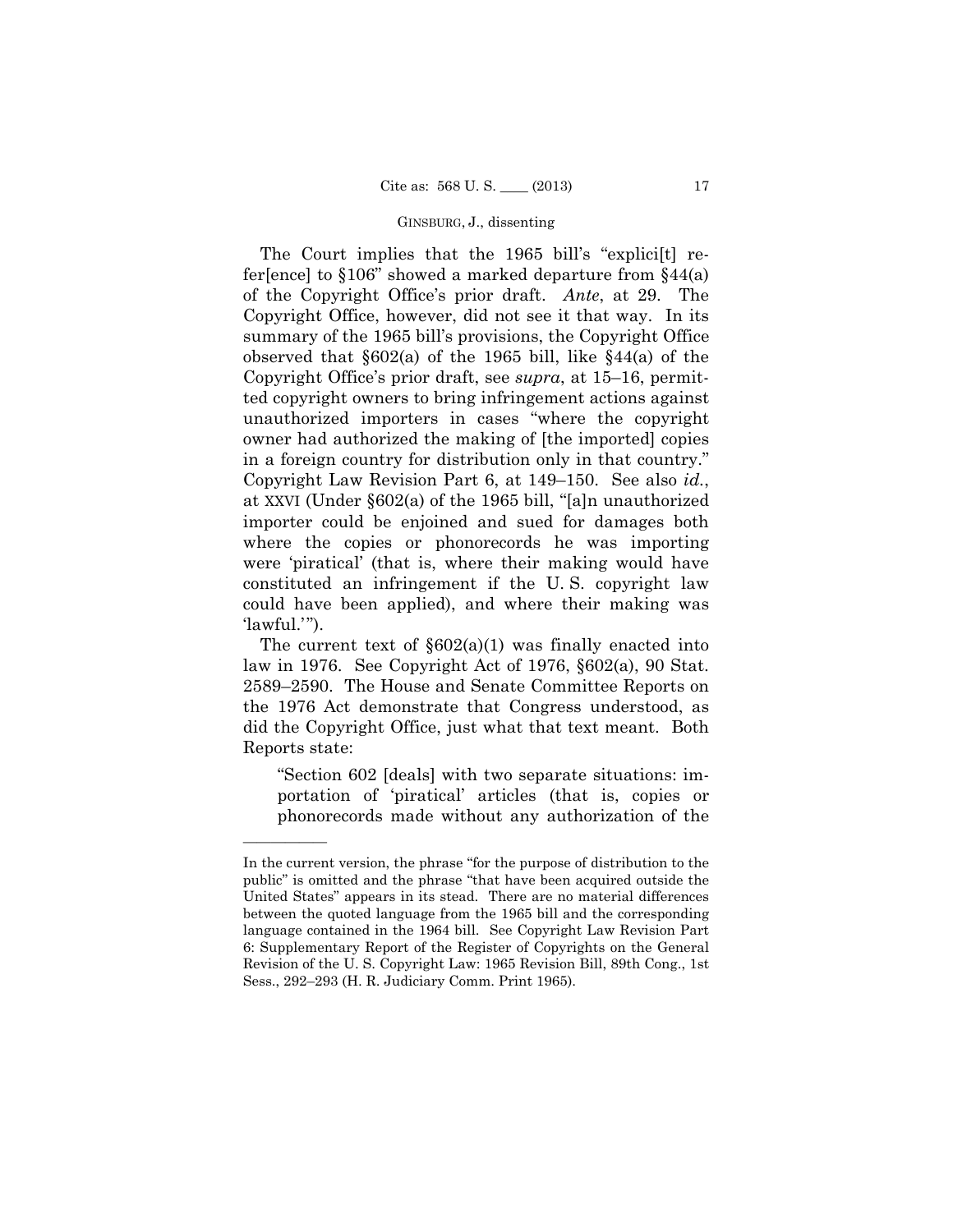The Court implies that the 1965 bill's "explici[t] refer[ence] to §106" showed a marked departure from §44(a) of the Copyright Office's prior draft. *Ante*, at 29. The Copyright Office, however, did not see it that way. In its summary of the 1965 bill's provisions, the Copyright Office observed that §602(a) of the 1965 bill, like §44(a) of the Copyright Office's prior draft, see *supra*, at 15–16, permitted copyright owners to bring infringement actions against unauthorized importers in cases "where the copyright owner had authorized the making of [the imported] copies in a foreign country for distribution only in that country." Copyright Law Revision Part 6, at 149–150. See also *id.*, at XXVI (Under §602(a) of the 1965 bill, "[a]n unauthorized importer could be enjoined and sued for damages both where the copies or phonorecords he was importing were 'piratical' (that is, where their making would have constituted an infringement if the U. S. copyright law could have been applied), and where their making was 'lawful.'").

The current text of §602(a)(1) was finally enacted into law in 1976. See Copyright Act of 1976, §602(a), 90 Stat. 2589–2590. The House and Senate Committee Reports on the 1976 Act demonstrate that Congress understood, as did the Copyright Office, just what that text meant. Both Reports state:

> "Section 602 [deals] with two separate situations: importation of 'piratical' articles (that is, copies or phonorecords made without any authorization of the

---

In the current version, the phrase "for the purpose of distribution to the public" is omitted and the phrase "that have been acquired outside the United States" appears in its stead. There are no material differences between the quoted language from the 1965 bill and the corresponding language contained in the 1964 bill. See Copyright Law Revision Part 6: Supplementary Report of the Register of Copyrights on the General Revision of the U. S. Copyright Law: 1965 Revision Bill, 89th Cong., 1st Sess., 292–293 (H. R. Judiciary Comm. Print 1965).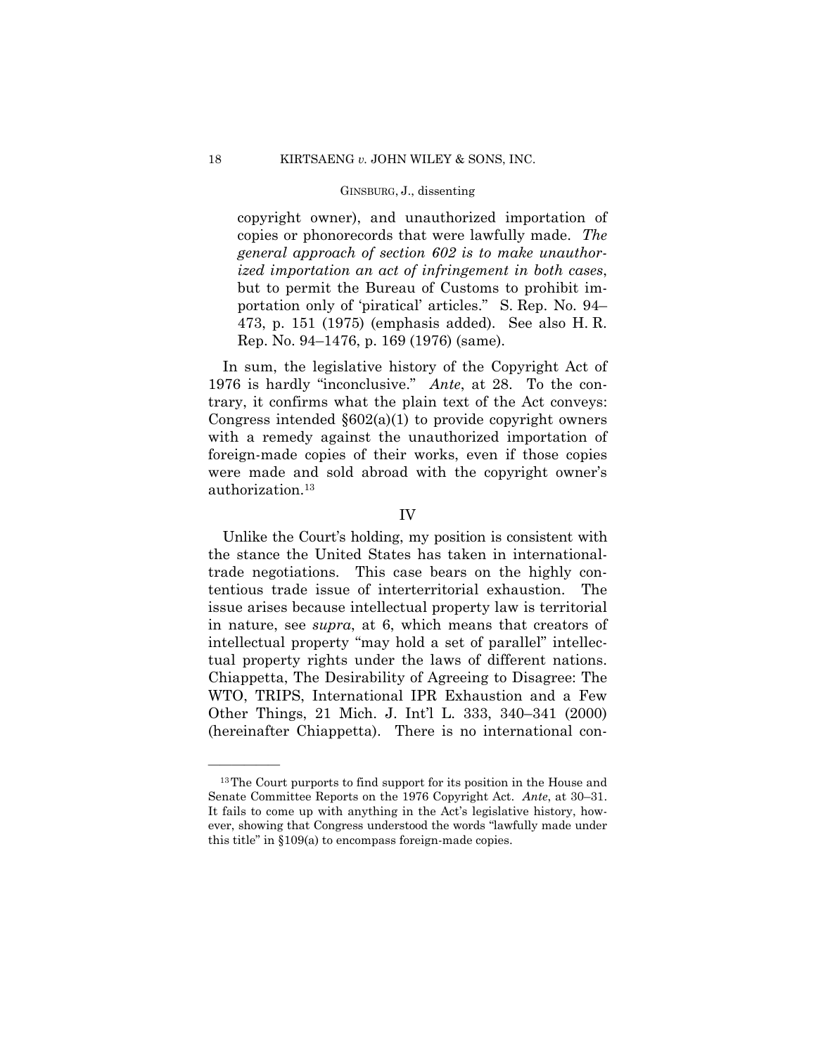copyright owner), and unauthorized importation of copies or phonorecords that were lawfully made. *The general approach of section 602 is to make unauthorized importation an act of infringement in both cases*, but to permit the Bureau of Customs to prohibit importation only of 'piratical' articles." S. Rep. No. 94–473, p. 151 (1975) (emphasis added). See also H. R. Rep. No. 94–1476, p. 169 (1976) (same).

In sum, the legislative history of the Copyright Act of 1976 is hardly "inconclusive." *Ante*, at 28. To the contrary, it confirms what the plain text of the Act conveys: Congress intended §602(a)(1) to provide copyright owners with a remedy against the unauthorized importation of foreign-made copies of their works, even if those copies were made and sold abroad with the copyright owner's authorization.[13]

## IV

Unlike the Court's holding, my position is consistent with the stance the United States has taken in international-trade negotiations. This case bears on the highly contentious trade issue of interterritorial exhaustion. The issue arises because intellectual property law is territorial in nature, see *supra*, at 6, which means that creators of intellectual property "may hold a set of parallel" intellectual property rights under the laws of different nations. Chiappetta, The Desirability of Agreeing to Disagree: The WTO, TRIPS, International IPR Exhaustion and a Few Other Things, 21 Mich. J. Int'l L. 333, 340–341 (2000) (hereinafter Chiappetta). There is no international con-

---

[13] The Court purports to find support for its position in the House and Senate Committee Reports on the 1976 Copyright Act. *Ante*, at 30–31. It fails to come up with anything in the Act's legislative history, however, showing that Congress understood the words "lawfully made under this title" in §109(a) to encompass foreign-made copies.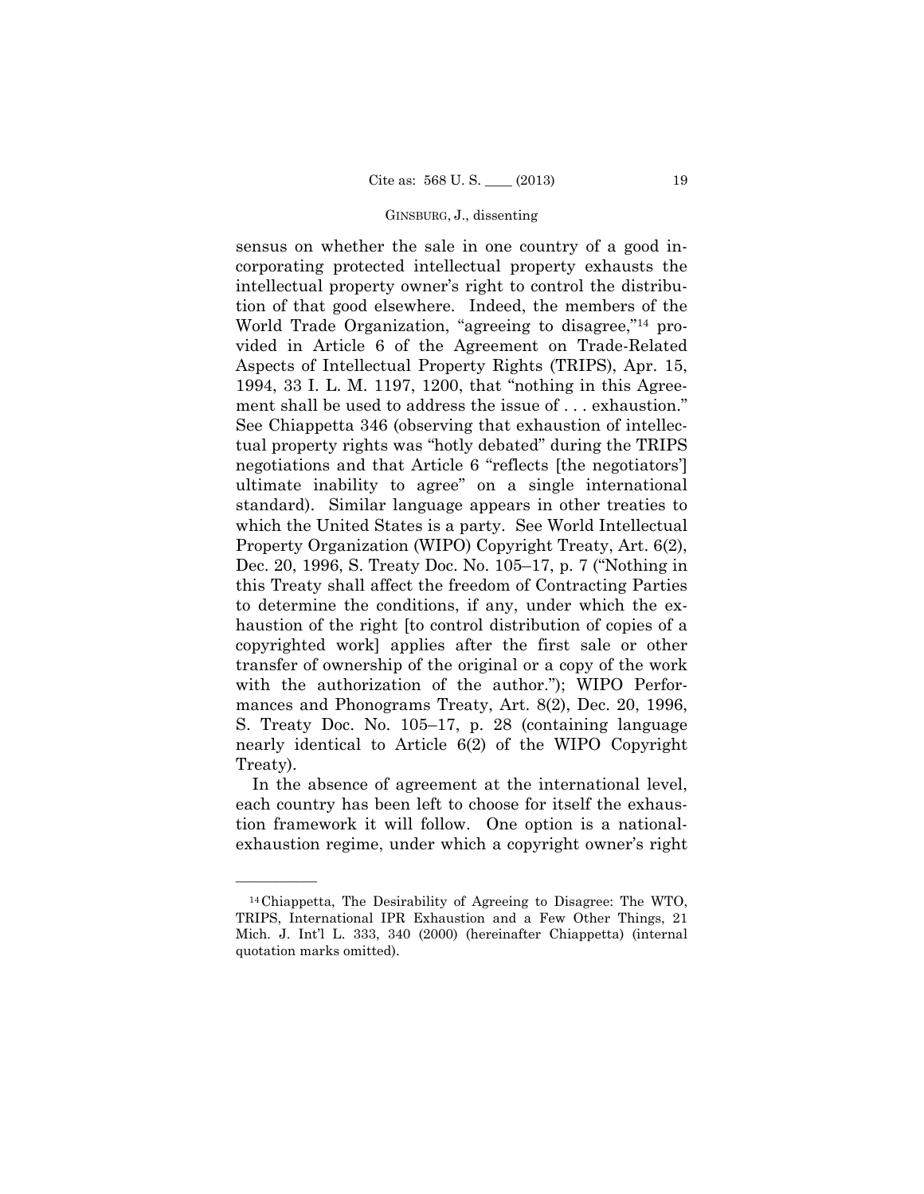sensus on whether the sale in one country of a good incorporating protected intellectual property exhausts the intellectual property owner's right to control the distribution of that good elsewhere. Indeed, the members of the World Trade Organization, "agreeing to disagree,"[14] provided in Article 6 of the Agreement on Trade-Related Aspects of Intellectual Property Rights (TRIPS), Apr. 15, 1994, 33 I. L. M. 1197, 1200, that "nothing in this Agreement shall be used to address the issue of . . . exhaustion." See Chiappetta 346 (observing that exhaustion of intellectual property rights was "hotly debated" during the TRIPS negotiations and that Article 6 "reflects [the negotiators'] ultimate inability to agree" on a single international standard). Similar language appears in other treaties to which the United States is a party. See World Intellectual Property Organization (WIPO) Copyright Treaty, Art. 6(2), Dec. 20, 1996, S. Treaty Doc. No. 105–17, p. 7 ("Nothing in this Treaty shall affect the freedom of Contracting Parties to determine the conditions, if any, under which the exhaustion of the right [to control distribution of copies of a copyrighted work] applies after the first sale or other transfer of ownership of the original or a copy of the work with the authorization of the author."); WIPO Performances and Phonograms Treaty, Art. 8(2), Dec. 20, 1996, S. Treaty Doc. No. 105–17, p. 28 (containing language nearly identical to Article 6(2) of the WIPO Copyright Treaty).

In the absence of agreement at the international level, each country has been left to choose for itself the exhaustion framework it will follow. One option is a national-exhaustion regime, under which a copyright owner's right

---

[14] Chiappetta, The Desirability of Agreeing to Disagree: The WTO, TRIPS, International IPR Exhaustion and a Few Other Things, 21 Mich. J. Int'l L. 333, 340 (2000) (hereinafter Chiappetta) (internal quotation marks omitted).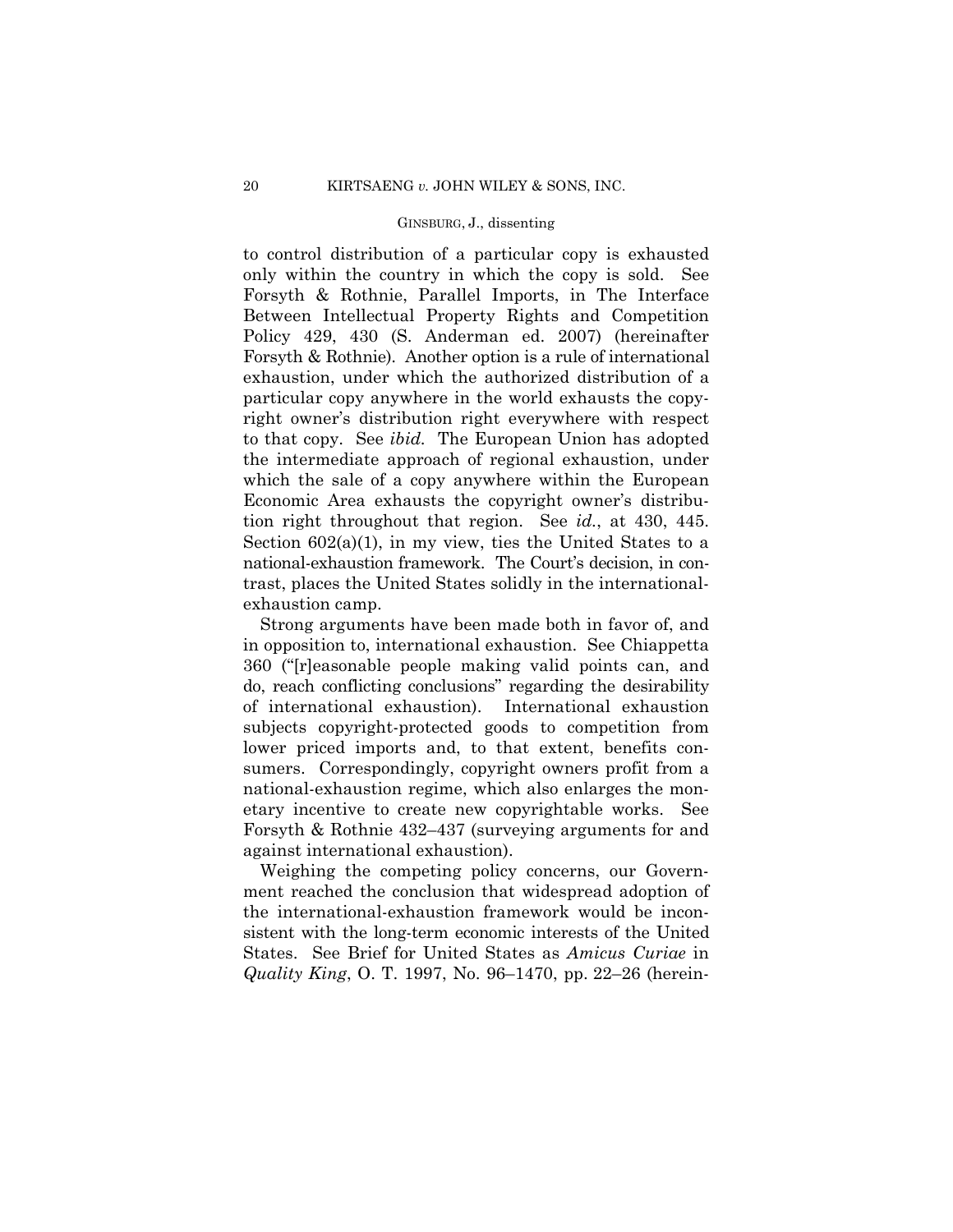to control distribution of a particular copy is exhausted only within the country in which the copy is sold. See Forsyth & Rothnie, Parallel Imports, in The Interface Between Intellectual Property Rights and Competition Policy 429, 430 (S. Anderman ed. 2007) (hereinafter Forsyth & Rothnie). Another option is a rule of international exhaustion, under which the authorized distribution of a particular copy anywhere in the world exhausts the copyright owner's distribution right everywhere with respect to that copy. See *ibid.* The European Union has adopted the intermediate approach of regional exhaustion, under which the sale of a copy anywhere within the European Economic Area exhausts the copyright owner's distribution right throughout that region. See *id.*, at 430, 445. Section 602(a)(1), in my view, ties the United States to a national-exhaustion framework. The Court's decision, in contrast, places the United States solidly in the international-exhaustion camp.

Strong arguments have been made both in favor of, and in opposition to, international exhaustion. See Chiappetta 360 ("[r]easonable people making valid points can, and do, reach conflicting conclusions" regarding the desirability of international exhaustion). International exhaustion subjects copyright-protected goods to competition from lower priced imports and, to that extent, benefits consumers. Correspondingly, copyright owners profit from a national-exhaustion regime, which also enlarges the monetary incentive to create new copyrightable works. See Forsyth & Rothnie 432–437 (surveying arguments for and against international exhaustion).

Weighing the competing policy concerns, our Government reached the conclusion that widespread adoption of the international-exhaustion framework would be inconsistent with the long-term economic interests of the United States. See Brief for United States as *Amicus Curiae* in *Quality King*, O. T. 1997, No. 96–1470, pp. 22–26 (herein-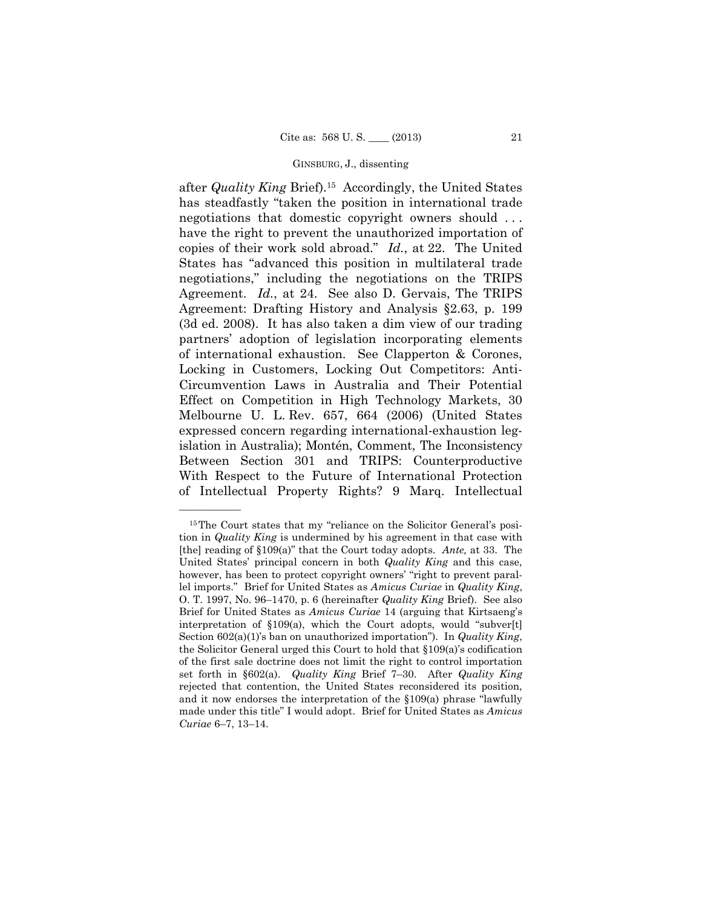after *Quality King* Brief).[15] Accordingly, the United States has steadfastly "taken the position in international trade negotiations that domestic copyright owners should . . . have the right to prevent the unauthorized importation of copies of their work sold abroad." *Id.*, at 22. The United States has "advanced this position in multilateral trade negotiations," including the negotiations on the TRIPS Agreement. *Id.*, at 24. See also D. Gervais, The TRIPS Agreement: Drafting History and Analysis §2.63, p. 199 (3d ed. 2008). It has also taken a dim view of our trading partners' adoption of legislation incorporating elements of international exhaustion. See Clapperton & Corones, Locking in Customers, Locking Out Competitors: Anti-Circumvention Laws in Australia and Their Potential Effect on Competition in High Technology Markets, 30 Melbourne U. L. Rev. 657, 664 (2006) (United States expressed concern regarding international-exhaustion legislation in Australia); Montén, Comment, The Inconsistency Between Section 301 and TRIPS: Counterproductive With Respect to the Future of International Protection of Intellectual Property Rights? 9 Marq. Intellectual

---

[15] The Court states that my "reliance on the Solicitor General's position in *Quality King* is undermined by his agreement in that case with [the] reading of §109(a)" that the Court today adopts. *Ante,* at 33. The United States' principal concern in both *Quality King* and this case, however, has been to protect copyright owners' "right to prevent parallel imports." Brief for United States as *Amicus Curiae* in *Quality King*, O. T. 1997, No. 96–1470, p. 6 (hereinafter *Quality King* Brief). See also Brief for United States as *Amicus Curiae* 14 (arguing that Kirtsaeng's interpretation of §109(a), which the Court adopts, would "subver[t] Section 602(a)(1)'s ban on unauthorized importation"). In *Quality King*, the Solicitor General urged this Court to hold that §109(a)'s codification of the first sale doctrine does not limit the right to control importation set forth in §602(a). *Quality King* Brief 7–30. After *Quality King* rejected that contention, the United States reconsidered its position, and it now endorses the interpretation of the §109(a) phrase "lawfully made under this title" I would adopt. Brief for United States as *Amicus Curiae* 6–7, 13–14.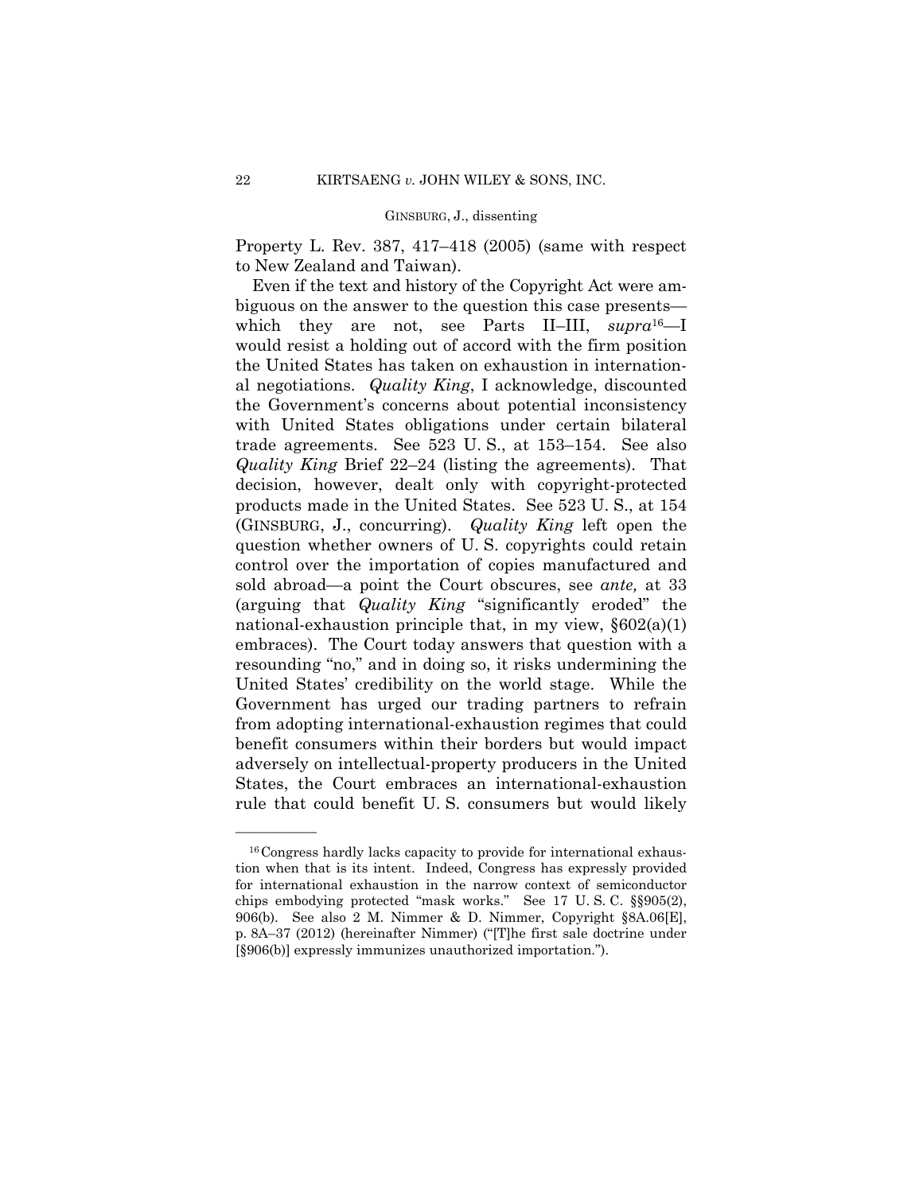Property L. Rev. 387, 417–418 (2005) (same with respect to New Zealand and Taiwan).

Even if the text and history of the Copyright Act were ambiguous on the answer to the question this case presents—which they are not, see Parts II–III, *supra*[16]—I would resist a holding out of accord with the firm position the United States has taken on exhaustion in international negotiations. *Quality King*, I acknowledge, discounted the Government's concerns about potential inconsistency with United States obligations under certain bilateral trade agreements. See 523 U. S., at 153–154. See also *Quality King* Brief 22–24 (listing the agreements). That decision, however, dealt only with copyright-protected products made in the United States. See 523 U. S., at 154 (GINSBURG, J., concurring). *Quality King* left open the question whether owners of U. S. copyrights could retain control over the importation of copies manufactured and sold abroad—a point the Court obscures, see *ante,* at 33 (arguing that *Quality King* "significantly eroded" the national-exhaustion principle that, in my view, §602(a)(1) embraces). The Court today answers that question with a resounding "no," and in doing so, it risks undermining the United States' credibility on the world stage. While the Government has urged our trading partners to refrain from adopting international-exhaustion regimes that could benefit consumers within their borders but would impact adversely on intellectual-property producers in the United States, the Court embraces an international-exhaustion rule that could benefit U. S. consumers but would likely

---

[16] Congress hardly lacks capacity to provide for international exhaustion when that is its intent. Indeed, Congress has expressly provided for international exhaustion in the narrow context of semiconductor chips embodying protected "mask works." See 17 U. S. C. §§905(2), 906(b). See also 2 M. Nimmer & D. Nimmer, Copyright §8A.06[E], p. 8A–37 (2012) (hereinafter Nimmer) ("[T]he first sale doctrine under [§906(b)] expressly immunizes unauthorized importation.").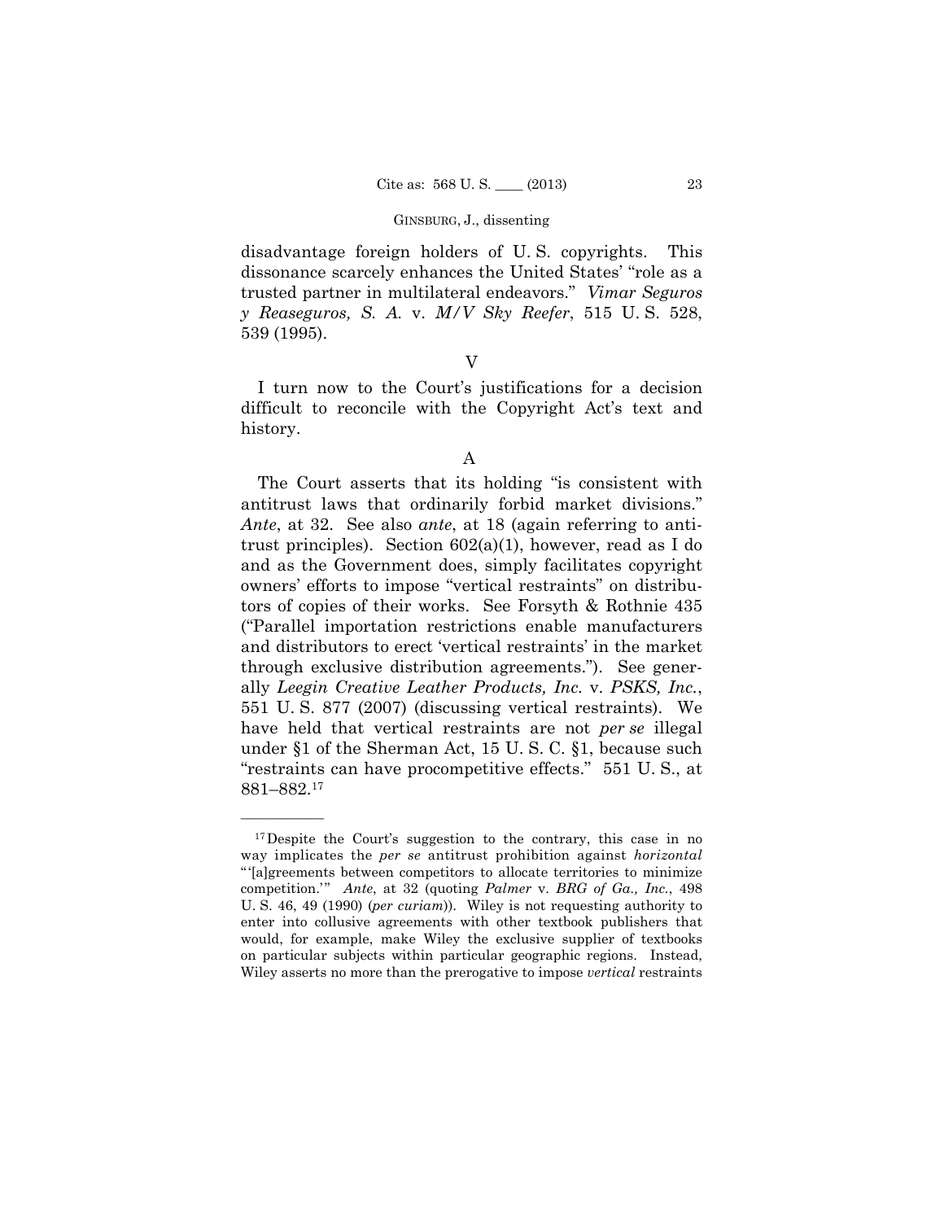disadvantage foreign holders of U. S. copyrights. This dissonance scarcely enhances the United States' "role as a trusted partner in multilateral endeavors." *Vimar Seguros y Reaseguros, S. A.* v. *M/V Sky Reefer*, 515 U. S. 528, 539 (1995).

V

I turn now to the Court's justifications for a decision difficult to reconcile with the Copyright Act's text and history.

A

The Court asserts that its holding "is consistent with antitrust laws that ordinarily forbid market divisions." *Ante*, at 32. See also *ante*, at 18 (again referring to antitrust principles). Section 602(a)(1), however, read as I do and as the Government does, simply facilitates copyright owners' efforts to impose "vertical restraints" on distributors of copies of their works. See Forsyth & Rothnie 435 ("Parallel importation restrictions enable manufacturers and distributors to erect 'vertical restraints' in the market through exclusive distribution agreements."). See generally *Leegin Creative Leather Products, Inc.* v. *PSKS, Inc.*, 551 U. S. 877 (2007) (discussing vertical restraints). We have held that vertical restraints are not *per se* illegal under §1 of the Sherman Act, 15 U. S. C. §1, because such "restraints can have procompetitive effects." 551 U. S., at 881–882.[17]

---

[17] Despite the Court's suggestion to the contrary, this case in no way implicates the *per se* antitrust prohibition against *horizontal* "'[a]greements between competitors to allocate territories to minimize competition.'" *Ante*, at 32 (quoting *Palmer* v. *BRG of Ga., Inc.*, 498 U. S. 46, 49 (1990) (*per curiam*)). Wiley is not requesting authority to enter into collusive agreements with other textbook publishers that would, for example, make Wiley the exclusive supplier of textbooks on particular subjects within particular geographic regions. Instead, Wiley asserts no more than the prerogative to impose *vertical* restraints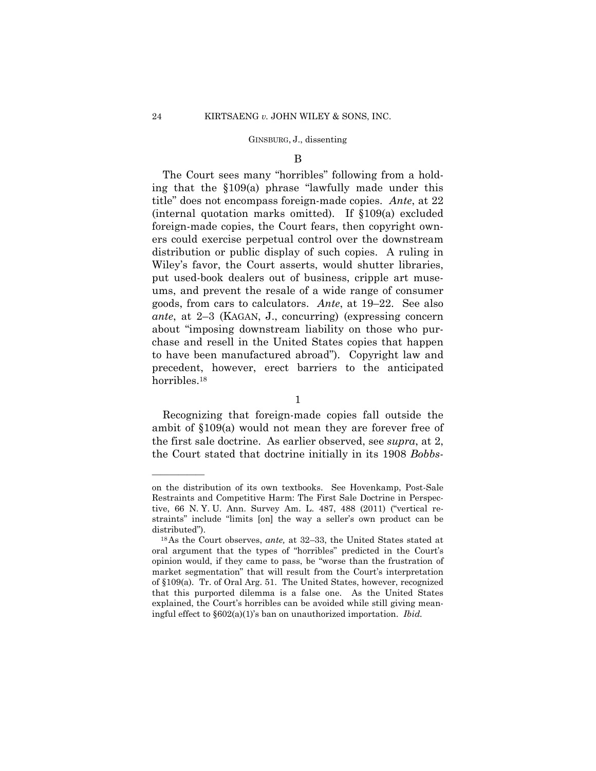### B

The Court sees many "horribles" following from a holding that the §109(a) phrase "lawfully made under this title" does not encompass foreign-made copies. *Ante*, at 22 (internal quotation marks omitted). If §109(a) excluded foreign-made copies, the Court fears, then copyright owners could exercise perpetual control over the downstream distribution or public display of such copies. A ruling in Wiley's favor, the Court asserts, would shutter libraries, put used-book dealers out of business, cripple art museums, and prevent the resale of a wide range of consumer goods, from cars to calculators. *Ante*, at 19–22. See also *ante*, at 2–3 (KAGAN, J., concurring) (expressing concern about "imposing downstream liability on those who purchase and resell in the United States copies that happen to have been manufactured abroad"). Copyright law and precedent, however, erect barriers to the anticipated horribles.[18]

#### 1

Recognizing that foreign-made copies fall outside the ambit of §109(a) would not mean they are forever free of the first sale doctrine. As earlier observed, see *supra*, at 2, the Court stated that doctrine initially in its 1908 *Bobbs-*

---

on the distribution of its own textbooks. See Hovenkamp, Post-Sale Restraints and Competitive Harm: The First Sale Doctrine in Perspective, 66 N. Y. U. Ann. Survey Am. L. 487, 488 (2011) ("vertical restraints" include "limits [on] the way a seller's own product can be distributed").

[18] As the Court observes, *ante,* at 32–33, the United States stated at oral argument that the types of "horribles" predicted in the Court's opinion would, if they came to pass, be "worse than the frustration of market segmentation" that will result from the Court's interpretation of §109(a). Tr. of Oral Arg. 51. The United States, however, recognized that this purported dilemma is a false one. As the United States explained, the Court's horribles can be avoided while still giving meaningful effect to §602(a)(1)'s ban on unauthorized importation. *Ibid.*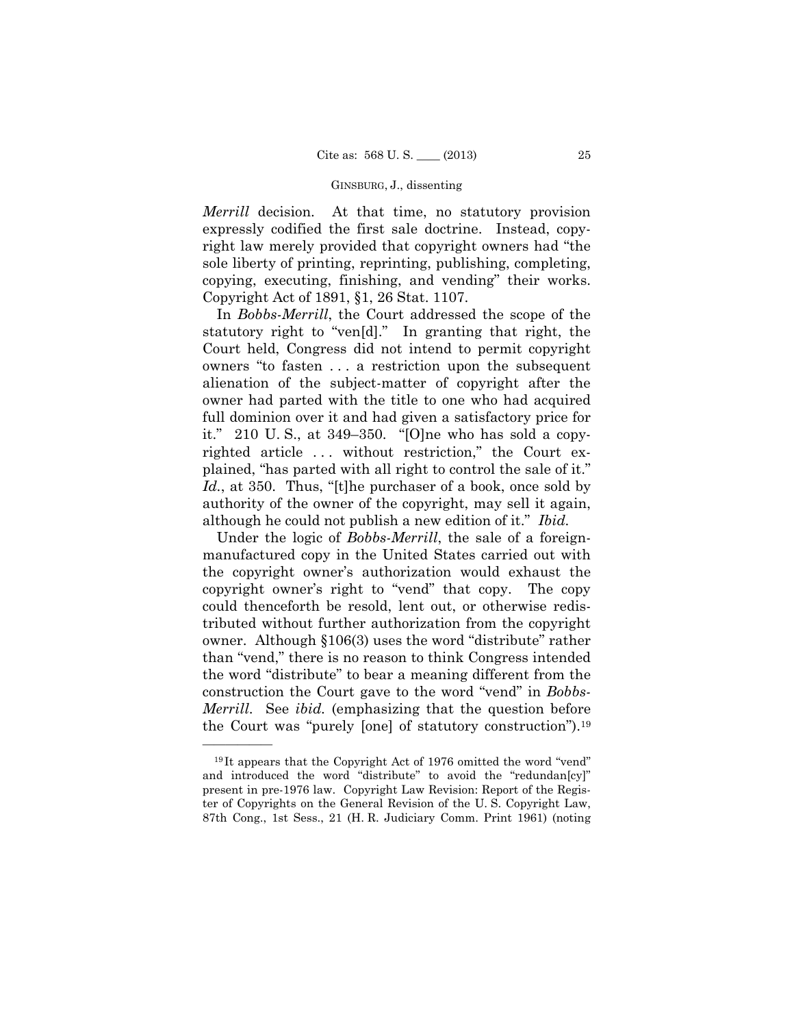*Merrill* decision. At that time, no statutory provision expressly codified the first sale doctrine. Instead, copyright law merely provided that copyright owners had "the sole liberty of printing, reprinting, publishing, completing, copying, executing, finishing, and vending" their works. Copyright Act of 1891, §1, 26 Stat. 1107.

In *Bobbs-Merrill*, the Court addressed the scope of the statutory right to "ven[d]." In granting that right, the Court held, Congress did not intend to permit copyright owners "to fasten . . . a restriction upon the subsequent alienation of the subject-matter of copyright after the owner had parted with the title to one who had acquired full dominion over it and had given a satisfactory price for it." 210 U. S., at 349–350. "[O]ne who has sold a copyrighted article . . . without restriction," the Court explained, "has parted with all right to control the sale of it." *Id.*, at 350. Thus, "[t]he purchaser of a book, once sold by authority of the owner of the copyright, may sell it again, although he could not publish a new edition of it." *Ibid.*

Under the logic of *Bobbs-Merrill*, the sale of a foreign-manufactured copy in the United States carried out with the copyright owner's authorization would exhaust the copyright owner's right to "vend" that copy. The copy could thenceforth be resold, lent out, or otherwise redistributed without further authorization from the copyright owner. Although §106(3) uses the word "distribute" rather than "vend," there is no reason to think Congress intended the word "distribute" to bear a meaning different from the construction the Court gave to the word "vend" in *Bobbs-Merrill*. See *ibid.* (emphasizing that the question before the Court was "purely [one] of statutory construction").[19]

---

[19] It appears that the Copyright Act of 1976 omitted the word "vend" and introduced the word "distribute" to avoid the "redundan[cy]" present in pre-1976 law. Copyright Law Revision: Report of the Register of Copyrights on the General Revision of the U. S. Copyright Law, 87th Cong., 1st Sess., 21 (H. R. Judiciary Comm. Print 1961) (noting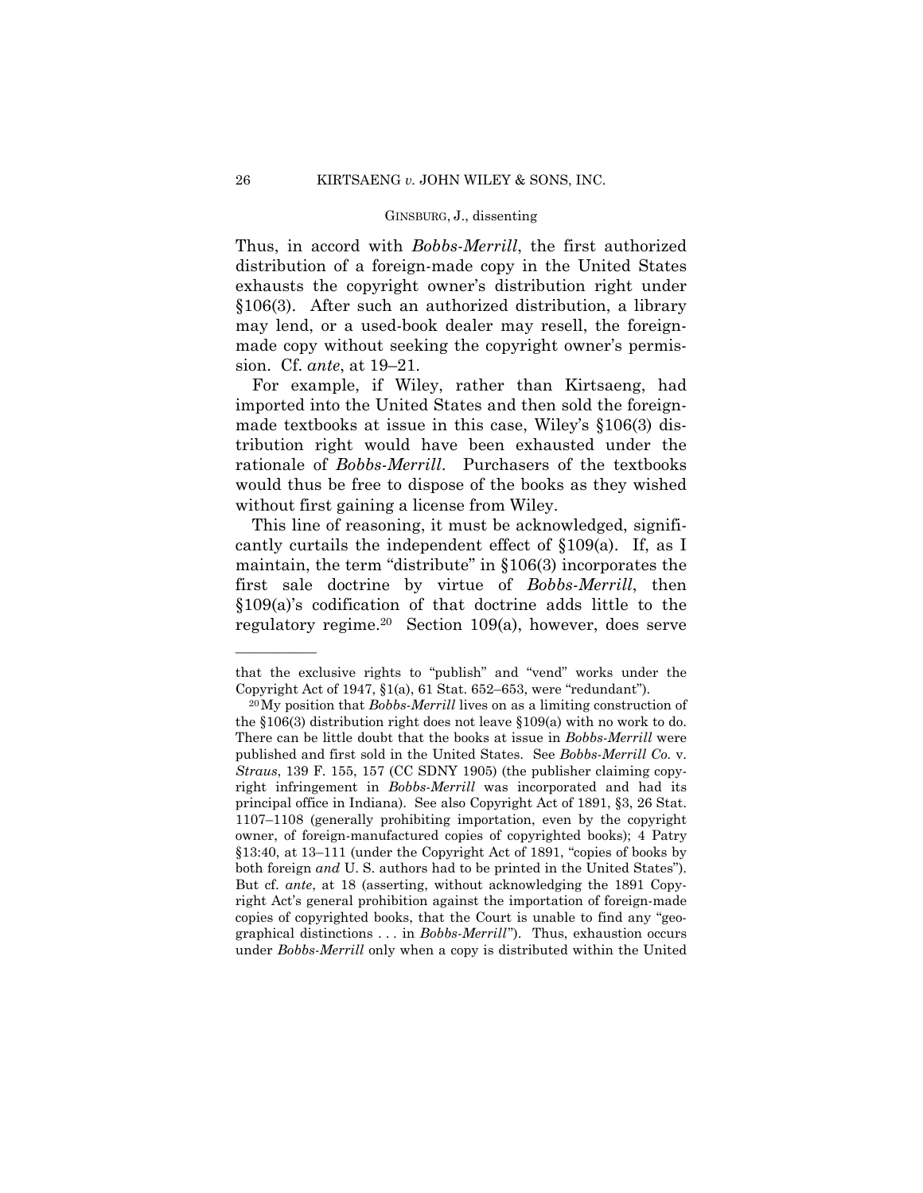Thus, in accord with *Bobbs-Merrill*, the first authorized distribution of a foreign-made copy in the United States exhausts the copyright owner's distribution right under §106(3). After such an authorized distribution, a library may lend, or a used-book dealer may resell, the foreign-made copy without seeking the copyright owner's permission. Cf. *ante*, at 19–21.

For example, if Wiley, rather than Kirtsaeng, had imported into the United States and then sold the foreign-made textbooks at issue in this case, Wiley's §106(3) distribution right would have been exhausted under the rationale of *Bobbs-Merrill*. Purchasers of the textbooks would thus be free to dispose of the books as they wished without first gaining a license from Wiley.

This line of reasoning, it must be acknowledged, significantly curtails the independent effect of §109(a). If, as I maintain, the term "distribute" in §106(3) incorporates the first sale doctrine by virtue of *Bobbs-Merrill*, then §109(a)'s codification of that doctrine adds little to the regulatory regime.[20] Section 109(a), however, does serve

---

that the exclusive rights to "publish" and "vend" works under the Copyright Act of 1947, §1(a), 61 Stat. 652–653, were "redundant").

[20] My position that *Bobbs-Merrill* lives on as a limiting construction of the §106(3) distribution right does not leave §109(a) with no work to do. There can be little doubt that the books at issue in *Bobbs-Merrill* were published and first sold in the United States. See *Bobbs-Merrill Co.* v. *Straus*, 139 F. 155, 157 (CC SDNY 1905) (the publisher claiming copyright infringement in *Bobbs-Merrill* was incorporated and had its principal office in Indiana). See also Copyright Act of 1891, §3, 26 Stat. 1107–1108 (generally prohibiting importation, even by the copyright owner, of foreign-manufactured copies of copyrighted books); 4 Patry §13:40, at 13–111 (under the Copyright Act of 1891, "copies of books by both foreign *and* U. S. authors had to be printed in the United States"). But cf. *ante*, at 18 (asserting, without acknowledging the 1891 Copyright Act's general prohibition against the importation of foreign-made copies of copyrighted books, that the Court is unable to find any "geographical distinctions . . . in *Bobbs-Merrill*"). Thus, exhaustion occurs under *Bobbs-Merrill* only when a copy is distributed within the United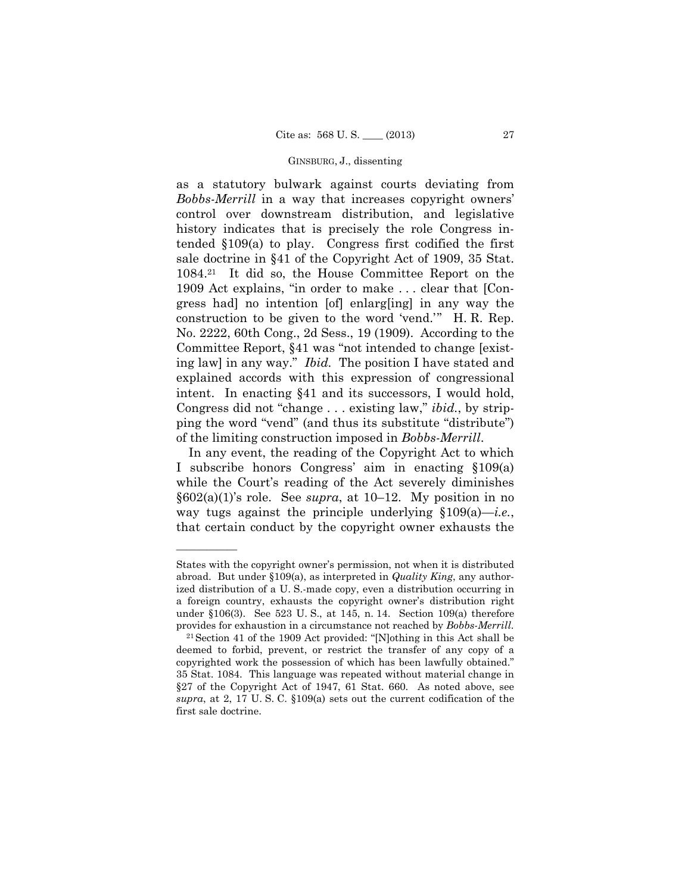as a statutory bulwark against courts deviating from *Bobbs-Merrill* in a way that increases copyright owners' control over downstream distribution, and legislative history indicates that is precisely the role Congress intended §109(a) to play. Congress first codified the first sale doctrine in §41 of the Copyright Act of 1909, 35 Stat. 1084.[21] It did so, the House Committee Report on the 1909 Act explains, "in order to make . . . clear that [Congress had] no intention [of] enlarg[ing] in any way the construction to be given to the word 'vend.'" H. R. Rep. No. 2222, 60th Cong., 2d Sess., 19 (1909). According to the Committee Report, §41 was "not intended to change [existing law] in any way." *Ibid.* The position I have stated and explained accords with this expression of congressional intent. In enacting §41 and its successors, I would hold, Congress did not "change . . . existing law," *ibid.*, by stripping the word "vend" (and thus its substitute "distribute") of the limiting construction imposed in *Bobbs-Merrill*.

In any event, the reading of the Copyright Act to which I subscribe honors Congress' aim in enacting §109(a) while the Court's reading of the Act severely diminishes §602(a)(1)'s role. See *supra*, at 10–12. My position in no way tugs against the principle underlying §109(a)—*i.e.*, that certain conduct by the copyright owner exhausts the

---

States with the copyright owner's permission, not when it is distributed abroad. But under §109(a), as interpreted in *Quality King*, any authorized distribution of a U. S.-made copy, even a distribution occurring in a foreign country, exhausts the copyright owner's distribution right under §106(3). See 523 U. S., at 145, n. 14. Section 109(a) therefore provides for exhaustion in a circumstance not reached by *Bobbs-Merrill*.

[21] Section 41 of the 1909 Act provided: "[N]othing in this Act shall be deemed to forbid, prevent, or restrict the transfer of any copy of a copyrighted work the possession of which has been lawfully obtained." 35 Stat. 1084. This language was repeated without material change in §27 of the Copyright Act of 1947, 61 Stat. 660. As noted above, see *supra*, at 2, 17 U. S. C. §109(a) sets out the current codification of the first sale doctrine.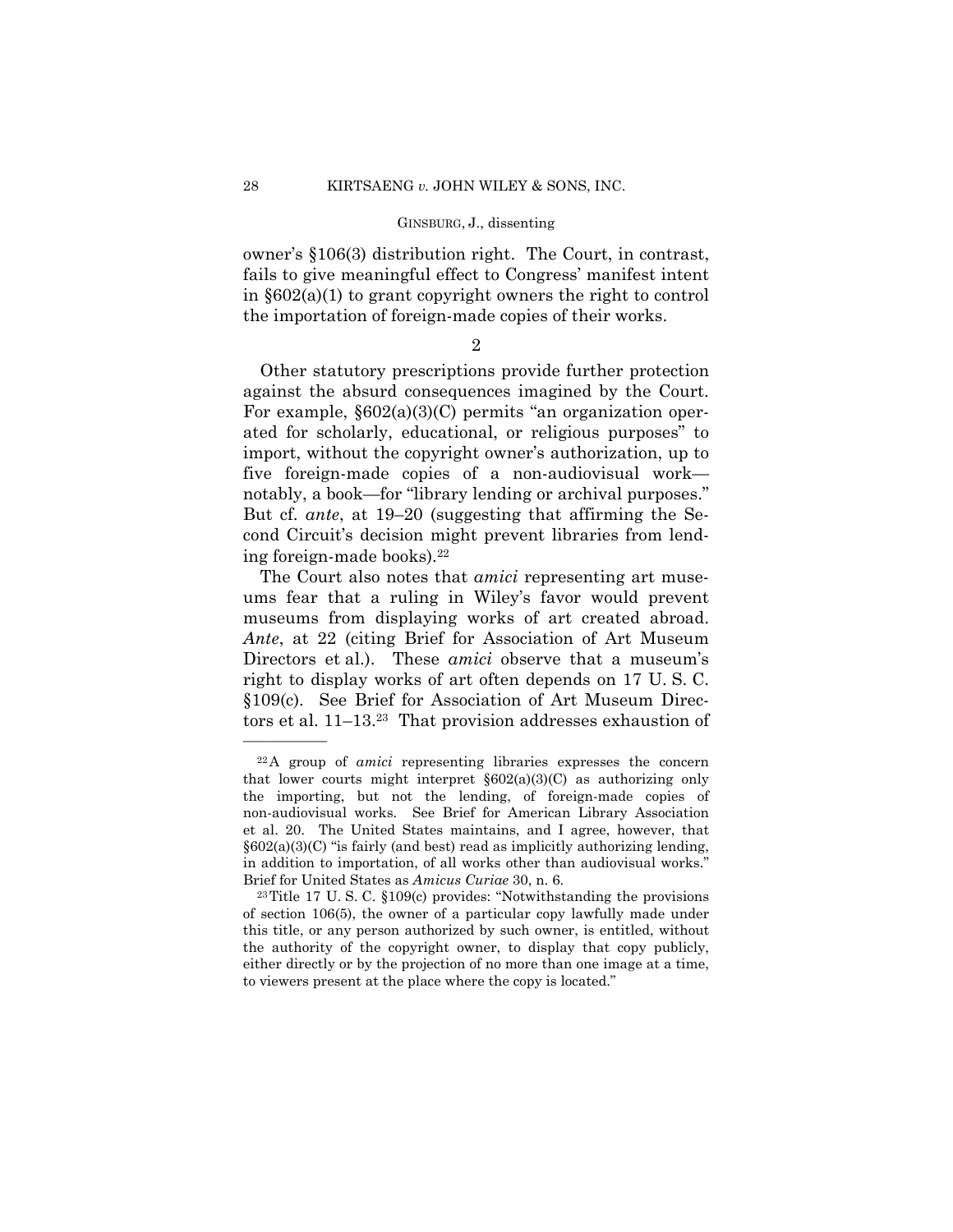owner's §106(3) distribution right. The Court, in contrast, fails to give meaningful effect to Congress' manifest intent in §602(a)(1) to grant copyright owners the right to control the importation of foreign-made copies of their works.

2

Other statutory prescriptions provide further protection against the absurd consequences imagined by the Court. For example, §602(a)(3)(C) permits "an organization operated for scholarly, educational, or religious purposes" to import, without the copyright owner's authorization, up to five foreign-made copies of a non-audiovisual work—notably, a book—for "library lending or archival purposes." But cf. *ante*, at 19–20 (suggesting that affirming the Second Circuit's decision might prevent libraries from lending foreign-made books).[22]

The Court also notes that *amici* representing art museums fear that a ruling in Wiley's favor would prevent museums from displaying works of art created abroad. *Ante*, at 22 (citing Brief for Association of Art Museum Directors et al.). These *amici* observe that a museum's right to display works of art often depends on 17 U. S. C. §109(c). See Brief for Association of Art Museum Directors et al. 11–13.[23] That provision addresses exhaustion of

---

[22] A group of *amici* representing libraries expresses the concern that lower courts might interpret §602(a)(3)(C) as authorizing only the importing, but not the lending, of foreign-made copies of non-audiovisual works. See Brief for American Library Association et al. 20. The United States maintains, and I agree, however, that §602(a)(3)(C) "is fairly (and best) read as implicitly authorizing lending, in addition to importation, of all works other than audiovisual works." Brief for United States as *Amicus Curiae* 30, n. 6.

[23] Title 17 U. S. C. §109(c) provides: "Notwithstanding the provisions of section 106(5), the owner of a particular copy lawfully made under this title, or any person authorized by such owner, is entitled, without the authority of the copyright owner, to display that copy publicly, either directly or by the projection of no more than one image at a time, to viewers present at the place where the copy is located."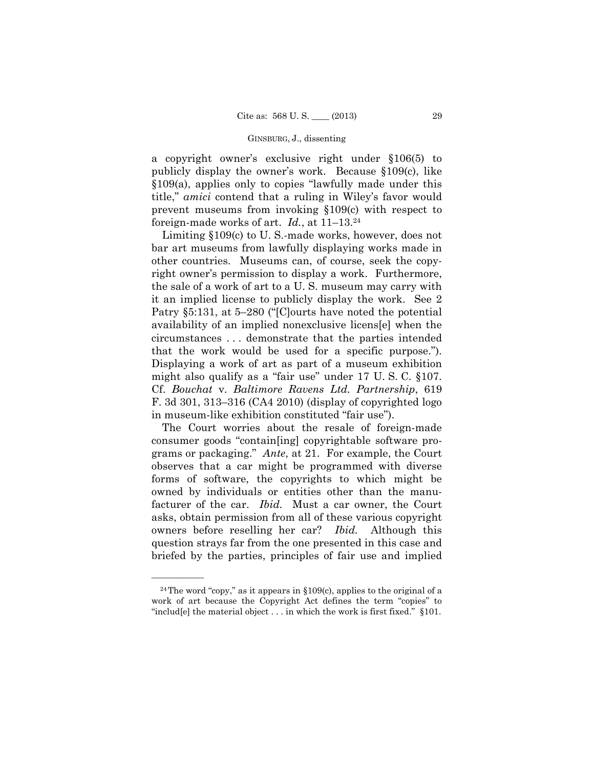a copyright owner's exclusive right under §106(5) to publicly display the owner's work. Because §109(c), like §109(a), applies only to copies "lawfully made under this title," *amici* contend that a ruling in Wiley's favor would prevent museums from invoking §109(c) with respect to foreign-made works of art. *Id.*, at 11–13.[24]

Limiting §109(c) to U. S.-made works, however, does not bar art museums from lawfully displaying works made in other countries. Museums can, of course, seek the copyright owner's permission to display a work. Furthermore, the sale of a work of art to a U. S. museum may carry with it an implied license to publicly display the work. See 2 Patry §5:131, at 5–280 ("[C]ourts have noted the potential availability of an implied nonexclusive licens[e] when the circumstances . . . demonstrate that the parties intended that the work would be used for a specific purpose."). Displaying a work of art as part of a museum exhibition might also qualify as a "fair use" under 17 U. S. C. §107. Cf. *Bouchat* v. *Baltimore Ravens Ltd. Partnership*, 619 F. 3d 301, 313–316 (CA4 2010) (display of copyrighted logo in museum-like exhibition constituted "fair use").

The Court worries about the resale of foreign-made consumer goods "contain[ing] copyrightable software programs or packaging." *Ante*, at 21. For example, the Court observes that a car might be programmed with diverse forms of software, the copyrights to which might be owned by individuals or entities other than the manufacturer of the car. *Ibid.* Must a car owner, the Court asks, obtain permission from all of these various copyright owners before reselling her car? *Ibid.* Although this question strays far from the one presented in this case and briefed by the parties, principles of fair use and implied

---

[24] The word "copy," as it appears in §109(c), applies to the original of a work of art because the Copyright Act defines the term "copies" to "includ[e] the material object . . . in which the work is first fixed." §101.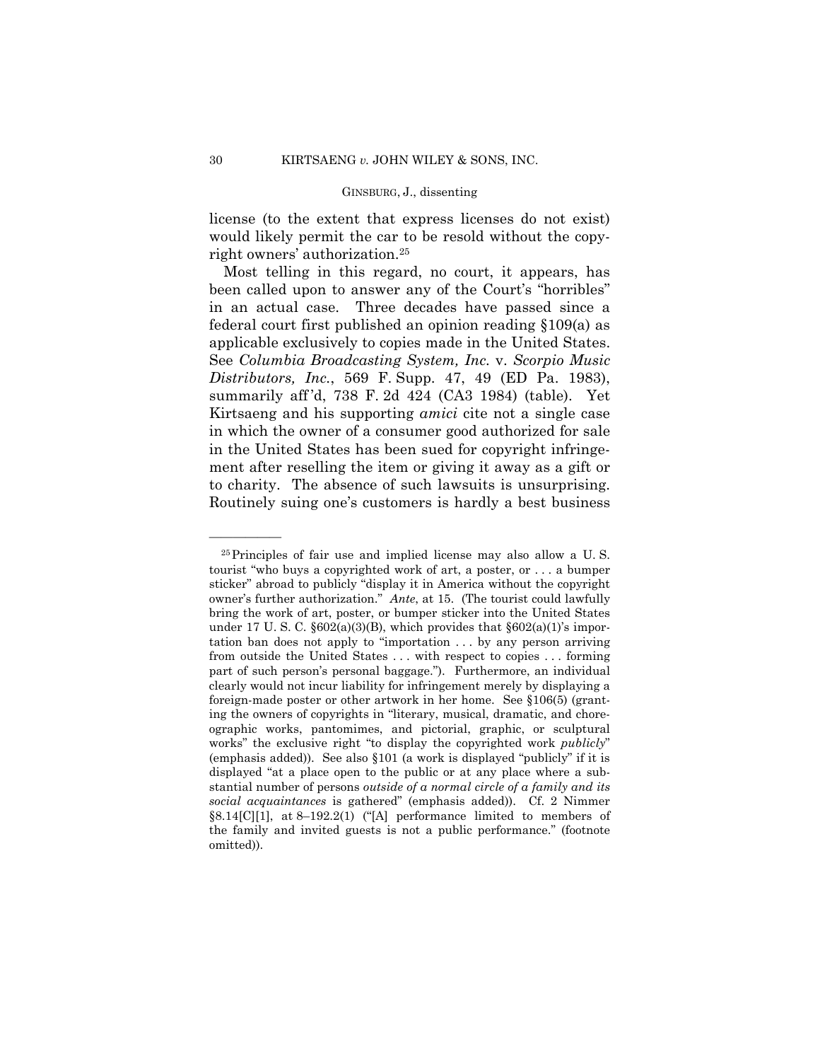license (to the extent that express licenses do not exist) would likely permit the car to be resold without the copyright owners' authorization.[25]

Most telling in this regard, no court, it appears, has been called upon to answer any of the Court's "horribles" in an actual case. Three decades have passed since a federal court first published an opinion reading §109(a) as applicable exclusively to copies made in the United States. See *Columbia Broadcasting System, Inc.* v. *Scorpio Music Distributors, Inc.*, 569 F. Supp. 47, 49 (ED Pa. 1983), summarily aff'd, 738 F. 2d 424 (CA3 1984) (table). Yet Kirtsaeng and his supporting *amici* cite not a single case in which the owner of a consumer good authorized for sale in the United States has been sued for copyright infringement after reselling the item or giving it away as a gift or to charity. The absence of such lawsuits is unsurprising. Routinely suing one's customers is hardly a best business

---

[25] Principles of fair use and implied license may also allow a U. S. tourist "who buys a copyrighted work of art, a poster, or . . . a bumper sticker" abroad to publicly "display it in America without the copyright owner's further authorization." *Ante*, at 15. (The tourist could lawfully bring the work of art, poster, or bumper sticker into the United States under 17 U. S. C. §602(a)(3)(B), which provides that §602(a)(1)'s importation ban does not apply to "importation . . . by any person arriving from outside the United States . . . with respect to copies . . . forming part of such person's personal baggage."). Furthermore, an individual clearly would not incur liability for infringement merely by displaying a foreign-made poster or other artwork in her home. See §106(5) (granting the owners of copyrights in "literary, musical, dramatic, and choreographic works, pantomimes, and pictorial, graphic, or sculptural works" the exclusive right "to display the copyrighted work *publicly*" (emphasis added)). See also §101 (a work is displayed "publicly" if it is displayed "at a place open to the public or at any place where a substantial number of persons *outside of a normal circle of a family and its social acquaintances* is gathered" (emphasis added)). Cf. 2 Nimmer §8.14[C][1], at 8–192.2(1) ("[A] performance limited to members of the family and invited guests is not a public performance." (footnote omitted)).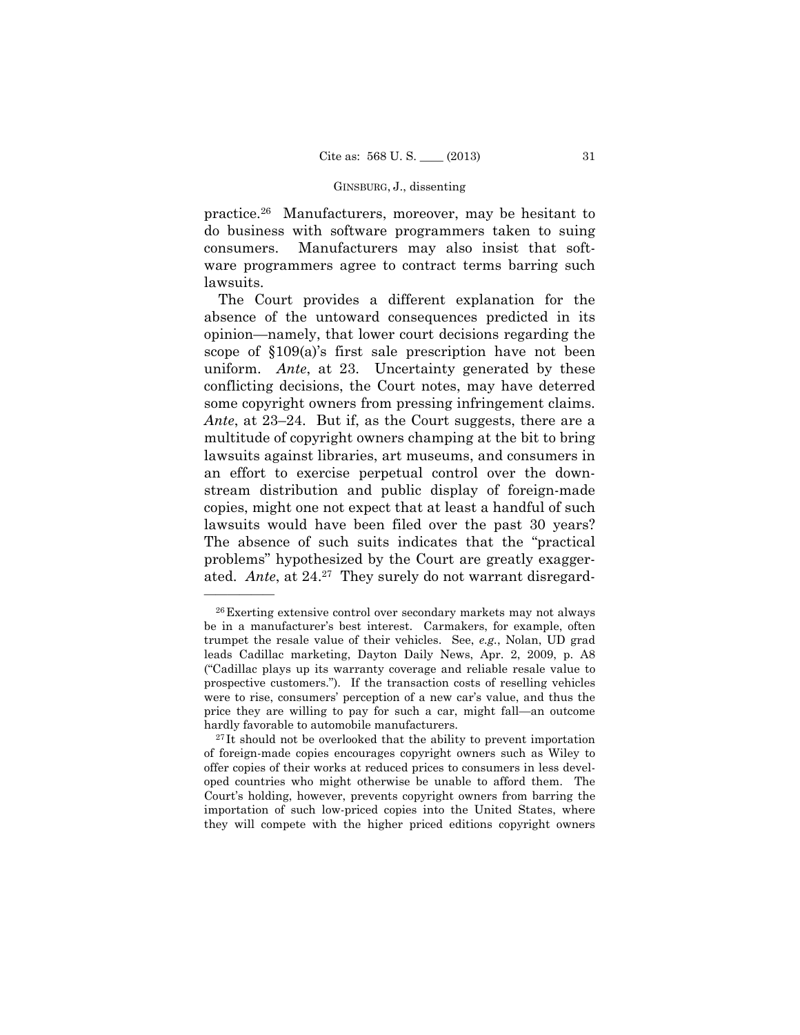practice.[26] Manufacturers, moreover, may be hesitant to do business with software programmers taken to suing consumers. Manufacturers may also insist that software programmers agree to contract terms barring such lawsuits.

The Court provides a different explanation for the absence of the untoward consequences predicted in its opinion—namely, that lower court decisions regarding the scope of §109(a)'s first sale prescription have not been uniform. *Ante*, at 23. Uncertainty generated by these conflicting decisions, the Court notes, may have deterred some copyright owners from pressing infringement claims. *Ante*, at 23–24. But if, as the Court suggests, there are a multitude of copyright owners champing at the bit to bring lawsuits against libraries, art museums, and consumers in an effort to exercise perpetual control over the downstream distribution and public display of foreign-made copies, might one not expect that at least a handful of such lawsuits would have been filed over the past 30 years? The absence of such suits indicates that the "practical problems" hypothesized by the Court are greatly exaggerated. *Ante*, at 24.[27] They surely do not warrant disregard-

---

[26] Exerting extensive control over secondary markets may not always be in a manufacturer's best interest. Carmakers, for example, often trumpet the resale value of their vehicles. See, *e.g.*, Nolan, UD grad leads Cadillac marketing, Dayton Daily News, Apr. 2, 2009, p. A8 ("Cadillac plays up its warranty coverage and reliable resale value to prospective customers."). If the transaction costs of reselling vehicles were to rise, consumers' perception of a new car's value, and thus the price they are willing to pay for such a car, might fall—an outcome hardly favorable to automobile manufacturers.

[27] It should not be overlooked that the ability to prevent importation of foreign-made copies encourages copyright owners such as Wiley to offer copies of their works at reduced prices to consumers in less developed countries who might otherwise be unable to afford them. The Court's holding, however, prevents copyright owners from barring the importation of such low-priced copies into the United States, where they will compete with the higher priced editions copyright owners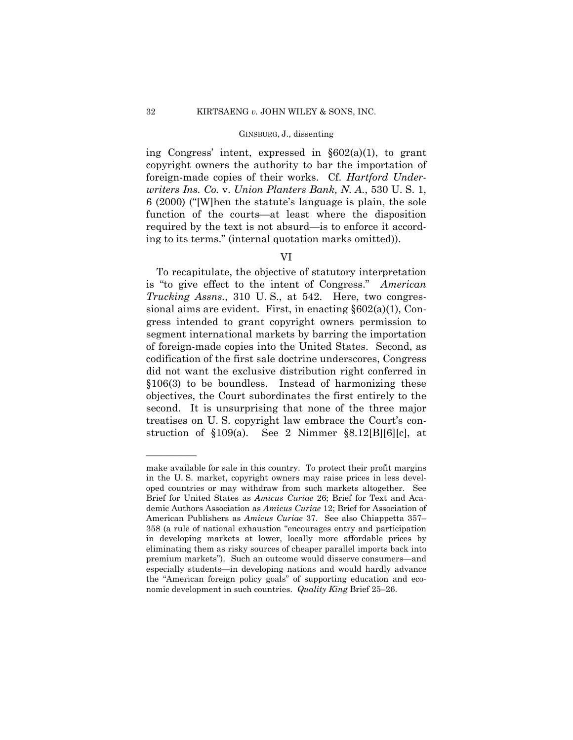ing Congress' intent, expressed in §602(a)(1), to grant copyright owners the authority to bar the importation of foreign-made copies of their works. Cf. *Hartford Underwriters Ins. Co.* v. *Union Planters Bank, N. A.*, 530 U. S. 1, 6 (2000) ("[W]hen the statute's language is plain, the sole function of the courts—at least where the disposition required by the text is not absurd—is to enforce it according to its terms." (internal quotation marks omitted)).

## VI

To recapitulate, the objective of statutory interpretation is "to give effect to the intent of Congress." *American Trucking Assns.*, 310 U. S., at 542. Here, two congressional aims are evident. First, in enacting §602(a)(1), Congress intended to grant copyright owners permission to segment international markets by barring the importation of foreign-made copies into the United States. Second, as codification of the first sale doctrine underscores, Congress did not want the exclusive distribution right conferred in §106(3) to be boundless. Instead of harmonizing these objectives, the Court subordinates the first entirely to the second. It is unsurprising that none of the three major treatises on U. S. copyright law embrace the Court's construction of §109(a). See 2 Nimmer §8.12[B][6][c], at

---

make available for sale in this country. To protect their profit margins in the U. S. market, copyright owners may raise prices in less developed countries or may withdraw from such markets altogether. See Brief for United States as *Amicus Curiae* 26; Brief for Text and Academic Authors Association as *Amicus Curiae* 12; Brief for Association of American Publishers as *Amicus Curiae* 37. See also Chiappetta 357–358 (a rule of national exhaustion "encourages entry and participation in developing markets at lower, locally more affordable prices by eliminating them as risky sources of cheaper parallel imports back into premium markets"). Such an outcome would disserve consumers—and especially students—in developing nations and would hardly advance the "American foreign policy goals" of supporting education and economic development in such countries. *Quality King* Brief 25–26.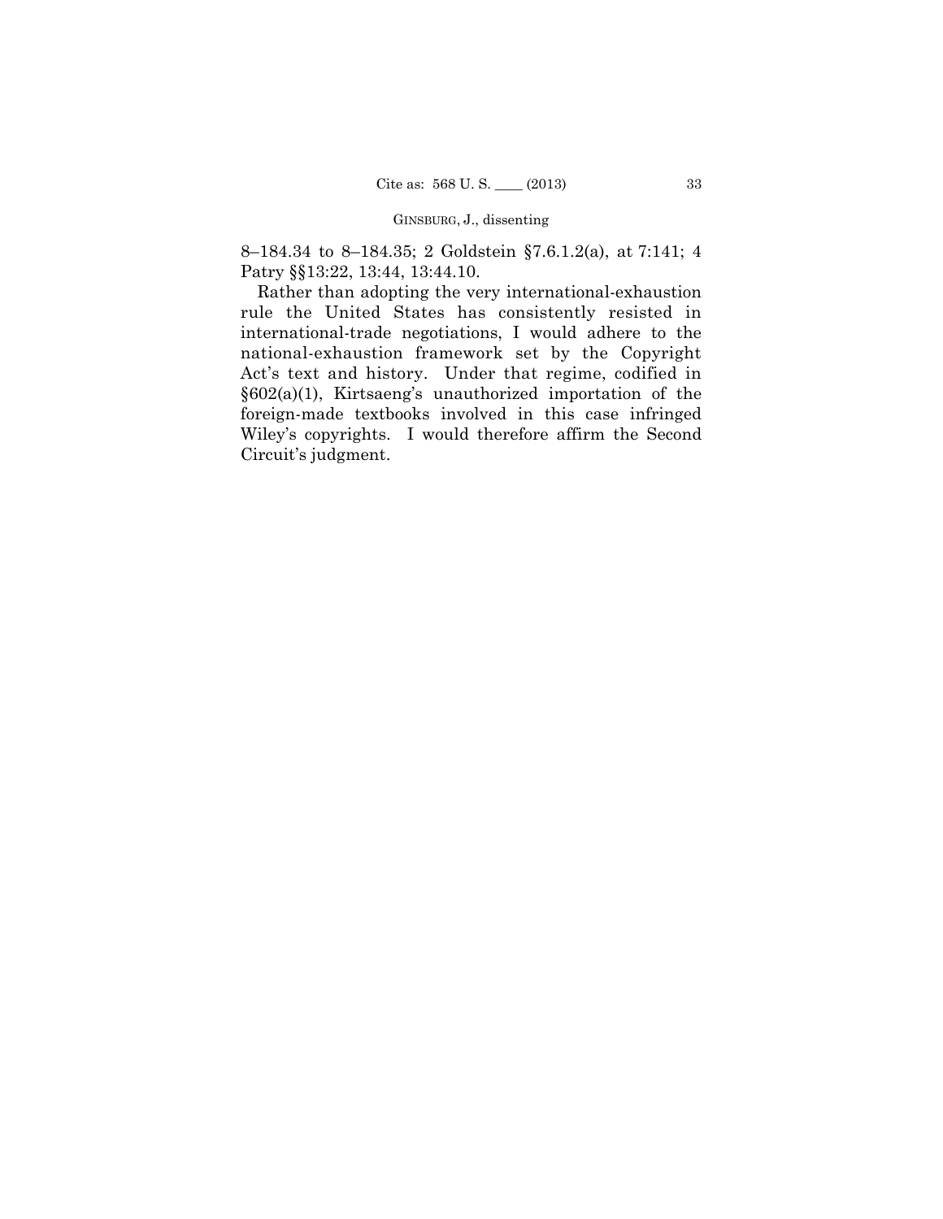8–184.34 to 8–184.35; 2 Goldstein §7.6.1.2(a), at 7:141; 4 Patry §§13:22, 13:44, 13:44.10.

Rather than adopting the very international-exhaustion rule the United States has consistently resisted in international-trade negotiations, I would adhere to the national-exhaustion framework set by the Copyright Act's text and history. Under that regime, codified in §602(a)(1), Kirtsaeng's unauthorized importation of the foreign-made textbooks involved in this case infringed Wiley's copyrights. I would therefore affirm the Second Circuit's judgment.